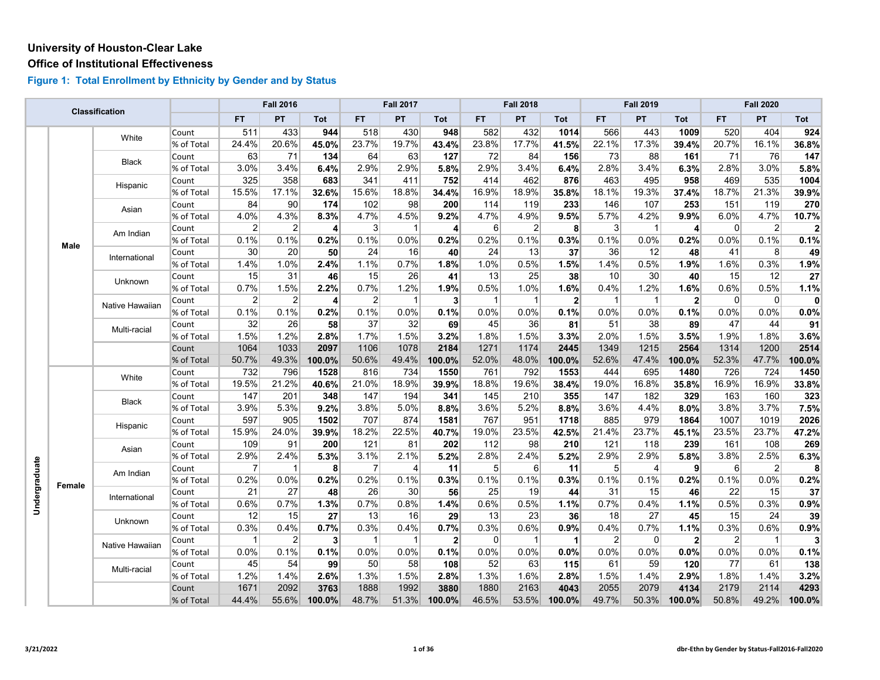**University of Houston-Clear Lake**

**Office of Institutional Effectiveness**

**Figure 1: Total Enrollment by Ethnicity by Gender and by Status**

| Classification | | | | Fall 2016 | | | Fall 2017 | | | Fall 2018 | | | Fall 2019 | | | Fall 2020 | | |
|---|---|---|---|---|---|---|---|---|---|---|---|---|---|---|---|---|---|---|
| | | | | FT | PT | Tot | FT | PT | Tot | FT | PT | Tot | FT | PT | Tot | FT | PT | Tot |
| Undergraduate | Male | White | Count | 511 | 433 | **944** | 518 | 430 | **948** | 582 | 432 | **1014** | 566 | 443 | **1009** | 520 | 404 | **924** |
| | | | % of Total | 24.4% | 20.6% | **45.0%** | 23.7% | 19.7% | **43.4%** | 23.8% | 17.7% | **41.5%** | 22.1% | 17.3% | **39.4%** | 20.7% | 16.1% | **36.8%** |
| | | Black | Count | 63 | 71 | **134** | 64 | 63 | **127** | 72 | 84 | **156** | 73 | 88 | **161** | 71 | 76 | **147** |
| | | | % of Total | 3.0% | 3.4% | **6.4%** | 2.9% | 2.9% | **5.8%** | 2.9% | 3.4% | **6.4%** | 2.8% | 3.4% | **6.3%** | 2.8% | 3.0% | **5.8%** |
| | | Hispanic | Count | 325 | 358 | **683** | 341 | 411 | **752** | 414 | 462 | **876** | 463 | 495 | **958** | 469 | 535 | **1004** |
| | | | % of Total | 15.5% | 17.1% | **32.6%** | 15.6% | 18.8% | **34.4%** | 16.9% | 18.9% | **35.8%** | 18.1% | 19.3% | **37.4%** | 18.7% | 21.3% | **39.9%** |
| | | Asian | Count | 84 | 90 | **174** | 102 | 98 | **200** | 114 | 119 | **233** | 146 | 107 | **253** | 151 | 119 | **270** |
| | | | % of Total | 4.0% | 4.3% | **8.3%** | 4.7% | 4.5% | **9.2%** | 4.7% | 4.9% | **9.5%** | 5.7% | 4.2% | **9.9%** | 6.0% | 4.7% | **10.7%** |
| | | Am Indian | Count | 2 | 2 | **4** | 3 | 1 | **4** | 6 | 2 | **8** | 3 | 1 | **4** | 0 | 2 | **2** |
| | | | % of Total | 0.1% | 0.1% | **0.2%** | 0.1% | 0.0% | **0.2%** | 0.2% | 0.1% | **0.3%** | 0.1% | 0.0% | **0.2%** | 0.0% | 0.1% | **0.1%** |
| | | International | Count | 30 | 20 | **50** | 24 | 16 | **40** | 24 | 13 | **37** | 36 | 12 | **48** | 41 | 8 | **49** |
| | | | % of Total | 1.4% | 1.0% | **2.4%** | 1.1% | 0.7% | **1.8%** | 1.0% | 0.5% | **1.5%** | 1.4% | 0.5% | **1.9%** | 1.6% | 0.3% | **1.9%** |
| | | Unknown | Count | 15 | 31 | **46** | 15 | 26 | **41** | 13 | 25 | **38** | 10 | 30 | **40** | 15 | 12 | **27** |
| | | | % of Total | 0.7% | 1.5% | **2.2%** | 0.7% | 1.2% | **1.9%** | 0.5% | 1.0% | **1.6%** | 0.4% | 1.2% | **1.6%** | 0.6% | 0.5% | **1.1%** |
| | | Native Hawaiian | Count | 2 | 2 | **4** | 2 | 1 | **3** | 1 | 1 | **2** | 1 | 1 | **2** | 0 | 0 | **0** |
| | | | % of Total | 0.1% | 0.1% | **0.2%** | 0.1% | 0.0% | **0.1%** | 0.0% | 0.0% | **0.1%** | 0.0% | 0.0% | **0.1%** | 0.0% | 0.0% | **0.0%** |
| | | Multi-racial | Count | 32 | 26 | **58** | 37 | 32 | **69** | 45 | 36 | **81** | 51 | 38 | **89** | 47 | 44 | **91** |
| | | | % of Total | 1.5% | 1.2% | **2.8%** | 1.7% | 1.5% | **3.2%** | 1.8% | 1.5% | **3.3%** | 2.0% | 1.5% | **3.5%** | 1.9% | 1.8% | **3.6%** |
| | | | Count | 1064 | 1033 | **2097** | 1106 | 1078 | **2184** | 1271 | 1174 | **2445** | 1349 | 1215 | **2564** | 1314 | 1200 | **2514** |
| | | | % of Total | 50.7% | 49.3% | **100.0%** | 50.6% | 49.4% | **100.0%** | 52.0% | 48.0% | **100.0%** | 52.6% | 47.4% | **100.0%** | 52.3% | 47.7% | **100.0%** |
| | Female | White | Count | 732 | 796 | **1528** | 816 | 734 | **1550** | 761 | 792 | **1553** | 444 | 695 | **1480** | 726 | 724 | **1450** |
| | | | % of Total | 19.5% | 21.2% | **40.6%** | 21.0% | 18.9% | **39.9%** | 18.8% | 19.6% | **38.4%** | 19.0% | 16.8% | **35.8%** | 16.9% | 16.9% | **33.8%** |
| | | Black | Count | 147 | 201 | **348** | 147 | 194 | **341** | 145 | 210 | **355** | 147 | 182 | **329** | 163 | 160 | **323** |
| | | | % of Total | 3.9% | 5.3% | **9.2%** | 3.8% | 5.0% | **8.8%** | 3.6% | 5.2% | **8.8%** | 3.6% | 4.4% | **8.0%** | 3.8% | 3.7% | **7.5%** |
| | | Hispanic | Count | 597 | 905 | **1502** | 707 | 874 | **1581** | 767 | 951 | **1718** | 885 | 979 | **1864** | 1007 | 1019 | **2026** |
| | | | % of Total | 15.9% | 24.0% | **39.9%** | 18.2% | 22.5% | **40.7%** | 19.0% | 23.5% | **42.5%** | 21.4% | 23.7% | **45.1%** | 23.5% | 23.7% | **47.2%** |
| | | Asian | Count | 109 | 91 | **200** | 121 | 81 | **202** | 112 | 98 | **210** | 121 | 118 | **239** | 161 | 108 | **269** |
| | | | % of Total | 2.9% | 2.4% | **5.3%** | 3.1% | 2.1% | **5.2%** | 2.8% | 2.4% | **5.2%** | 2.9% | 2.9% | **5.8%** | 3.8% | 2.5% | **6.3%** |
| | | Am Indian | Count | 7 | 1 | **8** | 7 | 4 | **11** | 5 | 6 | **11** | 5 | 4 | **9** | 6 | 2 | **8** |
| | | | % of Total | 0.2% | 0.0% | **0.2%** | 0.2% | 0.1% | **0.3%** | 0.1% | 0.1% | **0.3%** | 0.1% | 0.1% | **0.2%** | 0.1% | 0.0% | **0.2%** |
| | | International | Count | 21 | 27 | **48** | 26 | 30 | **56** | 25 | 19 | **44** | 31 | 15 | **46** | 22 | 15 | **37** |
| | | | % of Total | 0.6% | 0.7% | **1.3%** | 0.7% | 0.8% | **1.4%** | 0.6% | 0.5% | **1.1%** | 0.7% | 0.4% | **1.1%** | 0.5% | 0.3% | **0.9%** |
| | | Unknown | Count | 12 | 15 | **27** | 13 | 16 | **29** | 13 | 23 | **36** | 18 | 27 | **45** | 15 | 24 | **39** |
| | | | % of Total | 0.3% | 0.4% | **0.7%** | 0.3% | 0.4% | **0.7%** | 0.3% | 0.6% | **0.9%** | 0.4% | 0.7% | **1.1%** | 0.3% | 0.6% | **0.9%** |
| | | Native Hawaiian | Count | 1 | 2 | **3** | 1 | 1 | **2** | 0 | 1 | **1** | 2 | 0 | **2** | 2 | 1 | **3** |
| | | | % of Total | 0.0% | 0.1% | **0.1%** | 0.0% | 0.0% | **0.1%** | 0.0% | 0.0% | **0.0%** | 0.0% | 0.0% | **0.0%** | 0.0% | 0.0% | **0.1%** |
| | | Multi-racial | Count | 45 | 54 | **99** | 50 | 58 | **108** | 52 | 63 | **115** | 61 | 59 | **120** | 77 | 61 | **138** |
| | | | % of Total | 1.2% | 1.4% | **2.6%** | 1.3% | 1.5% | **2.8%** | 1.3% | 1.6% | **2.8%** | 1.5% | 1.4% | **2.9%** | 1.8% | 1.4% | **3.2%** |
| | | | Count | 1671 | 2092 | **3763** | 1888 | 1992 | **3880** | 1880 | 2163 | **4043** | 2055 | 2079 | **4134** | 2179 | 2114 | **4293** |
| | | | % of Total | 44.4% | 55.6% | **100.0%** | 48.7% | 51.3% | **100.0%** | 46.5% | 53.5% | **100.0%** | 49.7% | 50.3% | **100.0%** | 50.8% | 49.2% | **100.0%** |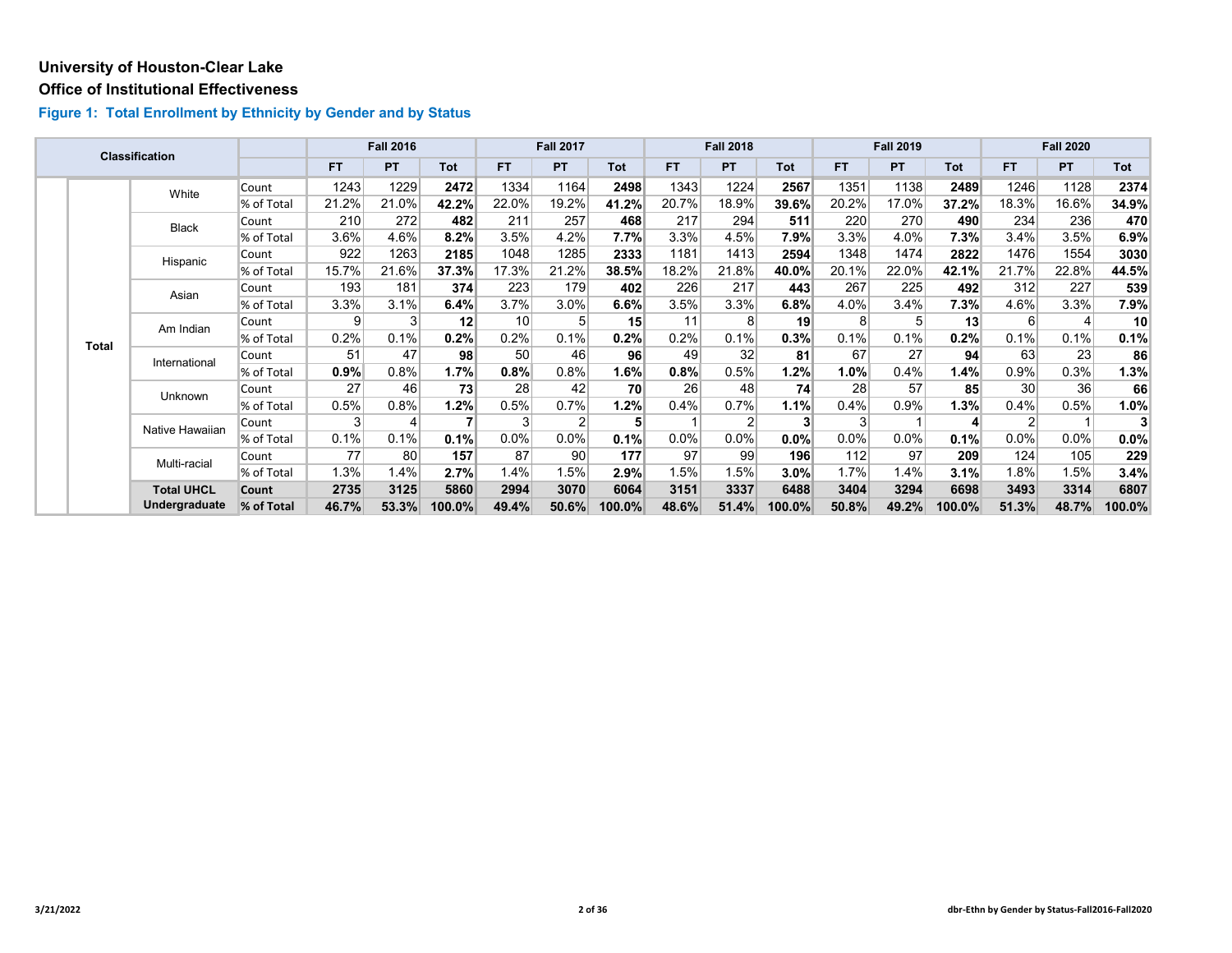**University of Houston-Clear Lake**

**Office of Institutional Effectiveness**

### Figure 1: Total Enrollment by Ethnicity by Gender and by Status

| Classification | | | | Fall 2016 | | | Fall 2017 | | | Fall 2018 | | | Fall 2019 | | | Fall 2020 | | |
|---|---|---|---|---|---|---|---|---|---|---|---|---|---|---|---|---|---|---|
| | | | | FT | PT | Tot | FT | PT | Tot | FT | PT | Tot | FT | PT | Tot | FT | PT | Tot |
| | Total | White | Count | 1243 | 1229 | **2472** | 1334 | 1164 | **2498** | 1343 | 1224 | **2567** | 1351 | 1138 | **2489** | 1246 | 1128 | **2374** |
| | | | % of Total | 21.2% | 21.0% | **42.2%** | 22.0% | 19.2% | **41.2%** | 20.7% | 18.9% | **39.6%** | 20.2% | 17.0% | **37.2%** | 18.3% | 16.6% | **34.9%** |
| | | Black | Count | 210 | 272 | **482** | 211 | 257 | **468** | 217 | 294 | **511** | 220 | 270 | **490** | 234 | 236 | **470** |
| | | | % of Total | 3.6% | 4.6% | **8.2%** | 3.5% | 4.2% | **7.7%** | 3.3% | 4.5% | **7.9%** | 3.3% | 4.0% | **7.3%** | 3.4% | 3.5% | **6.9%** |
| | | Hispanic | Count | 922 | 1263 | **2185** | 1048 | 1285 | **2333** | 1181 | 1413 | **2594** | 1348 | 1474 | **2822** | 1476 | 1554 | **3030** |
| | | | % of Total | 15.7% | 21.6% | **37.3%** | 17.3% | 21.2% | **38.5%** | 18.2% | 21.8% | **40.0%** | 20.1% | 22.0% | **42.1%** | 21.7% | 22.8% | **44.5%** |
| | | Asian | Count | 193 | 181 | **374** | 223 | 179 | **402** | 226 | 217 | **443** | 267 | 225 | **492** | 312 | 227 | **539** |
| | | | % of Total | 3.3% | 3.1% | **6.4%** | 3.7% | 3.0% | **6.6%** | 3.5% | 3.3% | **6.8%** | 4.0% | 3.4% | **7.3%** | 4.6% | 3.3% | **7.9%** |
| | | Am Indian | Count | 9 | 3 | **12** | 10 | 5 | **15** | 11 | 8 | **19** | 8 | 5 | **13** | 6 | 4 | **10** |
| | | | % of Total | 0.2% | 0.1% | **0.2%** | 0.2% | 0.1% | **0.2%** | 0.2% | 0.1% | **0.3%** | 0.1% | 0.1% | **0.2%** | 0.1% | 0.1% | **0.1%** |
| | | International | Count | 51 | 47 | **98** | 50 | 46 | **96** | 49 | 32 | **81** | 67 | 27 | **94** | 63 | 23 | **86** |
| | | | % of Total | **0.9%** | 0.8% | **1.7%** | **0.8%** | 0.8% | **1.6%** | **0.8%** | 0.5% | **1.2%** | **1.0%** | 0.4% | **1.4%** | 0.9% | 0.3% | **1.3%** |
| | | Unknown | Count | 27 | 46 | **73** | 28 | 42 | **70** | 26 | 48 | **74** | 28 | 57 | **85** | 30 | 36 | **66** |
| | | | % of Total | 0.5% | 0.8% | **1.2%** | 0.5% | 0.7% | **1.2%** | 0.4% | 0.7% | **1.1%** | 0.4% | 0.9% | **1.3%** | 0.4% | 0.5% | **1.0%** |
| | | Native Hawaiian | Count | 3 | 4 | **7** | 3 | 2 | **5** | 1 | 2 | **3** | 3 | 1 | **4** | 2 | 1 | **3** |
| | | | % of Total | 0.1% | 0.1% | **0.1%** | 0.0% | 0.0% | **0.1%** | 0.0% | 0.0% | **0.0%** | 0.0% | 0.0% | **0.1%** | 0.0% | 0.0% | **0.0%** |
| | | Multi-racial | Count | 77 | 80 | **157** | 87 | 90 | **177** | 97 | 99 | **196** | 112 | 97 | **209** | 124 | 105 | **229** |
| | | | % of Total | 1.3% | 1.4% | **2.7%** | 1.4% | 1.5% | **2.9%** | 1.5% | 1.5% | **3.0%** | 1.7% | 1.4% | **3.1%** | 1.8% | 1.5% | **3.4%** |
| | | **Total UHCL Undergraduate** | **Count** | **2735** | **3125** | **5860** | **2994** | **3070** | **6064** | **3151** | **3337** | **6488** | **3404** | **3294** | **6698** | **3493** | **3314** | **6807** |
| | | | **% of Total** | **46.7%** | **53.3%** | **100.0%** | **49.4%** | **50.6%** | **100.0%** | **48.6%** | **51.4%** | **100.0%** | **50.8%** | **49.2%** | **100.0%** | **51.3%** | **48.7%** | **100.0%** |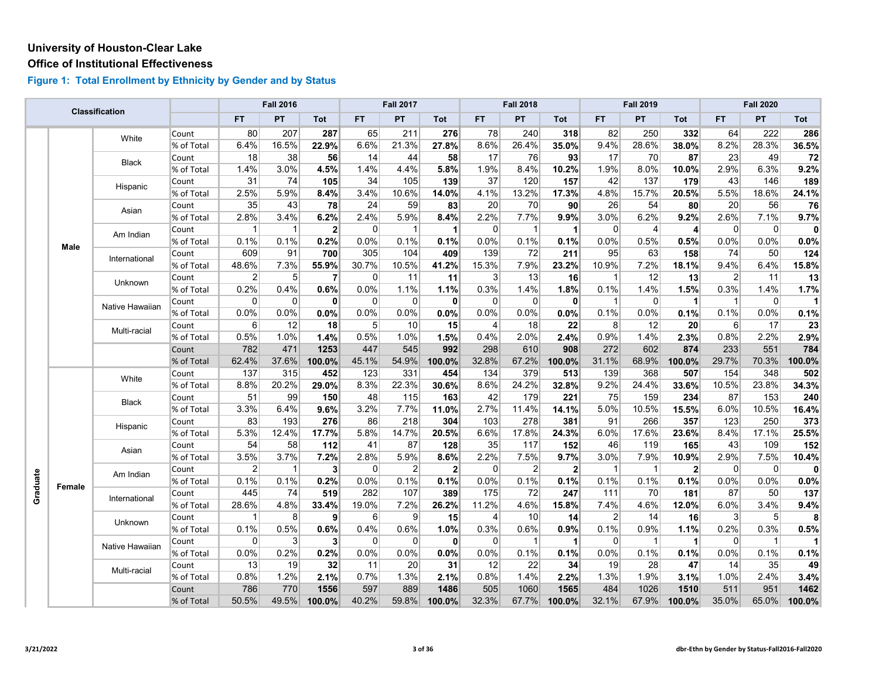# University of Houston-Clear Lake

## Office of Institutional Effectiveness

### Figure 1: Total Enrollment by Ethnicity by Gender and by Status

| Classification | | | | Fall 2016 | | | Fall 2017 | | | Fall 2018 | | | Fall 2019 | | | Fall 2020 | | |
|---|---|---|---|---|---|---|---|---|---|---|---|---|---|---|---|---|---|---|
| | | | | FT | PT | Tot | FT | PT | Tot | FT | PT | Tot | FT | PT | Tot | FT | PT | Tot |
| Graduate | Male | White | Count | 80 | 207 | **287** | 65 | 211 | **276** | 78 | 240 | **318** | 82 | 250 | **332** | 64 | 222 | **286** |
| | | | % of Total | 6.4% | 16.5% | **22.9%** | 6.6% | 21.3% | **27.8%** | 8.6% | 26.4% | **35.0%** | 9.4% | 28.6% | **38.0%** | 8.2% | 28.3% | **36.5%** |
| | | Black | Count | 18 | 38 | **56** | 14 | 44 | **58** | 17 | 76 | **93** | 17 | 70 | **87** | 23 | 49 | **72** |
| | | | % of Total | 1.4% | 3.0% | **4.5%** | 1.4% | 4.4% | **5.8%** | 1.9% | 8.4% | **10.2%** | 1.9% | 8.0% | **10.0%** | 2.9% | 6.3% | **9.2%** |
| | | Hispanic | Count | 31 | 74 | **105** | 34 | 105 | **139** | 37 | 120 | **157** | 42 | 137 | **179** | 43 | 146 | **189** |
| | | | % of Total | 2.5% | 5.9% | **8.4%** | 3.4% | 10.6% | **14.0%** | 4.1% | 13.2% | **17.3%** | 4.8% | 15.7% | **20.5%** | 5.5% | 18.6% | **24.1%** |
| | | Asian | Count | 35 | 43 | **78** | 24 | 59 | **83** | 20 | 70 | **90** | 26 | 54 | **80** | 20 | 56 | **76** |
| | | | % of Total | 2.8% | 3.4% | **6.2%** | 2.4% | 5.9% | **8.4%** | 2.2% | 7.7% | **9.9%** | 3.0% | 6.2% | **9.2%** | 2.6% | 7.1% | **9.7%** |
| | | Am Indian | Count | 1 | 1 | **2** | 0 | 1 | **1** | 0 | 1 | **1** | 0 | 4 | **4** | 0 | 0 | **0** |
| | | | % of Total | 0.1% | 0.1% | **0.2%** | 0.0% | 0.1% | **0.1%** | 0.0% | 0.1% | **0.1%** | 0.0% | 0.5% | **0.5%** | 0.0% | 0.0% | **0.0%** |
| | | International | Count | 609 | 91 | **700** | 305 | 104 | **409** | 139 | 72 | **211** | 95 | 63 | **158** | 74 | 50 | **124** |
| | | | % of Total | 48.6% | 7.3% | **55.9%** | 30.7% | 10.5% | **41.2%** | 15.3% | 7.9% | **23.2%** | 10.9% | 7.2% | **18.1%** | 9.4% | 6.4% | **15.8%** |
| | | Unknown | Count | 2 | 5 | **7** | 0 | 11 | **11** | 3 | 13 | **16** | 1 | 12 | **13** | 2 | 11 | **13** |
| | | | % of Total | 0.2% | 0.4% | **0.6%** | 0.0% | 1.1% | **1.1%** | 0.3% | 1.4% | **1.8%** | 0.1% | 1.4% | **1.5%** | 0.3% | 1.4% | **1.7%** |
| | | Native Hawaiian | Count | 0 | 0 | **0** | 0 | 0 | **0** | 0 | 0 | **0** | 1 | 0 | **1** | 1 | 0 | **1** |
| | | | % of Total | 0.0% | 0.0% | **0.0%** | 0.0% | 0.0% | **0.0%** | 0.0% | 0.0% | **0.0%** | 0.1% | 0.0% | **0.1%** | 0.1% | 0.0% | **0.1%** |
| | | Multi-racial | Count | 6 | 12 | **18** | 5 | 10 | **15** | 4 | 18 | **22** | 8 | 12 | **20** | 6 | 17 | **23** |
| | | | % of Total | 0.5% | 1.0% | **1.4%** | 0.5% | 1.0% | **1.5%** | 0.4% | 2.0% | **2.4%** | 0.9% | 1.4% | **2.3%** | 0.8% | 2.2% | **2.9%** |
| | | | Count | 782 | 471 | **1253** | 447 | 545 | **992** | 298 | 610 | **908** | 272 | 602 | **874** | 233 | 551 | **784** |
| | | | % of Total | 62.4% | 37.6% | **100.0%** | 45.1% | 54.9% | **100.0%** | 32.8% | 67.2% | **100.0%** | 31.1% | 68.9% | **100.0%** | 29.7% | 70.3% | **100.0%** |
| | Female | White | Count | 137 | 315 | **452** | 123 | 331 | **454** | 134 | 379 | **513** | 139 | 368 | **507** | 154 | 348 | **502** |
| | | | % of Total | 8.8% | 20.2% | **29.0%** | 8.3% | 22.3% | **30.6%** | 8.6% | 24.2% | **32.8%** | 9.2% | 24.4% | **33.6%** | 10.5% | 23.8% | **34.3%** |
| | | Black | Count | 51 | 99 | **150** | 48 | 115 | **163** | 42 | 179 | **221** | 75 | 159 | **234** | 87 | 153 | **240** |
| | | | % of Total | 3.3% | 6.4% | **9.6%** | 3.2% | 7.7% | **11.0%** | 2.7% | 11.4% | **14.1%** | 5.0% | 10.5% | **15.5%** | 6.0% | 10.5% | **16.4%** |
| | | Hispanic | Count | 83 | 193 | **276** | 86 | 218 | **304** | 103 | 278 | **381** | 91 | 266 | **357** | 123 | 250 | **373** |
| | | | % of Total | 5.3% | 12.4% | **17.7%** | 5.8% | 14.7% | **20.5%** | 6.6% | 17.8% | **24.3%** | 6.0% | 17.6% | **23.6%** | 8.4% | 17.1% | **25.5%** |
| | | Asian | Count | 54 | 58 | **112** | 41 | 87 | **128** | 35 | 117 | **152** | 46 | 119 | **165** | 43 | 109 | **152** |
| | | | % of Total | 3.5% | 3.7% | **7.2%** | 2.8% | 5.9% | **8.6%** | 2.2% | 7.5% | **9.7%** | 3.0% | 7.9% | **10.9%** | 2.9% | 7.5% | **10.4%** |
| | | Am Indian | Count | 2 | 1 | **3** | 0 | 2 | **2** | 0 | 2 | **2** | 1 | 1 | **2** | 0 | 0 | **0** |
| | | | % of Total | 0.1% | 0.1% | **0.2%** | 0.0% | 0.1% | **0.1%** | 0.0% | 0.1% | **0.1%** | 0.1% | 0.1% | **0.1%** | 0.0% | 0.0% | **0.0%** |
| | | International | Count | 445 | 74 | **519** | 282 | 107 | **389** | 175 | 72 | **247** | 111 | 70 | **181** | 87 | 50 | **137** |
| | | | % of Total | 28.6% | 4.8% | **33.4%** | 19.0% | 7.2% | **26.2%** | 11.2% | 4.6% | **15.8%** | 7.4% | 4.6% | **12.0%** | 6.0% | 3.4% | **9.4%** |
| | | Unknown | Count | 1 | 8 | **9** | 6 | 9 | **15** | 4 | 10 | **14** | 2 | 14 | **16** | 3 | 5 | **8** |
| | | | % of Total | 0.1% | 0.5% | **0.6%** | 0.4% | 0.6% | **1.0%** | 0.3% | 0.6% | **0.9%** | 0.1% | 0.9% | **1.1%** | 0.2% | 0.3% | **0.5%** |
| | | Native Hawaiian | Count | 0 | 3 | **3** | 0 | 0 | **0** | 0 | 1 | **1** | 0 | 1 | **1** | 0 | 1 | **1** |
| | | | % of Total | 0.0% | 0.2% | **0.2%** | 0.0% | 0.0% | **0.0%** | 0.0% | 0.1% | **0.1%** | 0.0% | 0.1% | **0.1%** | 0.0% | 0.1% | **0.1%** |
| | | Multi-racial | Count | 13 | 19 | **32** | 11 | 20 | **31** | 12 | 22 | **34** | 19 | 28 | **47** | 14 | 35 | **49** |
| | | | % of Total | 0.8% | 1.2% | **2.1%** | 0.7% | 1.3% | **2.1%** | 0.8% | 1.4% | **2.2%** | 1.3% | 1.9% | **3.1%** | 1.0% | 2.4% | **3.4%** |
| | | | Count | 786 | 770 | **1556** | 597 | 889 | **1486** | 505 | 1060 | **1565** | 484 | 1026 | **1510** | 511 | 951 | **1462** |
| | | | % of Total | 50.5% | 49.5% | **100.0%** | 40.2% | 59.8% | **100.0%** | 32.3% | 67.7% | **100.0%** | 32.1% | 67.9% | **100.0%** | 35.0% | 65.0% | **100.0%** |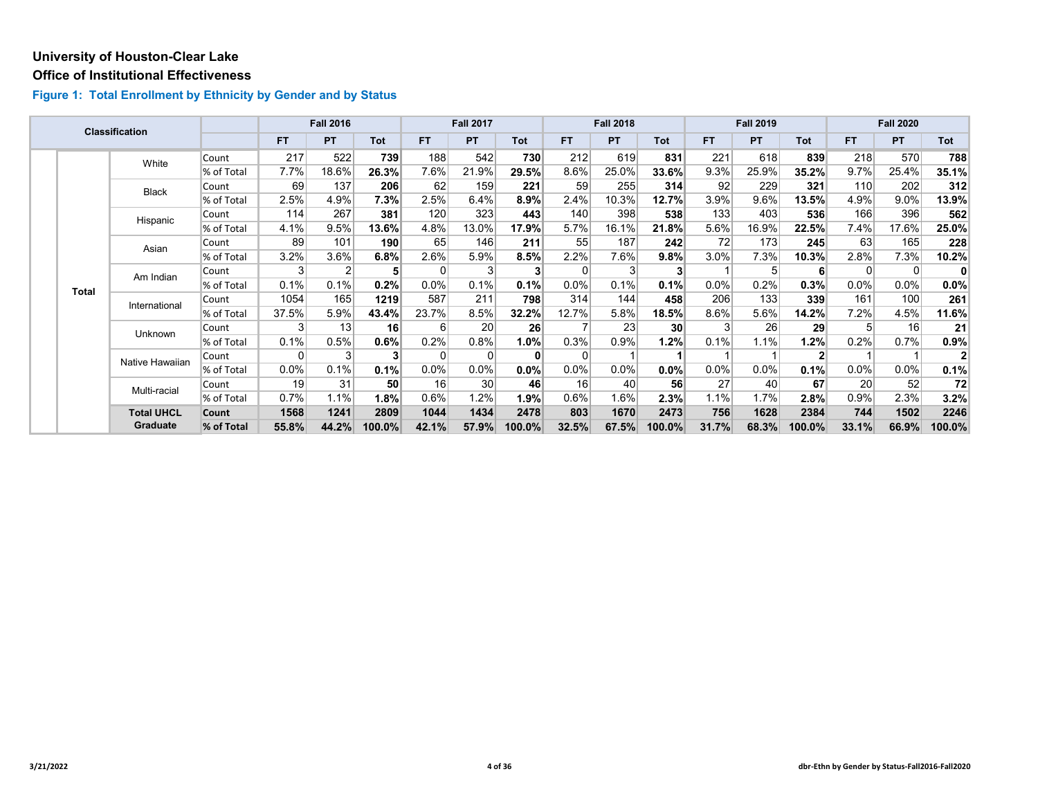**University of Houston-Clear Lake**

**Office of Institutional Effectiveness**

### Figure 1: Total Enrollment by Ethnicity by Gender and by Status

| Classification | | | | Fall 2016 | | | Fall 2017 | | | Fall 2018 | | | Fall 2019 | | | Fall 2020 | | |
|---|---|---|---|---|---|---|---|---|---|---|---|---|---|---|---|---|---|---|
| | | | | FT | PT | Tot | FT | PT | Tot | FT | PT | Tot | FT | PT | Tot | FT | PT | Tot |
| | Total | White | Count | 217 | 522 | **739** | 188 | 542 | **730** | 212 | 619 | **831** | 221 | 618 | **839** | 218 | 570 | **788** |
| | | | % of Total | 7.7% | 18.6% | **26.3%** | 7.6% | 21.9% | **29.5%** | 8.6% | 25.0% | **33.6%** | 9.3% | 25.9% | **35.2%** | 9.7% | 25.4% | **35.1%** |
| | | Black | Count | 69 | 137 | **206** | 62 | 159 | **221** | 59 | 255 | **314** | 92 | 229 | **321** | 110 | 202 | **312** |
| | | | % of Total | 2.5% | 4.9% | **7.3%** | 2.5% | 6.4% | **8.9%** | 2.4% | 10.3% | **12.7%** | 3.9% | 9.6% | **13.5%** | 4.9% | 9.0% | **13.9%** |
| | | Hispanic | Count | 114 | 267 | **381** | 120 | 323 | **443** | 140 | 398 | **538** | 133 | 403 | **536** | 166 | 396 | **562** |
| | | | % of Total | 4.1% | 9.5% | **13.6%** | 4.8% | 13.0% | **17.9%** | 5.7% | 16.1% | **21.8%** | 5.6% | 16.9% | **22.5%** | 7.4% | 17.6% | **25.0%** |
| | | Asian | Count | 89 | 101 | **190** | 65 | 146 | **211** | 55 | 187 | **242** | 72 | 173 | **245** | 63 | 165 | **228** |
| | | | % of Total | 3.2% | 3.6% | **6.8%** | 2.6% | 5.9% | **8.5%** | 2.2% | 7.6% | **9.8%** | 3.0% | 7.3% | **10.3%** | 2.8% | 7.3% | **10.2%** |
| | | Am Indian | Count | 3 | 2 | **5** | 0 | 3 | **3** | 0 | 3 | **3** | 1 | 5 | **6** | 0 | 0 | **0** |
| | | | % of Total | 0.1% | 0.1% | **0.2%** | 0.0% | 0.1% | **0.1%** | 0.0% | 0.1% | **0.1%** | 0.0% | 0.2% | **0.3%** | 0.0% | 0.0% | **0.0%** |
| | | International | Count | 1054 | 165 | **1219** | 587 | 211 | **798** | 314 | 144 | **458** | 206 | 133 | **339** | 161 | 100 | **261** |
| | | | % of Total | 37.5% | 5.9% | **43.4%** | 23.7% | 8.5% | **32.2%** | 12.7% | 5.8% | **18.5%** | 8.6% | 5.6% | **14.2%** | 7.2% | 4.5% | **11.6%** |
| | | Unknown | Count | 3 | 13 | **16** | 6 | 20 | **26** | 7 | 23 | **30** | 3 | 26 | **29** | 5 | 16 | **21** |
| | | | % of Total | 0.1% | 0.5% | **0.6%** | 0.2% | 0.8% | **1.0%** | 0.3% | 0.9% | **1.2%** | 0.1% | 1.1% | **1.2%** | 0.2% | 0.7% | **0.9%** |
| | | Native Hawaiian | Count | 0 | 3 | **3** | 0 | 0 | **0** | 0 | 1 | **1** | 1 | 1 | **2** | 1 | 1 | **2** |
| | | | % of Total | 0.0% | 0.1% | **0.1%** | 0.0% | 0.0% | **0.0%** | 0.0% | 0.0% | **0.0%** | 0.0% | 0.0% | **0.1%** | 0.0% | 0.0% | **0.1%** |
| | | Multi-racial | Count | 19 | 31 | **50** | 16 | 30 | **46** | 16 | 40 | **56** | 27 | 40 | **67** | 20 | 52 | **72** |
| | | | % of Total | 0.7% | 1.1% | **1.8%** | 0.6% | 1.2% | **1.9%** | 0.6% | 1.6% | **2.3%** | 1.1% | 1.7% | **2.8%** | 0.9% | 2.3% | **3.2%** |
| | | **Total UHCL Graduate** | **Count** | **1568** | **1241** | **2809** | **1044** | **1434** | **2478** | **803** | **1670** | **2473** | **756** | **1628** | **2384** | **744** | **1502** | **2246** |
| | | | **% of Total** | **55.8%** | **44.2%** | **100.0%** | **42.1%** | **57.9%** | **100.0%** | **32.5%** | **67.5%** | **100.0%** | **31.7%** | **68.3%** | **100.0%** | **33.1%** | **66.9%** | **100.0%** |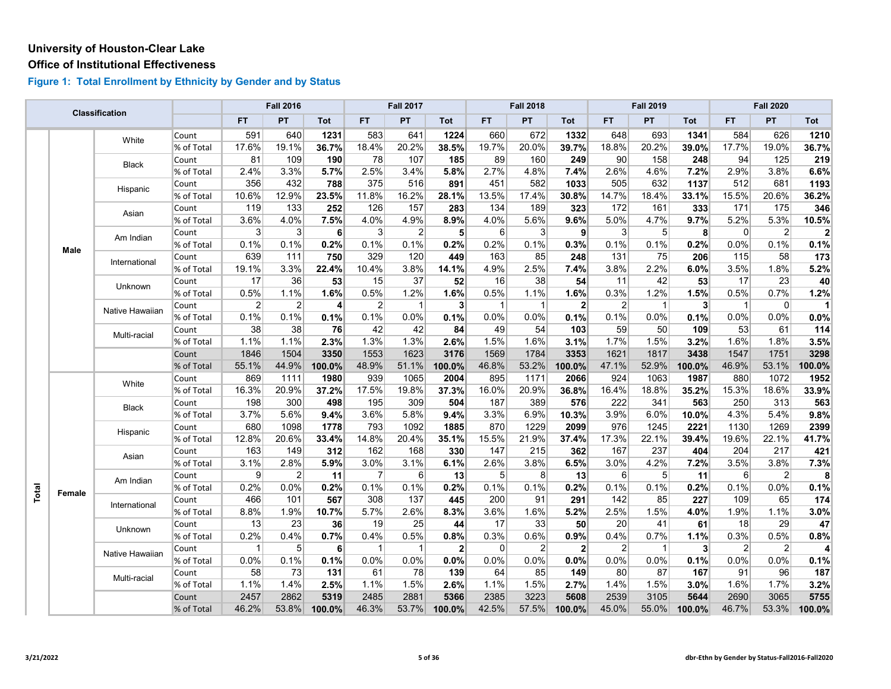# University of Houston-Clear Lake

## Office of Institutional Effectiveness

### Figure 1: Total Enrollment by Ethnicity by Gender and by Status

| Classification | | | | Fall 2016 | | | Fall 2017 | | | Fall 2018 | | | Fall 2019 | | | Fall 2020 | | |
|---|---|---|---|---|---|---|---|---|---|---|---|---|---|---|---|---|---|---|
| | | | | FT | PT | Tot | FT | PT | Tot | FT | PT | Tot | FT | PT | Tot | FT | PT | Tot |
| Total | Male | White | Count | 591 | 640 | **1231** | 583 | 641 | **1224** | 660 | 672 | **1332** | 648 | 693 | **1341** | 584 | 626 | **1210** |
| | | | % of Total | 17.6% | 19.1% | **36.7%** | 18.4% | 20.2% | **38.5%** | 19.7% | 20.0% | **39.7%** | 18.8% | 20.2% | **39.0%** | 17.7% | 19.0% | **36.7%** |
| | | Black | Count | 81 | 109 | **190** | 78 | 107 | **185** | 89 | 160 | **249** | 90 | 158 | **248** | 94 | 125 | **219** |
| | | | % of Total | 2.4% | 3.3% | **5.7%** | 2.5% | 3.4% | **5.8%** | 2.7% | 4.8% | **7.4%** | 2.6% | 4.6% | **7.2%** | 2.9% | 3.8% | **6.6%** |
| | | Hispanic | Count | 356 | 432 | **788** | 375 | 516 | **891** | 451 | 582 | **1033** | 505 | 632 | **1137** | 512 | 681 | **1193** |
| | | | % of Total | 10.6% | 12.9% | **23.5%** | 11.8% | 16.2% | **28.1%** | 13.5% | 17.4% | **30.8%** | 14.7% | 18.4% | **33.1%** | 15.5% | 20.6% | **36.2%** |
| | | Asian | Count | 119 | 133 | **252** | 126 | 157 | **283** | 134 | 189 | **323** | 172 | 161 | **333** | 171 | 175 | **346** |
| | | | % of Total | 3.6% | 4.0% | **7.5%** | 4.0% | 4.9% | **8.9%** | 4.0% | 5.6% | **9.6%** | 5.0% | 4.7% | **9.7%** | 5.2% | 5.3% | **10.5%** |
| | | Am Indian | Count | 3 | 3 | **6** | 3 | 2 | **5** | 6 | 3 | **9** | 3 | 5 | **8** | 0 | 2 | **2** |
| | | | % of Total | 0.1% | 0.1% | **0.2%** | 0.1% | 0.1% | **0.2%** | 0.2% | 0.1% | **0.3%** | 0.1% | 0.1% | **0.2%** | 0.0% | 0.1% | **0.1%** |
| | | International | Count | 639 | 111 | **750** | 329 | 120 | **449** | 163 | 85 | **248** | 131 | 75 | **206** | 115 | 58 | **173** |
| | | | % of Total | 19.1% | 3.3% | **22.4%** | 10.4% | 3.8% | **14.1%** | 4.9% | 2.5% | **7.4%** | 3.8% | 2.2% | **6.0%** | 3.5% | 1.8% | **5.2%** |
| | | Unknown | Count | 17 | 36 | **53** | 15 | 37 | **52** | 16 | 38 | **54** | 11 | 42 | **53** | 17 | 23 | **40** |
| | | | % of Total | 0.5% | 1.1% | **1.6%** | 0.5% | 1.2% | **1.6%** | 0.5% | 1.1% | **1.6%** | 0.3% | 1.2% | **1.5%** | 0.5% | 0.7% | **1.2%** |
| | | Native Hawaiian | Count | 2 | 2 | **4** | 2 | 1 | **3** | 1 | 1 | **2** | 2 | 1 | **3** | 1 | 0 | **1** |
| | | | % of Total | 0.1% | 0.1% | **0.1%** | 0.1% | 0.0% | **0.1%** | 0.0% | 0.0% | **0.1%** | 0.1% | 0.0% | **0.1%** | 0.0% | 0.0% | **0.0%** |
| | | Multi-racial | Count | 38 | 38 | **76** | 42 | 42 | **84** | 49 | 54 | **103** | 59 | 50 | **109** | 53 | 61 | **114** |
| | | | % of Total | 1.1% | 1.1% | **2.3%** | 1.3% | 1.3% | **2.6%** | 1.5% | 1.6% | **3.1%** | 1.7% | 1.5% | **3.2%** | 1.6% | 1.8% | **3.5%** |
| | | | Count | 1846 | 1504 | **3350** | 1553 | 1623 | **3176** | 1569 | 1784 | **3353** | 1621 | 1817 | **3438** | 1547 | 1751 | **3298** |
| | | | % of Total | 55.1% | 44.9% | **100.0%** | 48.9% | 51.1% | **100.0%** | 46.8% | 53.2% | **100.0%** | 47.1% | 52.9% | **100.0%** | 46.9% | 53.1% | **100.0%** |
| | Female | White | Count | 869 | 1111 | **1980** | 939 | 1065 | **2004** | 895 | 1171 | **2066** | 924 | 1063 | **1987** | 880 | 1072 | **1952** |
| | | | % of Total | 16.3% | 20.9% | **37.2%** | 17.5% | 19.8% | **37.3%** | 16.0% | 20.9% | **36.8%** | 16.4% | 18.8% | **35.2%** | 15.3% | 18.6% | **33.9%** |
| | | Black | Count | 198 | 300 | **498** | 195 | 309 | **504** | 187 | 389 | **576** | 222 | 341 | **563** | 250 | 313 | **563** |
| | | | % of Total | 3.7% | 5.6% | **9.4%** | 3.6% | 5.8% | **9.4%** | 3.3% | 6.9% | **10.3%** | 3.9% | 6.0% | **10.0%** | 4.3% | 5.4% | **9.8%** |
| | | Hispanic | Count | 680 | 1098 | **1778** | 793 | 1092 | **1885** | 870 | 1229 | **2099** | 976 | 1245 | **2221** | 1130 | 1269 | **2399** |
| | | | % of Total | 12.8% | 20.6% | **33.4%** | 14.8% | 20.4% | **35.1%** | 15.5% | 21.9% | **37.4%** | 17.3% | 22.1% | **39.4%** | 19.6% | 22.1% | **41.7%** |
| | | Asian | Count | 163 | 149 | **312** | 162 | 168 | **330** | 147 | 215 | **362** | 167 | 237 | **404** | 204 | 217 | **421** |
| | | | % of Total | 3.1% | 2.8% | **5.9%** | 3.0% | 3.1% | **6.1%** | 2.6% | 3.8% | **6.5%** | 3.0% | 4.2% | **7.2%** | 3.5% | 3.8% | **7.3%** |
| | | Am Indian | Count | 9 | 2 | **11** | 7 | 6 | **13** | 5 | 8 | **13** | 6 | 5 | **11** | 6 | 2 | **8** |
| | | | % of Total | 0.2% | 0.0% | **0.2%** | 0.1% | 0.1% | **0.2%** | 0.1% | 0.1% | **0.2%** | 0.1% | 0.1% | **0.2%** | 0.1% | 0.0% | **0.1%** |
| | | International | Count | 466 | 101 | **567** | 308 | 137 | **445** | 200 | 91 | **291** | 142 | 85 | **227** | 109 | 65 | **174** |
| | | | % of Total | 8.8% | 1.9% | **10.7%** | 5.7% | 2.6% | **8.3%** | 3.6% | 1.6% | **5.2%** | 2.5% | 1.5% | **4.0%** | 1.9% | 1.1% | **3.0%** |
| | | Unknown | Count | 13 | 23 | **36** | 19 | 25 | **44** | 17 | 33 | **50** | 20 | 41 | **61** | 18 | 29 | **47** |
| | | | % of Total | 0.2% | 0.4% | **0.7%** | 0.4% | 0.5% | **0.8%** | 0.3% | 0.6% | **0.9%** | 0.4% | 0.7% | **1.1%** | 0.3% | 0.5% | **0.8%** |
| | | Native Hawaiian | Count | 1 | 5 | **6** | 1 | 1 | **2** | 0 | 2 | **2** | 2 | 1 | **3** | 2 | 2 | **4** |
| | | | % of Total | 0.0% | 0.1% | **0.1%** | 0.0% | 0.0% | **0.0%** | 0.0% | 0.0% | **0.0%** | 0.0% | 0.0% | **0.1%** | 0.0% | 0.0% | **0.1%** |
| | | Multi-racial | Count | 58 | 73 | **131** | 61 | 78 | **139** | 64 | 85 | **149** | 80 | 87 | **167** | 91 | 96 | **187** |
| | | | % of Total | 1.1% | 1.4% | **2.5%** | 1.1% | 1.5% | **2.6%** | 1.1% | 1.5% | **2.7%** | 1.4% | 1.5% | **3.0%** | 1.6% | 1.7% | **3.2%** |
| | | | Count | 2457 | 2862 | **5319** | 2485 | 2881 | **5366** | 2385 | 3223 | **5608** | 2539 | 3105 | **5644** | 2690 | 3065 | **5755** |
| | | | % of Total | 46.2% | 53.8% | **100.0%** | 46.3% | 53.7% | **100.0%** | 42.5% | 57.5% | **100.0%** | 45.0% | 55.0% | **100.0%** | 46.7% | 53.3% | **100.0%** |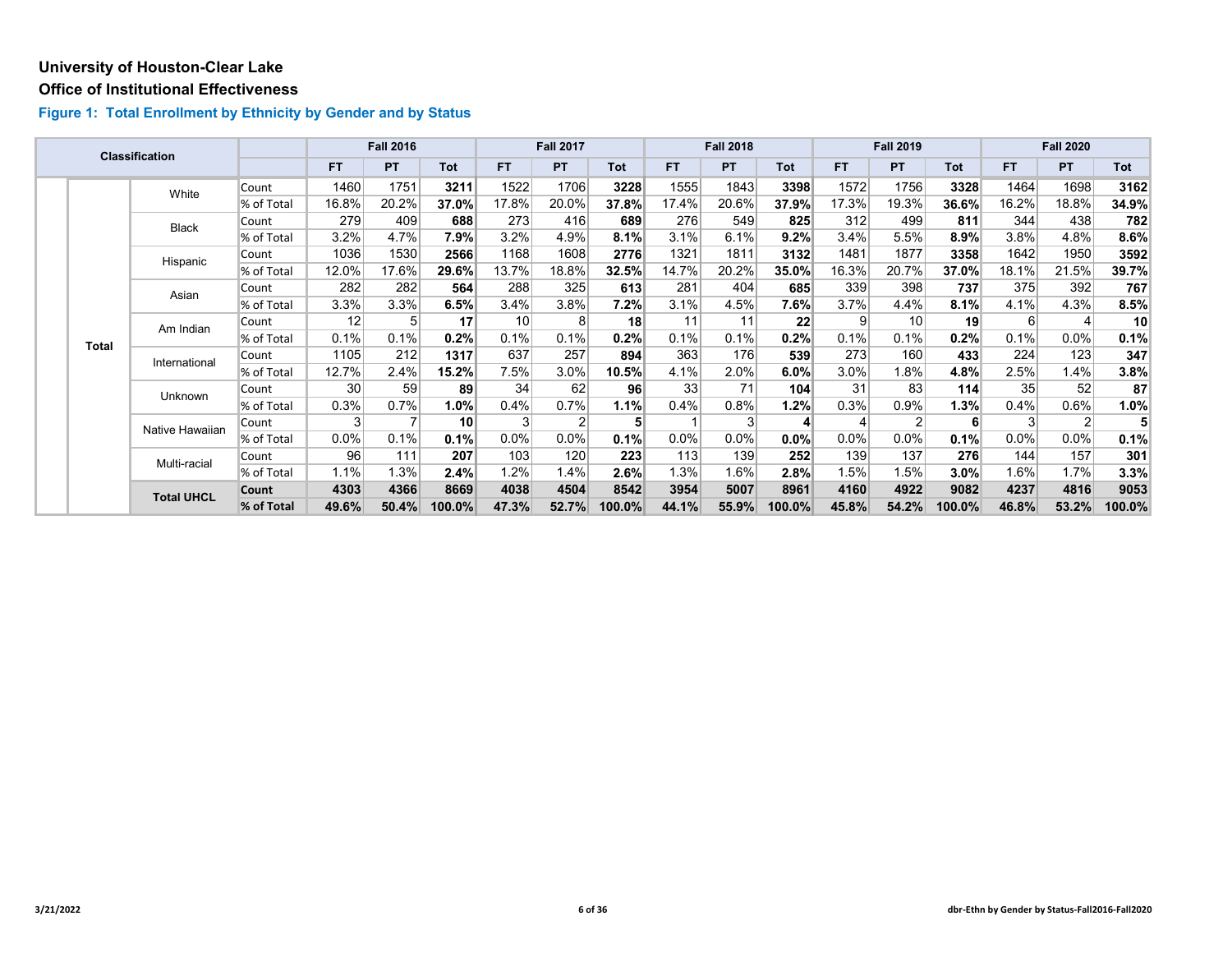**University of Houston-Clear Lake**

**Office of Institutional Effectiveness**

### Figure 1: Total Enrollment by Ethnicity by Gender and by Status

| Classification | | | | Fall 2016 | | | Fall 2017 | | | Fall 2018 | | | Fall 2019 | | | Fall 2020 | | |
|---|---|---|---|---|---|---|---|---|---|---|---|---|---|---|---|---|---|---|
| | | | | FT | PT | Tot | FT | PT | Tot | FT | PT | Tot | FT | PT | Tot | FT | PT | Tot |
| | Total | White | Count | 1460 | 1751 | **3211** | 1522 | 1706 | **3228** | 1555 | 1843 | **3398** | 1572 | 1756 | **3328** | 1464 | 1698 | **3162** |
| | | | % of Total | 16.8% | 20.2% | **37.0%** | 17.8% | 20.0% | **37.8%** | 17.4% | 20.6% | **37.9%** | 17.3% | 19.3% | **36.6%** | 16.2% | 18.8% | **34.9%** |
| | | Black | Count | 279 | 409 | **688** | 273 | 416 | **689** | 276 | 549 | **825** | 312 | 499 | **811** | 344 | 438 | **782** |
| | | | % of Total | 3.2% | 4.7% | **7.9%** | 3.2% | 4.9% | **8.1%** | 3.1% | 6.1% | **9.2%** | 3.4% | 5.5% | **8.9%** | 3.8% | 4.8% | **8.6%** |
| | | Hispanic | Count | 1036 | 1530 | **2566** | 1168 | 1608 | **2776** | 1321 | 1811 | **3132** | 1481 | 1877 | **3358** | 1642 | 1950 | **3592** |
| | | | % of Total | 12.0% | 17.6% | **29.6%** | 13.7% | 18.8% | **32.5%** | 14.7% | 20.2% | **35.0%** | 16.3% | 20.7% | **37.0%** | 18.1% | 21.5% | **39.7%** |
| | | Asian | Count | 282 | 282 | **564** | 288 | 325 | **613** | 281 | 404 | **685** | 339 | 398 | **737** | 375 | 392 | **767** |
| | | | % of Total | 3.3% | 3.3% | **6.5%** | 3.4% | 3.8% | **7.2%** | 3.1% | 4.5% | **7.6%** | 3.7% | 4.4% | **8.1%** | 4.1% | 4.3% | **8.5%** |
| | | Am Indian | Count | 12 | 5 | **17** | 10 | 8 | **18** | 11 | 11 | **22** | 9 | 10 | **19** | 6 | 4 | **10** |
| | | | % of Total | 0.1% | 0.1% | **0.2%** | 0.1% | 0.1% | **0.2%** | 0.1% | 0.1% | **0.2%** | 0.1% | 0.1% | **0.2%** | 0.1% | 0.0% | **0.1%** |
| | | International | Count | 1105 | 212 | **1317** | 637 | 257 | **894** | 363 | 176 | **539** | 273 | 160 | **433** | 224 | 123 | **347** |
| | | | % of Total | 12.7% | 2.4% | **15.2%** | 7.5% | 3.0% | **10.5%** | 4.1% | 2.0% | **6.0%** | 3.0% | 1.8% | **4.8%** | 2.5% | 1.4% | **3.8%** |
| | | Unknown | Count | 30 | 59 | **89** | 34 | 62 | **96** | 33 | 71 | **104** | 31 | 83 | **114** | 35 | 52 | **87** |
| | | | % of Total | 0.3% | 0.7% | **1.0%** | 0.4% | 0.7% | **1.1%** | 0.4% | 0.8% | **1.2%** | 0.3% | 0.9% | **1.3%** | 0.4% | 0.6% | **1.0%** |
| | | Native Hawaiian | Count | 3 | 7 | **10** | 3 | 2 | **5** | 1 | 3 | **4** | 4 | 2 | **6** | 3 | 2 | **5** |
| | | | % of Total | 0.0% | 0.1% | **0.1%** | 0.0% | 0.0% | **0.1%** | 0.0% | 0.0% | **0.0%** | 0.0% | 0.0% | **0.1%** | 0.0% | 0.0% | **0.1%** |
| | | Multi-racial | Count | 96 | 111 | **207** | 103 | 120 | **223** | 113 | 139 | **252** | 139 | 137 | **276** | 144 | 157 | **301** |
| | | | % of Total | 1.1% | 1.3% | **2.4%** | 1.2% | 1.4% | **2.6%** | 1.3% | 1.6% | **2.8%** | 1.5% | 1.5% | **3.0%** | 1.6% | 1.7% | **3.3%** |
| | | **Total UHCL** | **Count** | **4303** | **4366** | **8669** | **4038** | **4504** | **8542** | **3954** | **5007** | **8961** | **4160** | **4922** | **9082** | **4237** | **4816** | **9053** |
| | | | **% of Total** | **49.6%** | **50.4%** | **100.0%** | **47.3%** | **52.7%** | **100.0%** | **44.1%** | **55.9%** | **100.0%** | **45.8%** | **54.2%** | **100.0%** | **46.8%** | **53.2%** | **100.0%** |

3/21/2022

dbr-Ethn by Gender by Status-Fall2016-Fall2020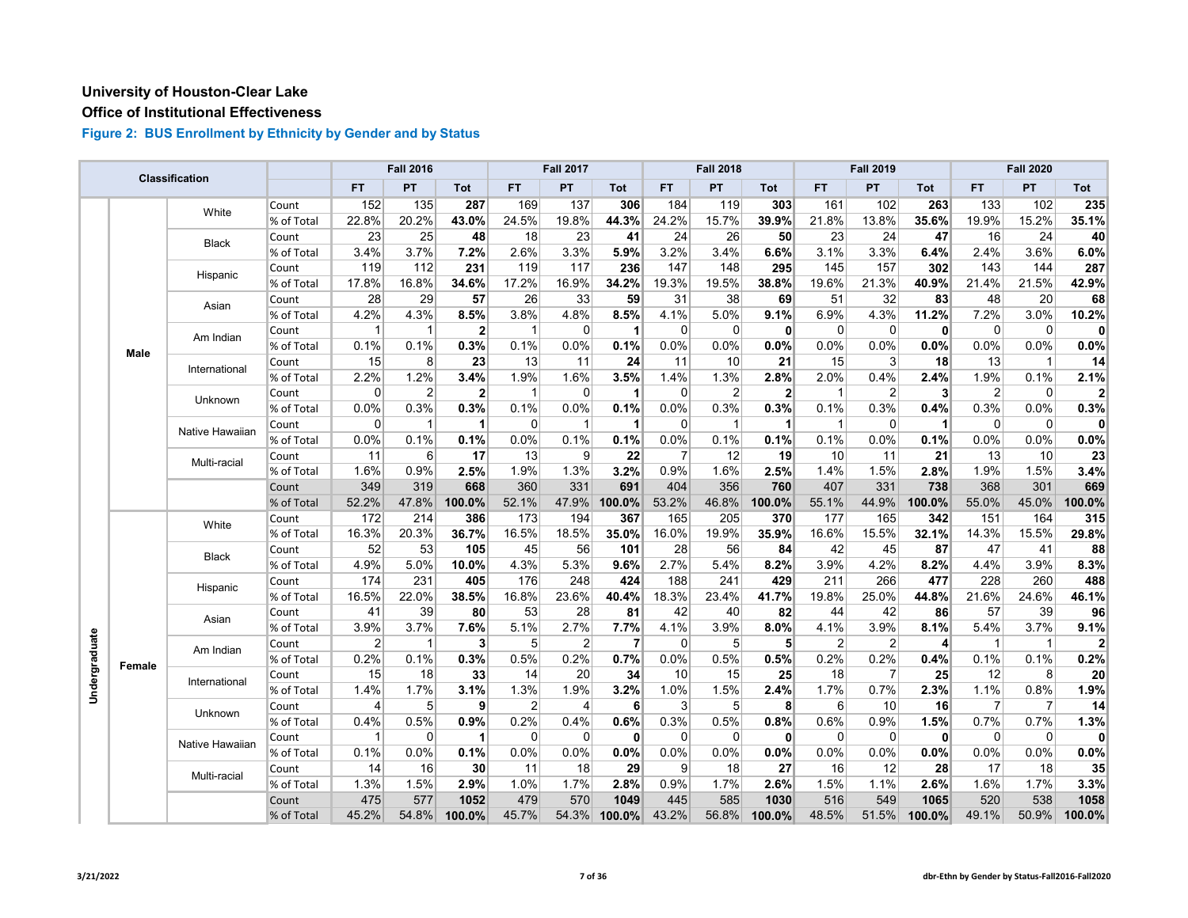**University of Houston-Clear Lake**

**Office of Institutional Effectiveness**

### Figure 2: BUS Enrollment by Ethnicity by Gender and by Status

| Classification | | | | Fall 2016 | | | Fall 2017 | | | Fall 2018 | | | Fall 2019 | | | Fall 2020 | | |
|---|---|---|---|---|---|---|---|---|---|---|---|---|---|---|---|---|---|---|
| | | | | FT | PT | Tot | FT | PT | Tot | FT | PT | Tot | FT | PT | Tot | FT | PT | Tot |
| Undergraduate | Male | White | Count | 152 | 135 | **287** | 169 | 137 | **306** | 184 | 119 | **303** | 161 | 102 | **263** | 133 | 102 | **235** |
| | | | % of Total | 22.8% | 20.2% | **43.0%** | 24.5% | 19.8% | **44.3%** | 24.2% | 15.7% | **39.9%** | 21.8% | 13.8% | **35.6%** | 19.9% | 15.2% | **35.1%** |
| | | Black | Count | 23 | 25 | **48** | 18 | 23 | **41** | 24 | 26 | **50** | 23 | 24 | **47** | 16 | 24 | **40** |
| | | | % of Total | 3.4% | 3.7% | **7.2%** | 2.6% | 3.3% | **5.9%** | 3.2% | 3.4% | **6.6%** | 3.1% | 3.3% | **6.4%** | 2.4% | 3.6% | **6.0%** |
| | | Hispanic | Count | 119 | 112 | **231** | 119 | 117 | **236** | 147 | 148 | **295** | 145 | 157 | **302** | 143 | 144 | **287** |
| | | | % of Total | 17.8% | 16.8% | **34.6%** | 17.2% | 16.9% | **34.2%** | 19.3% | 19.5% | **38.8%** | 19.6% | 21.3% | **40.9%** | 21.4% | 21.5% | **42.9%** |
| | | Asian | Count | 28 | 29 | **57** | 26 | 33 | **59** | 31 | 38 | **69** | 51 | 32 | **83** | 48 | 20 | **68** |
| | | | % of Total | 4.2% | 4.3% | **8.5%** | 3.8% | 4.8% | **8.5%** | 4.1% | 5.0% | **9.1%** | 6.9% | 4.3% | **11.2%** | 7.2% | 3.0% | **10.2%** |
| | | Am Indian | Count | 1 | 1 | **2** | 1 | 0 | **1** | 0 | 0 | **0** | 0 | 0 | **0** | 0 | 0 | **0** |
| | | | % of Total | 0.1% | 0.1% | **0.3%** | 0.1% | 0.0% | **0.1%** | 0.0% | 0.0% | **0.0%** | 0.0% | 0.0% | **0.0%** | 0.0% | 0.0% | **0.0%** |
| | | International | Count | 15 | 8 | **23** | 13 | 11 | **24** | 11 | 10 | **21** | 15 | 3 | **18** | 13 | 1 | **14** |
| | | | % of Total | 2.2% | 1.2% | **3.4%** | 1.9% | 1.6% | **3.5%** | 1.4% | 1.3% | **2.8%** | 2.0% | 0.4% | **2.4%** | 1.9% | 0.1% | **2.1%** |
| | | Unknown | Count | 0 | 2 | **2** | 1 | 0 | **1** | 0 | 2 | **2** | 1 | 2 | **3** | 2 | 0 | **2** |
| | | | % of Total | 0.0% | 0.3% | **0.3%** | 0.1% | 0.0% | **0.1%** | 0.0% | 0.3% | **0.3%** | 0.1% | 0.3% | **0.4%** | 0.3% | 0.0% | **0.3%** |
| | | Native Hawaiian | Count | 0 | 1 | **1** | 0 | 1 | **1** | 0 | 1 | **1** | 1 | 0 | **1** | 0 | 0 | **0** |
| | | | % of Total | 0.0% | 0.1% | **0.1%** | 0.0% | 0.1% | **0.1%** | 0.0% | 0.1% | **0.1%** | 0.1% | 0.0% | **0.1%** | 0.0% | 0.0% | **0.0%** |
| | | Multi-racial | Count | 11 | 6 | **17** | 13 | 9 | **22** | 7 | 12 | **19** | 10 | 11 | **21** | 13 | 10 | **23** |
| | | | % of Total | 1.6% | 0.9% | **2.5%** | 1.9% | 1.3% | **3.2%** | 0.9% | 1.6% | **2.5%** | 1.4% | 1.5% | **2.8%** | 1.9% | 1.5% | **3.4%** |
| | | | Count | 349 | 319 | **668** | 360 | 331 | **691** | 404 | 356 | **760** | 407 | 331 | **738** | 368 | 301 | **669** |
| | | | % of Total | 52.2% | 47.8% | **100.0%** | 52.1% | 47.9% | **100.0%** | 53.2% | 46.8% | **100.0%** | 55.1% | 44.9% | **100.0%** | 55.0% | 45.0% | **100.0%** |
| | Female | White | Count | 172 | 214 | **386** | 173 | 194 | **367** | 165 | 205 | **370** | 177 | 165 | **342** | 151 | 164 | **315** |
| | | | % of Total | 16.3% | 20.3% | **36.7%** | 16.5% | 18.5% | **35.0%** | 16.0% | 19.9% | **35.9%** | 16.6% | 15.5% | **32.1%** | 14.3% | 15.5% | **29.8%** |
| | | Black | Count | 52 | 53 | **105** | 45 | 56 | **101** | 28 | 56 | **84** | 42 | 45 | **87** | 47 | 41 | **88** |
| | | | % of Total | 4.9% | 5.0% | **10.0%** | 4.3% | 5.3% | **9.6%** | 2.7% | 5.4% | **8.2%** | 3.9% | 4.2% | **8.2%** | 4.4% | 3.9% | **8.3%** |
| | | Hispanic | Count | 174 | 231 | **405** | 176 | 248 | **424** | 188 | 241 | **429** | 211 | 266 | **477** | 228 | 260 | **488** |
| | | | % of Total | 16.5% | 22.0% | **38.5%** | 16.8% | 23.6% | **40.4%** | 18.3% | 23.4% | **41.7%** | 19.8% | 25.0% | **44.8%** | 21.6% | 24.6% | **46.1%** |
| | | Asian | Count | 41 | 39 | **80** | 53 | 28 | **81** | 42 | 40 | **82** | 44 | 42 | **86** | 57 | 39 | **96** |
| | | | % of Total | 3.9% | 3.7% | **7.6%** | 5.1% | 2.7% | **7.7%** | 4.1% | 3.9% | **8.0%** | 4.1% | 3.9% | **8.1%** | 5.4% | 3.7% | **9.1%** |
| | | Am Indian | Count | 2 | 1 | **3** | 5 | 2 | **7** | 0 | 5 | **5** | 2 | 2 | **4** | 1 | 1 | **2** |
| | | | % of Total | 0.2% | 0.1% | **0.3%** | 0.5% | 0.2% | **0.7%** | 0.0% | 0.5% | **0.5%** | 0.2% | 0.2% | **0.4%** | 0.1% | 0.1% | **0.2%** |
| | | International | Count | 15 | 18 | **33** | 14 | 20 | **34** | 10 | 15 | **25** | 18 | 7 | **25** | 12 | 8 | **20** |
| | | | % of Total | 1.4% | 1.7% | **3.1%** | 1.3% | 1.9% | **3.2%** | 1.0% | 1.5% | **2.4%** | 1.7% | 0.7% | **2.3%** | 1.1% | 0.8% | **1.9%** |
| | | Unknown | Count | 4 | 5 | **9** | 2 | 4 | **6** | 3 | 5 | **8** | 6 | 10 | **16** | 7 | 7 | **14** |
| | | | % of Total | 0.4% | 0.5% | **0.9%** | 0.2% | 0.4% | **0.6%** | 0.3% | 0.5% | **0.8%** | 0.6% | 0.9% | **1.5%** | 0.7% | 0.7% | **1.3%** |
| | | Native Hawaiian | Count | 1 | 0 | **1** | 0 | 0 | **0** | 0 | 0 | **0** | 0 | 0 | **0** | 0 | 0 | **0** |
| | | | % of Total | 0.1% | 0.0% | **0.1%** | 0.0% | 0.0% | **0.0%** | 0.0% | 0.0% | **0.0%** | 0.0% | 0.0% | **0.0%** | 0.0% | 0.0% | **0.0%** |
| | | Multi-racial | Count | 14 | 16 | **30** | 11 | 18 | **29** | 9 | 18 | **27** | 16 | 12 | **28** | 17 | 18 | **35** |
| | | | % of Total | 1.3% | 1.5% | **2.9%** | 1.0% | 1.7% | **2.8%** | 0.9% | 1.7% | **2.6%** | 1.5% | 1.1% | **2.6%** | 1.6% | 1.7% | **3.3%** |
| | | | Count | 475 | 577 | **1052** | 479 | 570 | **1049** | 445 | 585 | **1030** | 516 | 549 | **1065** | 520 | 538 | **1058** |
| | | | % of Total | 45.2% | 54.8% | **100.0%** | 45.7% | 54.3% | **100.0%** | 43.2% | 56.8% | **100.0%** | 48.5% | 51.5% | **100.0%** | 49.1% | 50.9% | **100.0%** |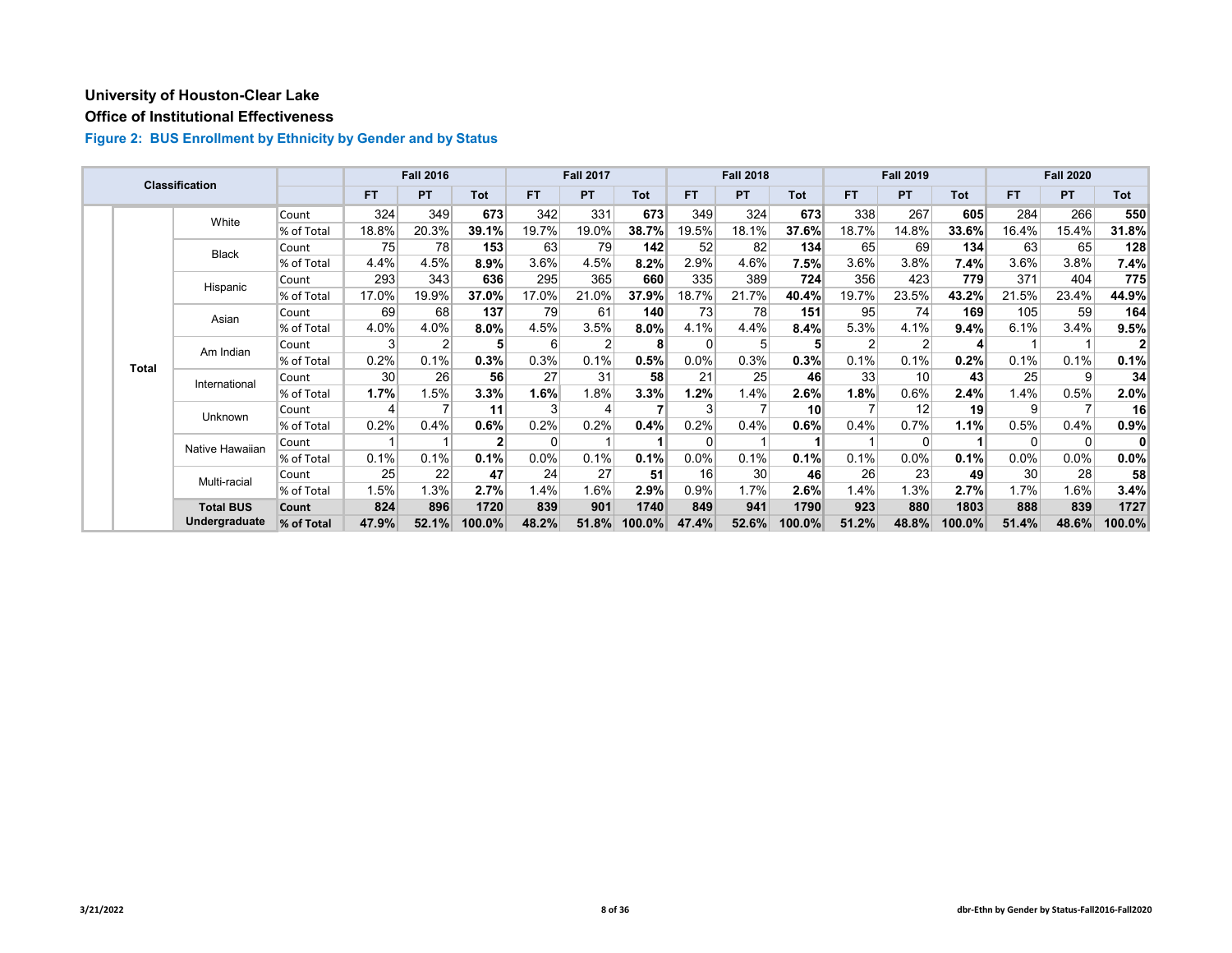**University of Houston-Clear Lake**

**Office of Institutional Effectiveness**

### Figure 2: BUS Enrollment by Ethnicity by Gender and by Status

| Classification | | | | Fall 2016 | | | Fall 2017 | | | Fall 2018 | | | Fall 2019 | | | Fall 2020 | | |
|---|---|---|---|---|---|---|---|---|---|---|---|---|---|---|---|---|---|---|
| | | | | FT | PT | Tot | FT | PT | Tot | FT | PT | Tot | FT | PT | Tot | FT | PT | Tot |
| | Total | White | Count | 324 | 349 | **673** | 342 | 331 | **673** | 349 | 324 | **673** | 338 | 267 | **605** | 284 | 266 | **550** |
| | | | % of Total | 18.8% | 20.3% | **39.1%** | 19.7% | 19.0% | **38.7%** | 19.5% | 18.1% | **37.6%** | 18.7% | 14.8% | **33.6%** | 16.4% | 15.4% | **31.8%** |
| | | Black | Count | 75 | 78 | **153** | 63 | 79 | **142** | 52 | 82 | **134** | 65 | 69 | **134** | 63 | 65 | **128** |
| | | | % of Total | 4.4% | 4.5% | **8.9%** | 3.6% | 4.5% | **8.2%** | 2.9% | 4.6% | **7.5%** | 3.6% | 3.8% | **7.4%** | 3.6% | 3.8% | **7.4%** |
| | | Hispanic | Count | 293 | 343 | **636** | 295 | 365 | **660** | 335 | 389 | **724** | 356 | 423 | **779** | 371 | 404 | **775** |
| | | | % of Total | 17.0% | 19.9% | **37.0%** | 17.0% | 21.0% | **37.9%** | 18.7% | 21.7% | **40.4%** | 19.7% | 23.5% | **43.2%** | 21.5% | 23.4% | **44.9%** |
| | | Asian | Count | 69 | 68 | **137** | 79 | 61 | **140** | 73 | 78 | **151** | 95 | 74 | **169** | 105 | 59 | **164** |
| | | | % of Total | 4.0% | 4.0% | **8.0%** | 4.5% | 3.5% | **8.0%** | 4.1% | 4.4% | **8.4%** | 5.3% | 4.1% | **9.4%** | 6.1% | 3.4% | **9.5%** |
| | | Am Indian | Count | 3 | 2 | **5** | 6 | 2 | **8** | 0 | 5 | **5** | 2 | 2 | **4** | 1 | 1 | **2** |
| | | | % of Total | 0.2% | 0.1% | **0.3%** | 0.3% | 0.1% | **0.5%** | 0.0% | 0.3% | **0.3%** | 0.1% | 0.1% | **0.2%** | 0.1% | 0.1% | **0.1%** |
| | | International | Count | 30 | 26 | **56** | 27 | 31 | **58** | 21 | 25 | **46** | 33 | 10 | **43** | 25 | 9 | **34** |
| | | | % of Total | **1.7%** | 1.5% | **3.3%** | **1.6%** | 1.8% | **3.3%** | **1.2%** | 1.4% | **2.6%** | **1.8%** | 0.6% | **2.4%** | 1.4% | 0.5% | **2.0%** |
| | | Unknown | Count | 4 | 7 | **11** | 3 | 4 | **7** | 3 | 7 | **10** | 7 | 12 | **19** | 9 | 7 | **16** |
| | | | % of Total | 0.2% | 0.4% | **0.6%** | 0.2% | 0.2% | **0.4%** | 0.2% | 0.4% | **0.6%** | 0.4% | 0.7% | **1.1%** | 0.5% | 0.4% | **0.9%** |
| | | Native Hawaiian | Count | 1 | 1 | **2** | 0 | 1 | **1** | 0 | 1 | **1** | 1 | 0 | **1** | 0 | 0 | **0** |
| | | | % of Total | 0.1% | 0.1% | **0.1%** | 0.0% | 0.1% | **0.1%** | 0.0% | 0.1% | **0.1%** | 0.1% | 0.0% | **0.1%** | 0.0% | 0.0% | **0.0%** |
| | | Multi-racial | Count | 25 | 22 | **47** | 24 | 27 | **51** | 16 | 30 | **46** | 26 | 23 | **49** | 30 | 28 | **58** |
| | | | % of Total | 1.5% | 1.3% | **2.7%** | 1.4% | 1.6% | **2.9%** | 0.9% | 1.7% | **2.6%** | 1.4% | 1.3% | **2.7%** | 1.7% | 1.6% | **3.4%** |
| | | **Total BUS Undergraduate** | **Count** | **824** | **896** | **1720** | **839** | **901** | **1740** | **849** | **941** | **1790** | **923** | **880** | **1803** | **888** | **839** | **1727** |
| | | | **% of Total** | **47.9%** | **52.1%** | **100.0%** | **48.2%** | **51.8%** | **100.0%** | **47.4%** | **52.6%** | **100.0%** | **51.2%** | **48.8%** | **100.0%** | **51.4%** | **48.6%** | **100.0%** |

3/21/2022

dbr-Ethn by Gender by Status-Fall2016-Fall2020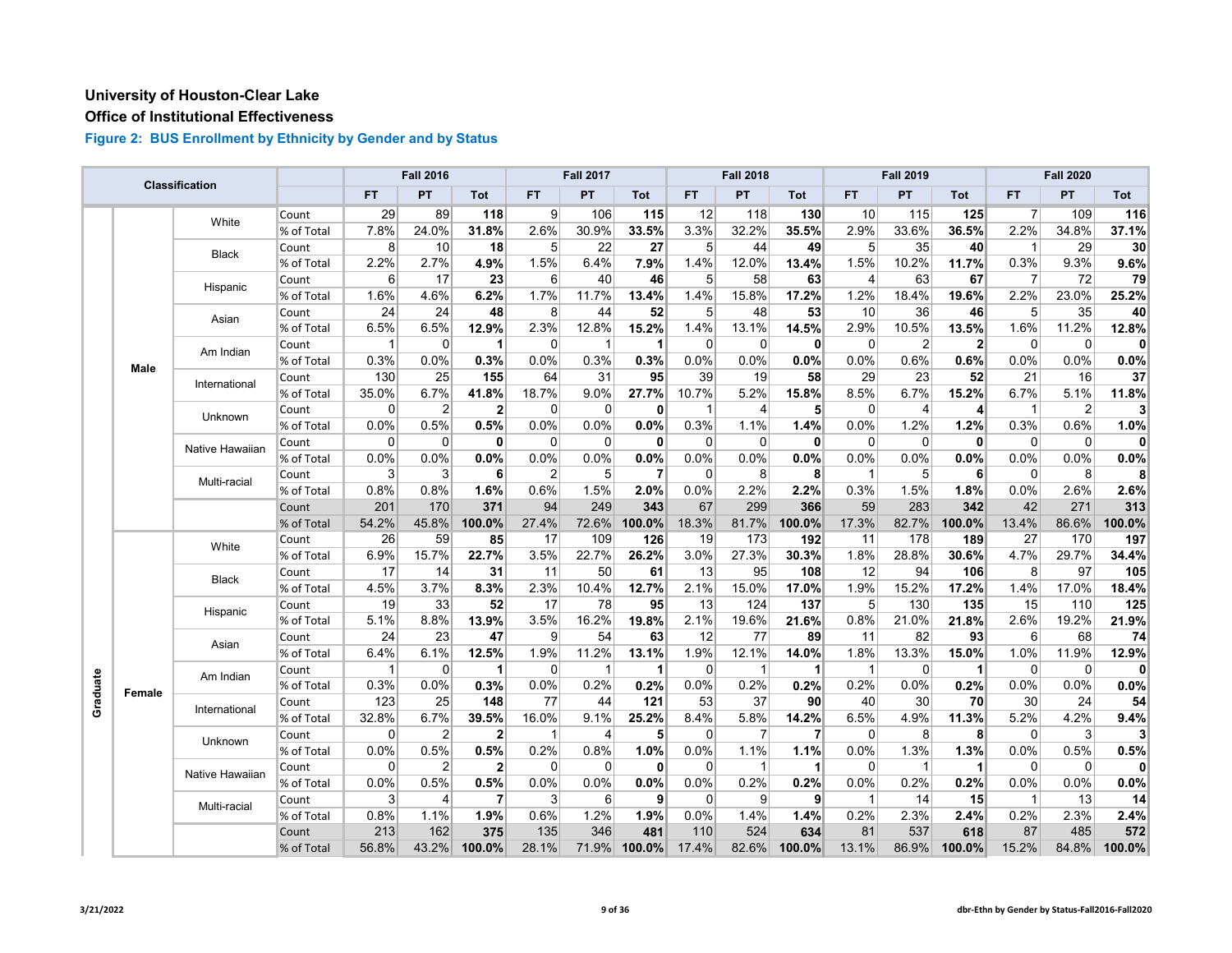**University of Houston-Clear Lake**

**Office of Institutional Effectiveness**

### Figure 2: BUS Enrollment by Ethnicity by Gender and by Status

| Classification | | | | Fall 2016 | | | Fall 2017 | | | Fall 2018 | | | Fall 2019 | | | Fall 2020 | | |
|---|---|---|---|---|---|---|---|---|---|---|---|---|---|---|---|---|---|---|
| | | | | FT | PT | Tot | FT | PT | Tot | FT | PT | Tot | FT | PT | Tot | FT | PT | Tot |
| Graduate | Male | White | Count | 29 | 89 | **118** | 9 | 106 | **115** | 12 | 118 | **130** | 10 | 115 | **125** | 7 | 109 | **116** |
| | | | % of Total | 7.8% | 24.0% | **31.8%** | 2.6% | 30.9% | **33.5%** | 3.3% | 32.2% | **35.5%** | 2.9% | 33.6% | **36.5%** | 2.2% | 34.8% | **37.1%** |
| | | Black | Count | 8 | 10 | **18** | 5 | 22 | **27** | 5 | 44 | **49** | 5 | 35 | **40** | 1 | 29 | **30** |
| | | | % of Total | 2.2% | 2.7% | **4.9%** | 1.5% | 6.4% | **7.9%** | 1.4% | 12.0% | **13.4%** | 1.5% | 10.2% | **11.7%** | 0.3% | 9.3% | **9.6%** |
| | | Hispanic | Count | 6 | 17 | **23** | 6 | 40 | **46** | 5 | 58 | **63** | 4 | 63 | **67** | 7 | 72 | **79** |
| | | | % of Total | 1.6% | 4.6% | **6.2%** | 1.7% | 11.7% | **13.4%** | 1.4% | 15.8% | **17.2%** | 1.2% | 18.4% | **19.6%** | 2.2% | 23.0% | **25.2%** |
| | | Asian | Count | 24 | 24 | **48** | 8 | 44 | **52** | 5 | 48 | **53** | 10 | 36 | **46** | 5 | 35 | **40** |
| | | | % of Total | 6.5% | 6.5% | **12.9%** | 2.3% | 12.8% | **15.2%** | 1.4% | 13.1% | **14.5%** | 2.9% | 10.5% | **13.5%** | 1.6% | 11.2% | **12.8%** |
| | | Am Indian | Count | 1 | 0 | **1** | 0 | 1 | **1** | 0 | 0 | **0** | 0 | 2 | **2** | 0 | 0 | **0** |
| | | | % of Total | 0.3% | 0.0% | **0.3%** | 0.0% | 0.3% | **0.3%** | 0.0% | 0.0% | **0.0%** | 0.0% | 0.6% | **0.6%** | 0.0% | 0.0% | **0.0%** |
| | | International | Count | 130 | 25 | **155** | 64 | 31 | **95** | 39 | 19 | **58** | 29 | 23 | **52** | 21 | 16 | **37** |
| | | | % of Total | 35.0% | 6.7% | **41.8%** | 18.7% | 9.0% | **27.7%** | 10.7% | 5.2% | **15.8%** | 8.5% | 6.7% | **15.2%** | 6.7% | 5.1% | **11.8%** |
| | | Unknown | Count | 0 | 2 | **2** | 0 | 0 | **0** | 1 | 4 | **5** | 0 | 4 | **4** | 1 | 2 | **3** |
| | | | % of Total | 0.0% | 0.5% | **0.5%** | 0.0% | 0.0% | **0.0%** | 0.3% | 1.1% | **1.4%** | 0.0% | 1.2% | **1.2%** | 0.3% | 0.6% | **1.0%** |
| | | Native Hawaiian | Count | 0 | 0 | **0** | 0 | 0 | **0** | 0 | 0 | **0** | 0 | 0 | **0** | 0 | 0 | **0** |
| | | | % of Total | 0.0% | 0.0% | **0.0%** | 0.0% | 0.0% | **0.0%** | 0.0% | 0.0% | **0.0%** | 0.0% | 0.0% | **0.0%** | 0.0% | 0.0% | **0.0%** |
| | | Multi-racial | Count | 3 | 3 | **6** | 2 | 5 | **7** | 0 | 8 | **8** | 1 | 5 | **6** | 0 | 8 | **8** |
| | | | % of Total | 0.8% | 0.8% | **1.6%** | 0.6% | 1.5% | **2.0%** | 0.0% | 2.2% | **2.2%** | 0.3% | 1.5% | **1.8%** | 0.0% | 2.6% | **2.6%** |
| | | | Count | 201 | 170 | **371** | 94 | 249 | **343** | 67 | 299 | **366** | 59 | 283 | **342** | 42 | 271 | **313** |
| | | | % of Total | 54.2% | 45.8% | **100.0%** | 27.4% | 72.6% | **100.0%** | 18.3% | 81.7% | **100.0%** | 17.3% | 82.7% | **100.0%** | 13.4% | 86.6% | **100.0%** |
| | Female | White | Count | 26 | 59 | **85** | 17 | 109 | **126** | 19 | 173 | **192** | 11 | 178 | **189** | 27 | 170 | **197** |
| | | | % of Total | 6.9% | 15.7% | **22.7%** | 3.5% | 22.7% | **26.2%** | 3.0% | 27.3% | **30.3%** | 1.8% | 28.8% | **30.6%** | 4.7% | 29.7% | **34.4%** |
| | | Black | Count | 17 | 14 | **31** | 11 | 50 | **61** | 13 | 95 | **108** | 12 | 94 | **106** | 8 | 97 | **105** |
| | | | % of Total | 4.5% | 3.7% | **8.3%** | 2.3% | 10.4% | **12.7%** | 2.1% | 15.0% | **17.0%** | 1.9% | 15.2% | **17.2%** | 1.4% | 17.0% | **18.4%** |
| | | Hispanic | Count | 19 | 33 | **52** | 17 | 78 | **95** | 13 | 124 | **137** | 5 | 130 | **135** | 15 | 110 | **125** |
| | | | % of Total | 5.1% | 8.8% | **13.9%** | 3.5% | 16.2% | **19.8%** | 2.1% | 19.6% | **21.6%** | 0.8% | 21.0% | **21.8%** | 2.6% | 19.2% | **21.9%** |
| | | Asian | Count | 24 | 23 | **47** | 9 | 54 | **63** | 12 | 77 | **89** | 11 | 82 | **93** | 6 | 68 | **74** |
| | | | % of Total | 6.4% | 6.1% | **12.5%** | 1.9% | 11.2% | **13.1%** | 1.9% | 12.1% | **14.0%** | 1.8% | 13.3% | **15.0%** | 1.0% | 11.9% | **12.9%** |
| | | Am Indian | Count | 1 | 0 | **1** | 0 | 1 | **1** | 0 | 1 | **1** | 1 | 0 | **1** | 0 | 0 | **0** |
| | | | % of Total | 0.3% | 0.0% | **0.3%** | 0.0% | 0.2% | **0.2%** | 0.0% | 0.2% | **0.2%** | 0.2% | 0.0% | **0.2%** | 0.0% | 0.0% | **0.0%** |
| | | International | Count | 123 | 25 | **148** | 77 | 44 | **121** | 53 | 37 | **90** | 40 | 30 | **70** | 30 | 24 | **54** |
| | | | % of Total | 32.8% | 6.7% | **39.5%** | 16.0% | 9.1% | **25.2%** | 8.4% | 5.8% | **14.2%** | 6.5% | 4.9% | **11.3%** | 5.2% | 4.2% | **9.4%** |
| | | Unknown | Count | 0 | 2 | **2** | 1 | 4 | **5** | 0 | 7 | **7** | 0 | 8 | **8** | 0 | 3 | **3** |
| | | | % of Total | 0.0% | 0.5% | **0.5%** | 0.2% | 0.8% | **1.0%** | 0.0% | 1.1% | **1.1%** | 0.0% | 1.3% | **1.3%** | 0.0% | 0.5% | **0.5%** |
| | | Native Hawaiian | Count | 0 | 2 | **2** | 0 | 0 | **0** | 0 | 1 | **1** | 0 | 1 | **1** | 0 | 0 | **0** |
| | | | % of Total | 0.0% | 0.5% | **0.5%** | 0.0% | 0.0% | **0.0%** | 0.0% | 0.2% | **0.2%** | 0.0% | 0.2% | **0.2%** | 0.0% | 0.0% | **0.0%** |
| | | Multi-racial | Count | 3 | 4 | **7** | 3 | 6 | **9** | 0 | 9 | **9** | 1 | 14 | **15** | 1 | 13 | **14** |
| | | | % of Total | 0.8% | 1.1% | **1.9%** | 0.6% | 1.2% | **1.9%** | 0.0% | 1.4% | **1.4%** | 0.2% | 2.3% | **2.4%** | 0.2% | 2.3% | **2.4%** |
| | | | Count | 213 | 162 | **375** | 135 | 346 | **481** | 110 | 524 | **634** | 81 | 537 | **618** | 87 | 485 | **572** |
| | | | % of Total | 56.8% | 43.2% | **100.0%** | 28.1% | 71.9% | **100.0%** | 17.4% | 82.6% | **100.0%** | 13.1% | 86.9% | **100.0%** | 15.2% | 84.8% | **100.0%** |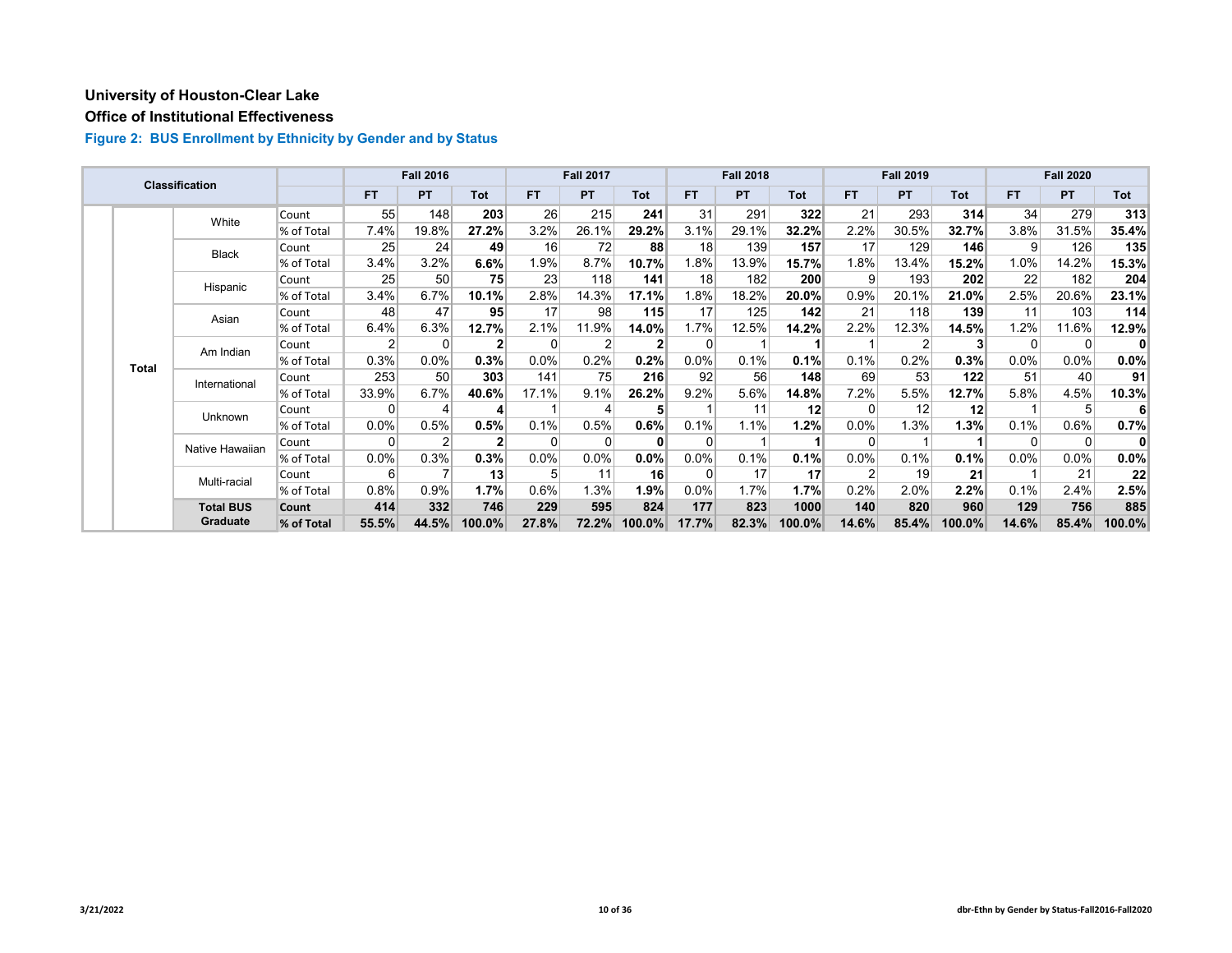# University of Houston-Clear Lake

## Office of Institutional Effectiveness

### Figure 2: BUS Enrollment by Ethnicity by Gender and by Status

| Classification | | | Fall 2016 | | | Fall 2017 | | | Fall 2018 | | | Fall 2019 | | | Fall 2020 | | |
|---|---|---|---|---|---|---|---|---|---|---|---|---|---|---|---|---|---|
| | | | FT | PT | Tot | FT | PT | Tot | FT | PT | Tot | FT | PT | Tot | FT | PT | Tot |
| Total | White | Count | 55 | 148 | **203** | 26 | 215 | **241** | 31 | 291 | **322** | 21 | 293 | **314** | 34 | 279 | **313** |
| | | % of Total | 7.4% | 19.8% | **27.2%** | 3.2% | 26.1% | **29.2%** | 3.1% | 29.1% | **32.2%** | 2.2% | 30.5% | **32.7%** | 3.8% | 31.5% | **35.4%** |
| | Black | Count | 25 | 24 | **49** | 16 | 72 | **88** | 18 | 139 | **157** | 17 | 129 | **146** | 9 | 126 | **135** |
| | | % of Total | 3.4% | 3.2% | **6.6%** | 1.9% | 8.7% | **10.7%** | 1.8% | 13.9% | **15.7%** | 1.8% | 13.4% | **15.2%** | 1.0% | 14.2% | **15.3%** |
| | Hispanic | Count | 25 | 50 | **75** | 23 | 118 | **141** | 18 | 182 | **200** | 9 | 193 | **202** | 22 | 182 | **204** |
| | | % of Total | 3.4% | 6.7% | **10.1%** | 2.8% | 14.3% | **17.1%** | 1.8% | 18.2% | **20.0%** | 0.9% | 20.1% | **21.0%** | 2.5% | 20.6% | **23.1%** |
| | Asian | Count | 48 | 47 | **95** | 17 | 98 | **115** | 17 | 125 | **142** | 21 | 118 | **139** | 11 | 103 | **114** |
| | | % of Total | 6.4% | 6.3% | **12.7%** | 2.1% | 11.9% | **14.0%** | 1.7% | 12.5% | **14.2%** | 2.2% | 12.3% | **14.5%** | 1.2% | 11.6% | **12.9%** |
| | Am Indian | Count | 2 | 0 | **2** | 0 | 2 | **2** | 0 | 1 | **1** | 1 | 2 | **3** | 0 | 0 | **0** |
| | | % of Total | 0.3% | 0.0% | **0.3%** | 0.0% | 0.2% | **0.2%** | 0.0% | 0.1% | **0.1%** | 0.1% | 0.2% | **0.3%** | 0.0% | 0.0% | **0.0%** |
| | International | Count | 253 | 50 | **303** | 141 | 75 | **216** | 92 | 56 | **148** | 69 | 53 | **122** | 51 | 40 | **91** |
| | | % of Total | 33.9% | 6.7% | **40.6%** | 17.1% | 9.1% | **26.2%** | 9.2% | 5.6% | **14.8%** | 7.2% | 5.5% | **12.7%** | 5.8% | 4.5% | **10.3%** |
| | Unknown | Count | 0 | 4 | **4** | 1 | 4 | **5** | 1 | 11 | **12** | 0 | 12 | **12** | 1 | 5 | **6** |
| | | % of Total | 0.0% | 0.5% | **0.5%** | 0.1% | 0.5% | **0.6%** | 0.1% | 1.1% | **1.2%** | 0.0% | 1.3% | **1.3%** | 0.1% | 0.6% | **0.7%** |
| | Native Hawaiian | Count | 0 | 2 | **2** | 0 | 0 | **0** | 0 | 1 | **1** | 0 | 1 | **1** | 0 | 0 | **0** |
| | | % of Total | 0.0% | 0.3% | **0.3%** | 0.0% | 0.0% | **0.0%** | 0.0% | 0.1% | **0.1%** | 0.0% | 0.1% | **0.1%** | 0.0% | 0.0% | **0.0%** |
| | Multi-racial | Count | 6 | 7 | **13** | 5 | 11 | **16** | 0 | 17 | **17** | 2 | 19 | **21** | 1 | 21 | **22** |
| | | % of Total | 0.8% | 0.9% | **1.7%** | 0.6% | 1.3% | **1.9%** | 0.0% | 1.7% | **1.7%** | 0.2% | 2.0% | **2.2%** | 0.1% | 2.4% | **2.5%** |
| | **Total BUS Graduate** | **Count** | **414** | **332** | **746** | **229** | **595** | **824** | **177** | **823** | **1000** | **140** | **820** | **960** | **129** | **756** | **885** |
| | | **% of Total** | **55.5%** | **44.5%** | **100.0%** | **27.8%** | **72.2%** | **100.0%** | **17.7%** | **82.3%** | **100.0%** | **14.6%** | **85.4%** | **100.0%** | **14.6%** | **85.4%** | **100.0%** |

3/21/2022

dbr-Ethn by Gender by Status-Fall2016-Fall2020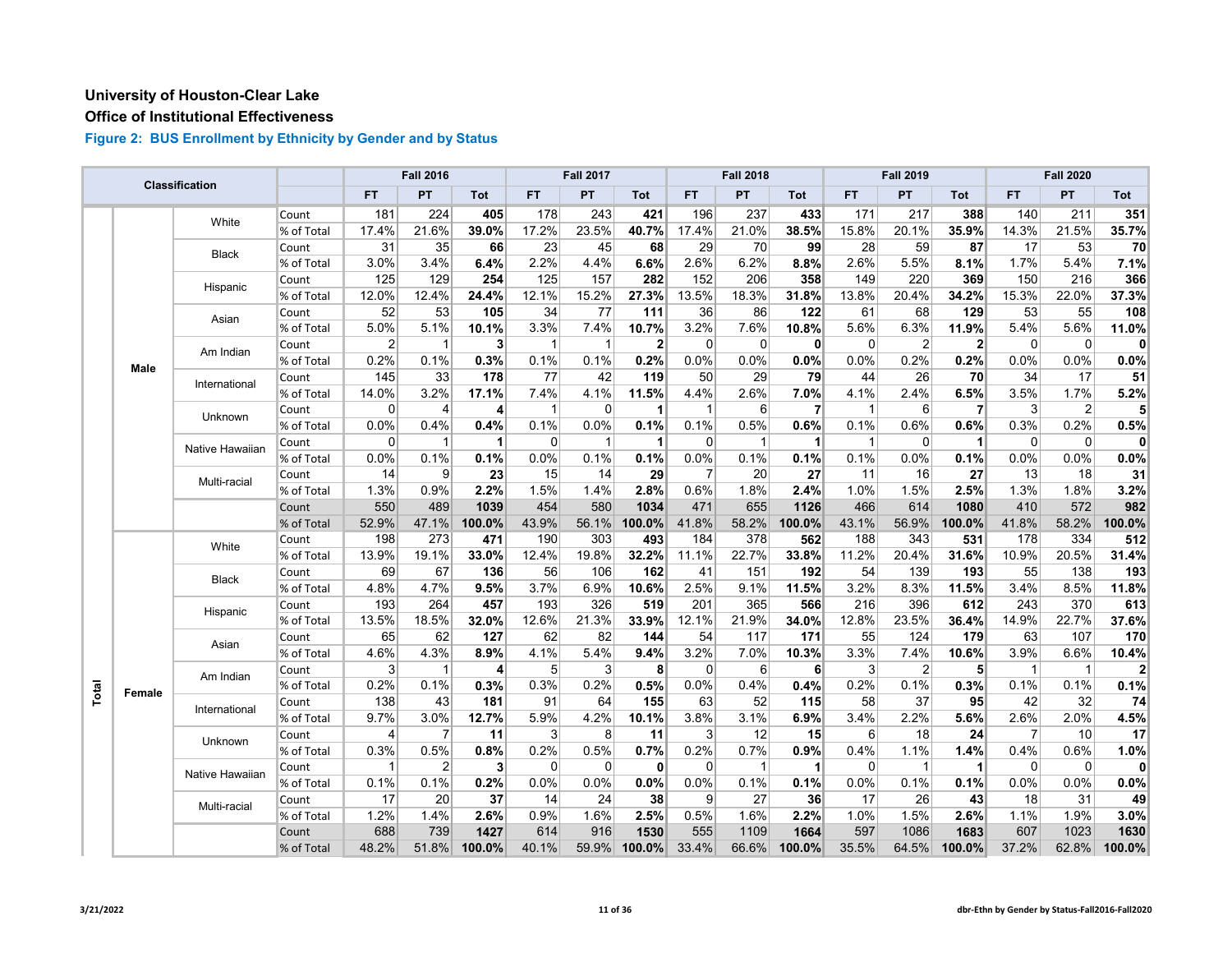**University of Houston-Clear Lake**

**Office of Institutional Effectiveness**

### Figure 2: BUS Enrollment by Ethnicity by Gender and by Status

| Classification | | | | Fall 2016 | | | Fall 2017 | | | Fall 2018 | | | Fall 2019 | | | Fall 2020 | | |
|---|---|---|---|---|---|---|---|---|---|---|---|---|---|---|---|---|---|---|
| | | | | FT | PT | Tot | FT | PT | Tot | FT | PT | Tot | FT | PT | Tot | FT | PT | Tot |
| Total | Male | White | Count | 181 | 224 | **405** | 178 | 243 | **421** | 196 | 237 | **433** | 171 | 217 | **388** | 140 | 211 | **351** |
| | | | % of Total | 17.4% | 21.6% | **39.0%** | 17.2% | 23.5% | **40.7%** | 17.4% | 21.0% | **38.5%** | 15.8% | 20.1% | **35.9%** | 14.3% | 21.5% | **35.7%** |
| | | Black | Count | 31 | 35 | **66** | 23 | 45 | **68** | 29 | 70 | **99** | 28 | 59 | **87** | 17 | 53 | **70** |
| | | | % of Total | 3.0% | 3.4% | **6.4%** | 2.2% | 4.4% | **6.6%** | 2.6% | 6.2% | **8.8%** | 2.6% | 5.5% | **8.1%** | 1.7% | 5.4% | **7.1%** |
| | | Hispanic | Count | 125 | 129 | **254** | 125 | 157 | **282** | 152 | 206 | **358** | 149 | 220 | **369** | 150 | 216 | **366** |
| | | | % of Total | 12.0% | 12.4% | **24.4%** | 12.1% | 15.2% | **27.3%** | 13.5% | 18.3% | **31.8%** | 13.8% | 20.4% | **34.2%** | 15.3% | 22.0% | **37.3%** |
| | | Asian | Count | 52 | 53 | **105** | 34 | 77 | **111** | 36 | 86 | **122** | 61 | 68 | **129** | 53 | 55 | **108** |
| | | | % of Total | 5.0% | 5.1% | **10.1%** | 3.3% | 7.4% | **10.7%** | 3.2% | 7.6% | **10.8%** | 5.6% | 6.3% | **11.9%** | 5.4% | 5.6% | **11.0%** |
| | | Am Indian | Count | 2 | 1 | **3** | 1 | 1 | **2** | 0 | 0 | **0** | 0 | 2 | **2** | 0 | 0 | **0** |
| | | | % of Total | 0.2% | 0.1% | **0.3%** | 0.1% | 0.1% | **0.2%** | 0.0% | 0.0% | **0.0%** | 0.0% | 0.2% | **0.2%** | 0.0% | 0.0% | **0.0%** |
| | | International | Count | 145 | 33 | **178** | 77 | 42 | **119** | 50 | 29 | **79** | 44 | 26 | **70** | 34 | 17 | **51** |
| | | | % of Total | 14.0% | 3.2% | **17.1%** | 7.4% | 4.1% | **11.5%** | 4.4% | 2.6% | **7.0%** | 4.1% | 2.4% | **6.5%** | 3.5% | 1.7% | **5.2%** |
| | | Unknown | Count | 0 | 4 | **4** | 1 | 0 | **1** | 1 | 6 | **7** | 1 | 6 | **7** | 3 | 2 | **5** |
| | | | % of Total | 0.0% | 0.4% | **0.4%** | 0.1% | 0.0% | **0.1%** | 0.1% | 0.5% | **0.6%** | 0.1% | 0.6% | **0.6%** | 0.3% | 0.2% | **0.5%** |
| | | Native Hawaiian | Count | 0 | 1 | **1** | 0 | 1 | **1** | 0 | 1 | **1** | 1 | 0 | **1** | 0 | 0 | **0** |
| | | | % of Total | 0.0% | 0.1% | **0.1%** | 0.0% | 0.1% | **0.1%** | 0.0% | 0.1% | **0.1%** | 0.1% | 0.0% | **0.1%** | 0.0% | 0.0% | **0.0%** |
| | | Multi-racial | Count | 14 | 9 | **23** | 15 | 14 | **29** | 7 | 20 | **27** | 11 | 16 | **27** | 13 | 18 | **31** |
| | | | % of Total | 1.3% | 0.9% | **2.2%** | 1.5% | 1.4% | **2.8%** | 0.6% | 1.8% | **2.4%** | 1.0% | 1.5% | **2.5%** | 1.3% | 1.8% | **3.2%** |
| | | | Count | 550 | 489 | **1039** | 454 | 580 | **1034** | 471 | 655 | **1126** | 466 | 614 | **1080** | 410 | 572 | **982** |
| | | | % of Total | 52.9% | 47.1% | **100.0%** | 43.9% | 56.1% | **100.0%** | 41.8% | 58.2% | **100.0%** | 43.1% | 56.9% | **100.0%** | 41.8% | 58.2% | **100.0%** |
| | Female | White | Count | 198 | 273 | **471** | 190 | 303 | **493** | 184 | 378 | **562** | 188 | 343 | **531** | 178 | 334 | **512** |
| | | | % of Total | 13.9% | 19.1% | **33.0%** | 12.4% | 19.8% | **32.2%** | 11.1% | 22.7% | **33.8%** | 11.2% | 20.4% | **31.6%** | 10.9% | 20.5% | **31.4%** |
| | | Black | Count | 69 | 67 | **136** | 56 | 106 | **162** | 41 | 151 | **192** | 54 | 139 | **193** | 55 | 138 | **193** |
| | | | % of Total | 4.8% | 4.7% | **9.5%** | 3.7% | 6.9% | **10.6%** | 2.5% | 9.1% | **11.5%** | 3.2% | 8.3% | **11.5%** | 3.4% | 8.5% | **11.8%** |
| | | Hispanic | Count | 193 | 264 | **457** | 193 | 326 | **519** | 201 | 365 | **566** | 216 | 396 | **612** | 243 | 370 | **613** |
| | | | % of Total | 13.5% | 18.5% | **32.0%** | 12.6% | 21.3% | **33.9%** | 12.1% | 21.9% | **34.0%** | 12.8% | 23.5% | **36.4%** | 14.9% | 22.7% | **37.6%** |
| | | Asian | Count | 65 | 62 | **127** | 62 | 82 | **144** | 54 | 117 | **171** | 55 | 124 | **179** | 63 | 107 | **170** |
| | | | % of Total | 4.6% | 4.3% | **8.9%** | 4.1% | 5.4% | **9.4%** | 3.2% | 7.0% | **10.3%** | 3.3% | 7.4% | **10.6%** | 3.9% | 6.6% | **10.4%** |
| | | Am Indian | Count | 3 | 1 | **4** | 5 | 3 | **8** | 0 | 6 | **6** | 3 | 2 | **5** | 1 | 1 | **2** |
| | | | % of Total | 0.2% | 0.1% | **0.3%** | 0.3% | 0.2% | **0.5%** | 0.0% | 0.4% | **0.4%** | 0.2% | 0.1% | **0.3%** | 0.1% | 0.1% | **0.1%** |
| | | International | Count | 138 | 43 | **181** | 91 | 64 | **155** | 63 | 52 | **115** | 58 | 37 | **95** | 42 | 32 | **74** |
| | | | % of Total | 9.7% | 3.0% | **12.7%** | 5.9% | 4.2% | **10.1%** | 3.8% | 3.1% | **6.9%** | 3.4% | 2.2% | **5.6%** | 2.6% | 2.0% | **4.5%** |
| | | Unknown | Count | 4 | 7 | **11** | 3 | 8 | **11** | 3 | 12 | **15** | 6 | 18 | **24** | 7 | 10 | **17** |
| | | | % of Total | 0.3% | 0.5% | **0.8%** | 0.2% | 0.5% | **0.7%** | 0.2% | 0.7% | **0.9%** | 0.4% | 1.1% | **1.4%** | 0.4% | 0.6% | **1.0%** |
| | | Native Hawaiian | Count | 1 | 2 | **3** | 0 | 0 | **0** | 0 | 1 | **1** | 0 | 1 | **1** | 0 | 0 | **0** |
| | | | % of Total | 0.1% | 0.1% | **0.2%** | 0.0% | 0.0% | **0.0%** | 0.0% | 0.1% | **0.1%** | 0.0% | 0.1% | **0.1%** | 0.0% | 0.0% | **0.0%** |
| | | Multi-racial | Count | 17 | 20 | **37** | 14 | 24 | **38** | 9 | 27 | **36** | 17 | 26 | **43** | 18 | 31 | **49** |
| | | | % of Total | 1.2% | 1.4% | **2.6%** | 0.9% | 1.6% | **2.5%** | 0.5% | 1.6% | **2.2%** | 1.0% | 1.5% | **2.6%** | 1.1% | 1.9% | **3.0%** |
| | | | Count | 688 | 739 | **1427** | 614 | 916 | **1530** | 555 | 1109 | **1664** | 597 | 1086 | **1683** | 607 | 1023 | **1630** |
| | | | % of Total | 48.2% | 51.8% | **100.0%** | 40.1% | 59.9% | **100.0%** | 33.4% | 66.6% | **100.0%** | 35.5% | 64.5% | **100.0%** | 37.2% | 62.8% | **100.0%** |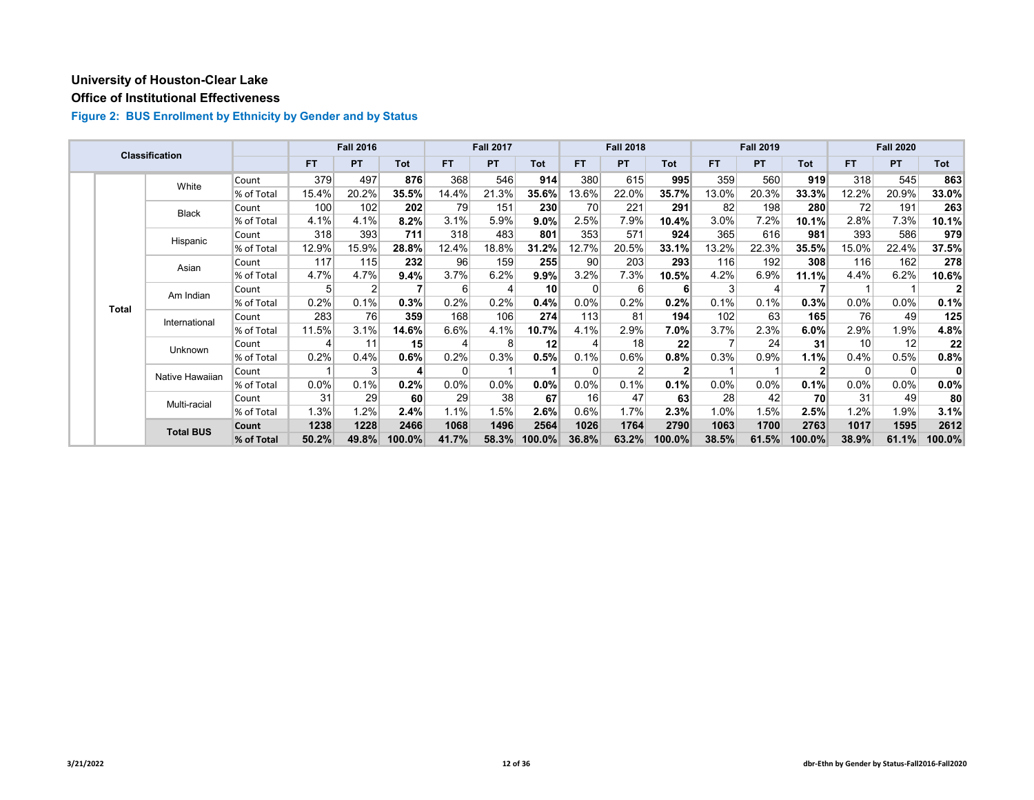**University of Houston-Clear Lake**

**Office of Institutional Effectiveness**

### Figure 2: BUS Enrollment by Ethnicity by Gender and by Status

| Classification | | | | Fall 2016 | | | Fall 2017 | | | Fall 2018 | | | Fall 2019 | | | Fall 2020 | | |
|---|---|---|---|---|---|---|---|---|---|---|---|---|---|---|---|---|---|---|
| | | | | FT | PT | Tot | FT | PT | Tot | FT | PT | Tot | FT | PT | Tot | FT | PT | Tot |
| | Total | White | Count | 379 | 497 | **876** | 368 | 546 | **914** | 380 | 615 | **995** | 359 | 560 | **919** | 318 | 545 | **863** |
| | | | % of Total | 15.4% | 20.2% | **35.5%** | 14.4% | 21.3% | **35.6%** | 13.6% | 22.0% | **35.7%** | 13.0% | 20.3% | **33.3%** | 12.2% | 20.9% | **33.0%** |
| | | Black | Count | 100 | 102 | **202** | 79 | 151 | **230** | 70 | 221 | **291** | 82 | 198 | **280** | 72 | 191 | **263** |
| | | | % of Total | 4.1% | 4.1% | **8.2%** | 3.1% | 5.9% | **9.0%** | 2.5% | 7.9% | **10.4%** | 3.0% | 7.2% | **10.1%** | 2.8% | 7.3% | **10.1%** |
| | | Hispanic | Count | 318 | 393 | **711** | 318 | 483 | **801** | 353 | 571 | **924** | 365 | 616 | **981** | 393 | 586 | **979** |
| | | | % of Total | 12.9% | 15.9% | **28.8%** | 12.4% | 18.8% | **31.2%** | 12.7% | 20.5% | **33.1%** | 13.2% | 22.3% | **35.5%** | 15.0% | 22.4% | **37.5%** |
| | | Asian | Count | 117 | 115 | **232** | 96 | 159 | **255** | 90 | 203 | **293** | 116 | 192 | **308** | 116 | 162 | **278** |
| | | | % of Total | 4.7% | 4.7% | **9.4%** | 3.7% | 6.2% | **9.9%** | 3.2% | 7.3% | **10.5%** | 4.2% | 6.9% | **11.1%** | 4.4% | 6.2% | **10.6%** |
| | | Am Indian | Count | 5 | 2 | **7** | 6 | 4 | **10** | 0 | 6 | **6** | 3 | 4 | **7** | 1 | 1 | **2** |
| | | | % of Total | 0.2% | 0.1% | **0.3%** | 0.2% | 0.2% | **0.4%** | 0.0% | 0.2% | **0.2%** | 0.1% | 0.1% | **0.3%** | 0.0% | 0.0% | **0.1%** |
| | | International | Count | 283 | 76 | **359** | 168 | 106 | **274** | 113 | 81 | **194** | 102 | 63 | **165** | 76 | 49 | **125** |
| | | | % of Total | 11.5% | 3.1% | **14.6%** | 6.6% | 4.1% | **10.7%** | 4.1% | 2.9% | **7.0%** | 3.7% | 2.3% | **6.0%** | 2.9% | 1.9% | **4.8%** |
| | | Unknown | Count | 4 | 11 | **15** | 4 | 8 | **12** | 4 | 18 | **22** | 7 | 24 | **31** | 10 | 12 | **22** |
| | | | % of Total | 0.2% | 0.4% | **0.6%** | 0.2% | 0.3% | **0.5%** | 0.1% | 0.6% | **0.8%** | 0.3% | 0.9% | **1.1%** | 0.4% | 0.5% | **0.8%** |
| | | Native Hawaiian | Count | 1 | 3 | **4** | 0 | 1 | **1** | 0 | 2 | **2** | 1 | 1 | **2** | 0 | 0 | **0** |
| | | | % of Total | 0.0% | 0.1% | **0.2%** | 0.0% | 0.0% | **0.0%** | 0.0% | 0.1% | **0.1%** | 0.0% | 0.0% | **0.1%** | 0.0% | 0.0% | **0.0%** |
| | | Multi-racial | Count | 31 | 29 | **60** | 29 | 38 | **67** | 16 | 47 | **63** | 28 | 42 | **70** | 31 | 49 | **80** |
| | | | % of Total | 1.3% | 1.2% | **2.4%** | 1.1% | 1.5% | **2.6%** | 0.6% | 1.7% | **2.3%** | 1.0% | 1.5% | **2.5%** | 1.2% | 1.9% | **3.1%** |
| | | **Total BUS** | **Count** | **1238** | **1228** | **2466** | **1068** | **1496** | **2564** | **1026** | **1764** | **2790** | **1063** | **1700** | **2763** | **1017** | **1595** | **2612** |
| | | | **% of Total** | **50.2%** | **49.8%** | **100.0%** | **41.7%** | **58.3%** | **100.0%** | **36.8%** | **63.2%** | **100.0%** | **38.5%** | **61.5%** | **100.0%** | **38.9%** | **61.1%** | **100.0%** |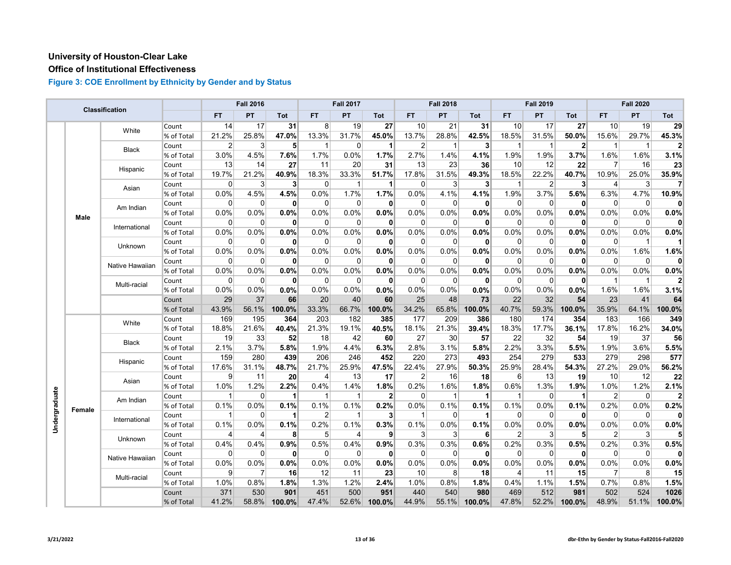**University of Houston-Clear Lake**

**Office of Institutional Effectiveness**

### Figure 3: COE Enrollment by Ethnicity by Gender and by Status

| Classification | | | | Fall 2016 | | | Fall 2017 | | | Fall 2018 | | | Fall 2019 | | | Fall 2020 | | |
|---|---|---|---|---|---|---|---|---|---|---|---|---|---|---|---|---|---|---|
| | | | | FT | PT | Tot | FT | PT | Tot | FT | PT | Tot | FT | PT | Tot | FT | PT | Tot |
| Undergraduate | Male | White | Count | 14 | 17 | **31** | 8 | 19 | **27** | 10 | 21 | **31** | 10 | 17 | **27** | 10 | 19 | **29** |
| | | | % of Total | 21.2% | 25.8% | **47.0%** | 13.3% | 31.7% | **45.0%** | 13.7% | 28.8% | **42.5%** | 18.5% | 31.5% | **50.0%** | 15.6% | 29.7% | **45.3%** |
| | | Black | Count | 2 | 3 | **5** | 1 | 0 | **1** | 2 | 1 | **3** | 1 | 1 | **2** | 1 | 1 | **2** |
| | | | % of Total | 3.0% | 4.5% | **7.6%** | 1.7% | 0.0% | **1.7%** | 2.7% | 1.4% | **4.1%** | 1.9% | 1.9% | **3.7%** | 1.6% | 1.6% | **3.1%** |
| | | Hispanic | Count | 13 | 14 | **27** | 11 | 20 | **31** | 13 | 23 | **36** | 10 | 12 | **22** | 7 | 16 | **23** |
| | | | % of Total | 19.7% | 21.2% | **40.9%** | 18.3% | 33.3% | **51.7%** | 17.8% | 31.5% | **49.3%** | 18.5% | 22.2% | **40.7%** | 10.9% | 25.0% | **35.9%** |
| | | Asian | Count | 0 | 3 | **3** | 0 | 1 | **1** | 0 | 3 | **3** | 1 | 2 | **3** | 4 | 3 | **7** |
| | | | % of Total | 0.0% | 4.5% | **4.5%** | 0.0% | 1.7% | **1.7%** | 0.0% | 4.1% | **4.1%** | 1.9% | 3.7% | **5.6%** | 6.3% | 4.7% | **10.9%** |
| | | Am Indian | Count | 0 | 0 | **0** | 0 | 0 | **0** | 0 | 0 | **0** | 0 | 0 | **0** | 0 | 0 | **0** |
| | | | % of Total | 0.0% | 0.0% | **0.0%** | 0.0% | 0.0% | **0.0%** | 0.0% | 0.0% | **0.0%** | 0.0% | 0.0% | **0.0%** | 0.0% | 0.0% | **0.0%** |
| | | International | Count | 0 | 0 | **0** | 0 | 0 | **0** | 0 | 0 | **0** | 0 | 0 | **0** | 0 | 0 | **0** |
| | | | % of Total | 0.0% | 0.0% | **0.0%** | 0.0% | 0.0% | **0.0%** | 0.0% | 0.0% | **0.0%** | 0.0% | 0.0% | **0.0%** | 0.0% | 0.0% | **0.0%** |
| | | Unknown | Count | 0 | 0 | **0** | 0 | 0 | **0** | 0 | 0 | **0** | 0 | 0 | **0** | 0 | 1 | **1** |
| | | | % of Total | 0.0% | 0.0% | **0.0%** | 0.0% | 0.0% | **0.0%** | 0.0% | 0.0% | **0.0%** | 0.0% | 0.0% | **0.0%** | 0.0% | 1.6% | **1.6%** |
| | | Native Hawaiian | Count | 0 | 0 | **0** | 0 | 0 | **0** | 0 | 0 | **0** | 0 | 0 | **0** | 0 | 0 | **0** |
| | | | % of Total | 0.0% | 0.0% | **0.0%** | 0.0% | 0.0% | **0.0%** | 0.0% | 0.0% | **0.0%** | 0.0% | 0.0% | **0.0%** | 0.0% | 0.0% | **0.0%** |
| | | Multi-racial | Count | 0 | 0 | **0** | 0 | 0 | **0** | 0 | 0 | **0** | 0 | 0 | **0** | 1 | 1 | **2** |
| | | | % of Total | 0.0% | 0.0% | **0.0%** | 0.0% | 0.0% | **0.0%** | 0.0% | 0.0% | **0.0%** | 0.0% | 0.0% | **0.0%** | 1.6% | 1.6% | **3.1%** |
| | | | Count | 29 | 37 | **66** | 20 | 40 | **60** | 25 | 48 | **73** | 22 | 32 | **54** | 23 | 41 | **64** |
| | | | % of Total | 43.9% | 56.1% | **100.0%** | 33.3% | 66.7% | **100.0%** | 34.2% | 65.8% | **100.0%** | 40.7% | 59.3% | **100.0%** | 35.9% | 64.1% | **100.0%** |
| | Female | White | Count | 169 | 195 | **364** | 203 | 182 | **385** | 177 | 209 | **386** | 180 | 174 | **354** | 183 | 166 | **349** |
| | | | % of Total | 18.8% | 21.6% | **40.4%** | 21.3% | 19.1% | **40.5%** | 18.1% | 21.3% | **39.4%** | 18.3% | 17.7% | **36.1%** | 17.8% | 16.2% | **34.0%** |
| | | Black | Count | 19 | 33 | **52** | 18 | 42 | **60** | 27 | 30 | **57** | 22 | 32 | **54** | 19 | 37 | **56** |
| | | | % of Total | 2.1% | 3.7% | **5.8%** | 1.9% | 4.4% | **6.3%** | 2.8% | 3.1% | **5.8%** | 2.2% | 3.3% | **5.5%** | 1.9% | 3.6% | **5.5%** |
| | | Hispanic | Count | 159 | 280 | **439** | 206 | 246 | **452** | 220 | 273 | **493** | 254 | 279 | **533** | 279 | 298 | **577** |
| | | | % of Total | 17.6% | 31.1% | **48.7%** | 21.7% | 25.9% | **47.5%** | 22.4% | 27.9% | **50.3%** | 25.9% | 28.4% | **54.3%** | 27.2% | 29.0% | **56.2%** |
| | | Asian | Count | 9 | 11 | **20** | 4 | 13 | **17** | 2 | 16 | **18** | 6 | 13 | **19** | 10 | 12 | **22** |
| | | | % of Total | 1.0% | 1.2% | **2.2%** | 0.4% | 1.4% | **1.8%** | 0.2% | 1.6% | **1.8%** | 0.6% | 1.3% | **1.9%** | 1.0% | 1.2% | **2.1%** |
| | | Am Indian | Count | 1 | 0 | **1** | 1 | 1 | **2** | 0 | 1 | **1** | 1 | 0 | **1** | 2 | 0 | **2** |
| | | | % of Total | 0.1% | 0.0% | **0.1%** | 0.1% | 0.1% | **0.2%** | 0.0% | 0.1% | **0.1%** | 0.1% | 0.0% | **0.1%** | 0.2% | 0.0% | **0.2%** |
| | | International | Count | 1 | 0 | **1** | 2 | 1 | **3** | 1 | 0 | **1** | 0 | 0 | **0** | 0 | 0 | **0** |
| | | | % of Total | 0.1% | 0.0% | **0.1%** | 0.2% | 0.1% | **0.3%** | 0.1% | 0.0% | **0.1%** | 0.0% | 0.0% | **0.0%** | 0.0% | 0.0% | **0.0%** |
| | | Unknown | Count | 4 | 4 | **8** | 5 | 4 | **9** | 3 | 3 | **6** | 2 | 3 | **5** | 2 | 3 | **5** |
| | | | % of Total | 0.4% | 0.4% | **0.9%** | 0.5% | 0.4% | **0.9%** | 0.3% | 0.3% | **0.6%** | 0.2% | 0.3% | **0.5%** | 0.2% | 0.3% | **0.5%** |
| | | Native Hawaiian | Count | 0 | 0 | **0** | 0 | 0 | **0** | 0 | 0 | **0** | 0 | 0 | **0** | 0 | 0 | **0** |
| | | | % of Total | 0.0% | 0.0% | **0.0%** | 0.0% | 0.0% | **0.0%** | 0.0% | 0.0% | **0.0%** | 0.0% | 0.0% | **0.0%** | 0.0% | 0.0% | **0.0%** |
| | | Multi-racial | Count | 9 | 7 | **16** | 12 | 11 | **23** | 10 | 8 | **18** | 4 | 11 | **15** | 7 | 8 | **15** |
| | | | % of Total | 1.0% | 0.8% | **1.8%** | 1.3% | 1.2% | **2.4%** | 1.0% | 0.8% | **1.8%** | 0.4% | 1.1% | **1.5%** | 0.7% | 0.8% | **1.5%** |
| | | | Count | 371 | 530 | **901** | 451 | 500 | **951** | 440 | 540 | **980** | 469 | 512 | **981** | 502 | 524 | **1026** |
| | | | % of Total | 41.2% | 58.8% | **100.0%** | 47.4% | 52.6% | **100.0%** | 44.9% | 55.1% | **100.0%** | 47.8% | 52.2% | **100.0%** | 48.9% | 51.1% | **100.0%** |

3/21/2022

dbr-Ethn by Gender by Status-Fall2016-Fall2020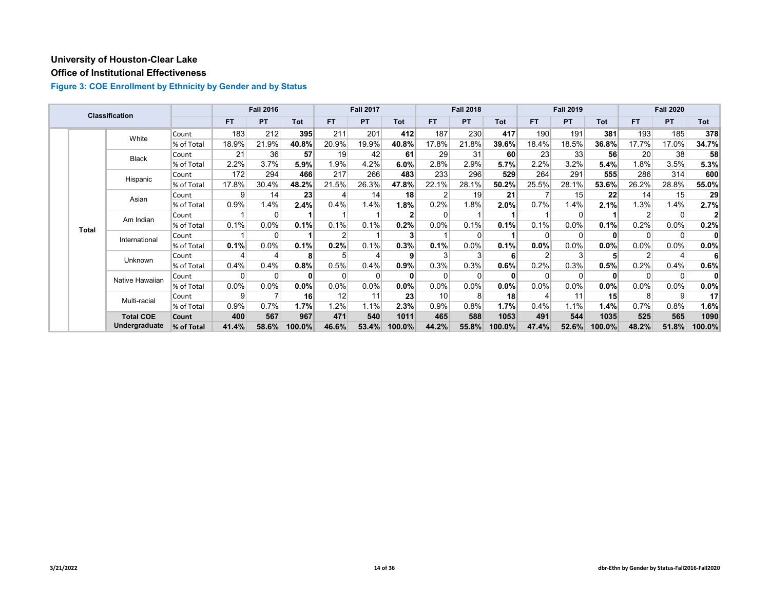**University of Houston-Clear Lake**

**Office of Institutional Effectiveness**

**Figure 3: COE Enrollment by Ethnicity by Gender and by Status**

| Classification | | | Fall 2016 | | | Fall 2017 | | | Fall 2018 | | | Fall 2019 | | | Fall 2020 | | |
|---|---|---|---|---|---|---|---|---|---|---|---|---|---|---|---|---|---|
| | | | FT | PT | Tot | FT | PT | Tot | FT | PT | Tot | FT | PT | Tot | FT | PT | Tot |
| **Total** | White | Count | 183 | 212 | **395** | 211 | 201 | **412** | 187 | 230 | **417** | 190 | 191 | **381** | 193 | 185 | **378** |
| | | % of Total | 18.9% | 21.9% | **40.8%** | 20.9% | 19.9% | **40.8%** | 17.8% | 21.8% | **39.6%** | 18.4% | 18.5% | **36.8%** | 17.7% | 17.0% | **34.7%** |
| | Black | Count | 21 | 36 | **57** | 19 | 42 | **61** | 29 | 31 | **60** | 23 | 33 | **56** | 20 | 38 | **58** |
| | | % of Total | 2.2% | 3.7% | **5.9%** | 1.9% | 4.2% | **6.0%** | 2.8% | 2.9% | **5.7%** | 2.2% | 3.2% | **5.4%** | 1.8% | 3.5% | **5.3%** |
| | Hispanic | Count | 172 | 294 | **466** | 217 | 266 | **483** | 233 | 296 | **529** | 264 | 291 | **555** | 286 | 314 | **600** |
| | | % of Total | 17.8% | 30.4% | **48.2%** | 21.5% | 26.3% | **47.8%** | 22.1% | 28.1% | **50.2%** | 25.5% | 28.1% | **53.6%** | 26.2% | 28.8% | **55.0%** |
| | Asian | Count | 9 | 14 | **23** | 4 | 14 | **18** | 2 | 19 | **21** | 7 | 15 | **22** | 14 | 15 | **29** |
| | | % of Total | 0.9% | 1.4% | **2.4%** | 0.4% | 1.4% | **1.8%** | 0.2% | 1.8% | **2.0%** | 0.7% | 1.4% | **2.1%** | 1.3% | 1.4% | **2.7%** |
| | Am Indian | Count | 1 | 0 | **1** | 1 | 1 | **2** | 0 | 1 | **1** | 1 | 0 | **1** | 2 | 0 | **2** |
| | | % of Total | 0.1% | 0.0% | **0.1%** | 0.1% | 0.1% | **0.2%** | 0.0% | 0.1% | **0.1%** | 0.1% | 0.0% | **0.1%** | 0.2% | 0.0% | **0.2%** |
| | International | Count | 1 | 0 | **1** | 2 | 1 | **3** | 1 | 0 | **1** | 0 | 0 | **0** | 0 | 0 | **0** |
| | | % of Total | **0.1%** | 0.0% | **0.1%** | **0.2%** | 0.1% | **0.3%** | **0.1%** | 0.0% | **0.1%** | **0.0%** | 0.0% | **0.0%** | 0.0% | 0.0% | **0.0%** |
| | Unknown | Count | 4 | 4 | **8** | 5 | 4 | **9** | 3 | 3 | **6** | 2 | 3 | **5** | 2 | 4 | **6** |
| | | % of Total | 0.4% | 0.4% | **0.8%** | 0.5% | 0.4% | **0.9%** | 0.3% | 0.3% | **0.6%** | 0.2% | 0.3% | **0.5%** | 0.2% | 0.4% | **0.6%** |
| | Native Hawaiian | Count | 0 | 0 | **0** | 0 | 0 | **0** | 0 | 0 | **0** | 0 | 0 | **0** | 0 | 0 | **0** |
| | | % of Total | 0.0% | 0.0% | **0.0%** | 0.0% | 0.0% | **0.0%** | 0.0% | 0.0% | **0.0%** | 0.0% | 0.0% | **0.0%** | 0.0% | 0.0% | **0.0%** |
| | Multi-racial | Count | 9 | 7 | **16** | 12 | 11 | **23** | 10 | 8 | **18** | 4 | 11 | **15** | 8 | 9 | **17** |
| | | % of Total | 0.9% | 0.7% | **1.7%** | 1.2% | 1.1% | **2.3%** | 0.9% | 0.8% | **1.7%** | 0.4% | 1.1% | **1.4%** | 0.7% | 0.8% | **1.6%** |
| | **Total COE Undergraduate** | **Count** | **400** | **567** | **967** | **471** | **540** | **1011** | **465** | **588** | **1053** | **491** | **544** | **1035** | **525** | **565** | **1090** |
| | | **% of Total** | **41.4%** | **58.6%** | **100.0%** | **46.6%** | **53.4%** | **100.0%** | **44.2%** | **55.8%** | **100.0%** | **47.4%** | **52.6%** | **100.0%** | **48.2%** | **51.8%** | **100.0%** |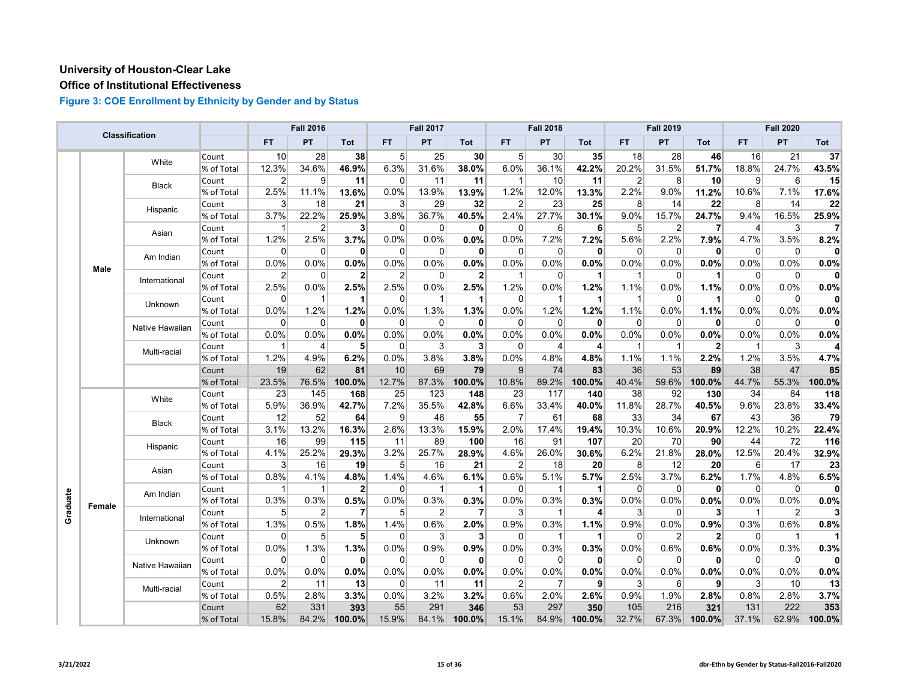## University of Houston-Clear Lake

## Office of Institutional Effectiveness

### Figure 3: COE Enrollment by Ethnicity by Gender and by Status

| Classification | | | | Fall 2016 | | | Fall 2017 | | | Fall 2018 | | | Fall 2019 | | | Fall 2020 | | |
|---|---|---|---|---|---|---|---|---|---|---|---|---|---|---|---|---|---|---|
| | | | | FT | PT | Tot | FT | PT | Tot | FT | PT | Tot | FT | PT | Tot | FT | PT | Tot |
| Graduate | Male | White | Count | 10 | 28 | **38** | 5 | 25 | **30** | 5 | 30 | **35** | 18 | 28 | **46** | 16 | 21 | **37** |
| | | | % of Total | 12.3% | 34.6% | **46.9%** | 6.3% | 31.6% | **38.0%** | 6.0% | 36.1% | **42.2%** | 20.2% | 31.5% | **51.7%** | 18.8% | 24.7% | **43.5%** |
| | | Black | Count | 2 | 9 | **11** | 0 | 11 | **11** | 1 | 10 | **11** | 2 | 8 | **10** | 9 | 6 | **15** |
| | | | % of Total | 2.5% | 11.1% | **13.6%** | 0.0% | 13.9% | **13.9%** | 1.2% | 12.0% | **13.3%** | 2.2% | 9.0% | **11.2%** | 10.6% | 7.1% | **17.6%** |
| | | Hispanic | Count | 3 | 18 | **21** | 3 | 29 | **32** | 2 | 23 | **25** | 8 | 14 | **22** | 8 | 14 | **22** |
| | | | % of Total | 3.7% | 22.2% | **25.9%** | 3.8% | 36.7% | **40.5%** | 2.4% | 27.7% | **30.1%** | 9.0% | 15.7% | **24.7%** | 9.4% | 16.5% | **25.9%** |
| | | Asian | Count | 1 | 2 | **3** | 0 | 0 | **0** | 0 | 6 | **6** | 5 | 2 | **7** | 4 | 3 | **7** |
| | | | % of Total | 1.2% | 2.5% | **3.7%** | 0.0% | 0.0% | **0.0%** | 0.0% | 7.2% | **7.2%** | 5.6% | 2.2% | **7.9%** | 4.7% | 3.5% | **8.2%** |
| | | Am Indian | Count | 0 | 0 | **0** | 0 | 0 | **0** | 0 | 0 | **0** | 0 | 0 | **0** | 0 | 0 | **0** |
| | | | % of Total | 0.0% | 0.0% | **0.0%** | 0.0% | 0.0% | **0.0%** | 0.0% | 0.0% | **0.0%** | 0.0% | 0.0% | **0.0%** | 0.0% | 0.0% | **0.0%** |
| | | International | Count | 2 | 0 | **2** | 2 | 0 | **2** | 1 | 0 | **1** | 1 | 0 | **1** | 0 | 0 | **0** |
| | | | % of Total | 2.5% | 0.0% | **2.5%** | 2.5% | 0.0% | **2.5%** | 1.2% | 0.0% | **1.2%** | 1.1% | 0.0% | **1.1%** | 0.0% | 0.0% | **0.0%** |
| | | Unknown | Count | 0 | 1 | **1** | 0 | 1 | **1** | 0 | 1 | **1** | 1 | 0 | **1** | 0 | 0 | **0** |
| | | | % of Total | 0.0% | 1.2% | **1.2%** | 0.0% | 1.3% | **1.3%** | 0.0% | 1.2% | **1.2%** | 1.1% | 0.0% | **1.1%** | 0.0% | 0.0% | **0.0%** |
| | | Native Hawaiian | Count | 0 | 0 | **0** | 0 | 0 | **0** | 0 | 0 | **0** | 0 | 0 | **0** | 0 | 0 | **0** |
| | | | % of Total | 0.0% | 0.0% | **0.0%** | 0.0% | 0.0% | **0.0%** | 0.0% | 0.0% | **0.0%** | 0.0% | 0.0% | **0.0%** | 0.0% | 0.0% | **0.0%** |
| | | Multi-racial | Count | 1 | 4 | **5** | 0 | 3 | **3** | 0 | 4 | **4** | 1 | 1 | **2** | 1 | 3 | **4** |
| | | | % of Total | 1.2% | 4.9% | **6.2%** | 0.0% | 3.8% | **3.8%** | 0.0% | 4.8% | **4.8%** | 1.1% | 1.1% | **2.2%** | 1.2% | 3.5% | **4.7%** |
| | | | Count | 19 | 62 | **81** | 10 | 69 | **79** | 9 | 74 | **83** | 36 | 53 | **89** | 38 | 47 | **85** |
| | | | % of Total | 23.5% | 76.5% | **100.0%** | 12.7% | 87.3% | **100.0%** | 10.8% | 89.2% | **100.0%** | 40.4% | 59.6% | **100.0%** | 44.7% | 55.3% | **100.0%** |
| | Female | White | Count | 23 | 145 | **168** | 25 | 123 | **148** | 23 | 117 | **140** | 38 | 92 | **130** | 34 | 84 | **118** |
| | | | % of Total | 5.9% | 36.9% | **42.7%** | 7.2% | 35.5% | **42.8%** | 6.6% | 33.4% | **40.0%** | 11.8% | 28.7% | **40.5%** | 9.6% | 23.8% | **33.4%** |
| | | Black | Count | 12 | 52 | **64** | 9 | 46 | **55** | 7 | 61 | **68** | 33 | 34 | **67** | 43 | 36 | **79** |
| | | | % of Total | 3.1% | 13.2% | **16.3%** | 2.6% | 13.3% | **15.9%** | 2.0% | 17.4% | **19.4%** | 10.3% | 10.6% | **20.9%** | 12.2% | 10.2% | **22.4%** |
| | | Hispanic | Count | 16 | 99 | **115** | 11 | 89 | **100** | 16 | 91 | **107** | 20 | 70 | **90** | 44 | 72 | **116** |
| | | | % of Total | 4.1% | 25.2% | **29.3%** | 3.2% | 25.7% | **28.9%** | 4.6% | 26.0% | **30.6%** | 6.2% | 21.8% | **28.0%** | 12.5% | 20.4% | **32.9%** |
| | | Asian | Count | 3 | 16 | **19** | 5 | 16 | **21** | 2 | 18 | **20** | 8 | 12 | **20** | 6 | 17 | **23** |
| | | | % of Total | 0.8% | 4.1% | **4.8%** | 1.4% | 4.6% | **6.1%** | 0.6% | 5.1% | **5.7%** | 2.5% | 3.7% | **6.2%** | 1.7% | 4.8% | **6.5%** |
| | | Am Indian | Count | 1 | 1 | **2** | 0 | 1 | **1** | 0 | 1 | **1** | 0 | 0 | **0** | 0 | 0 | **0** |
| | | | % of Total | 0.3% | 0.3% | **0.5%** | 0.0% | 0.3% | **0.3%** | 0.0% | 0.3% | **0.3%** | 0.0% | 0.0% | **0.0%** | 0.0% | 0.0% | **0.0%** |
| | | International | Count | 5 | 2 | **7** | 5 | 2 | **7** | 3 | 1 | **4** | 3 | 0 | **3** | 1 | 2 | **3** |
| | | | % of Total | 1.3% | 0.5% | **1.8%** | 1.4% | 0.6% | **2.0%** | 0.9% | 0.3% | **1.1%** | 0.9% | 0.0% | **0.9%** | 0.3% | 0.6% | **0.8%** |
| | | Unknown | Count | 0 | 5 | **5** | 0 | 3 | **3** | 0 | 1 | **1** | 0 | 2 | **2** | 0 | 1 | **1** |
| | | | % of Total | 0.0% | 1.3% | **1.3%** | 0.0% | 0.9% | **0.9%** | 0.0% | 0.3% | **0.3%** | 0.0% | 0.6% | **0.6%** | 0.0% | 0.3% | **0.3%** |
| | | Native Hawaiian | Count | 0 | 0 | **0** | 0 | 0 | **0** | 0 | 0 | **0** | 0 | 0 | **0** | 0 | 0 | **0** |
| | | | % of Total | 0.0% | 0.0% | **0.0%** | 0.0% | 0.0% | **0.0%** | 0.0% | 0.0% | **0.0%** | 0.0% | 0.0% | **0.0%** | 0.0% | 0.0% | **0.0%** |
| | | Multi-racial | Count | 2 | 11 | **13** | 0 | 11 | **11** | 2 | 7 | **9** | 3 | 6 | **9** | 3 | 10 | **13** |
| | | | % of Total | 0.5% | 2.8% | **3.3%** | 0.0% | 3.2% | **3.2%** | 0.6% | 2.0% | **2.6%** | 0.9% | 1.9% | **2.8%** | 0.8% | 2.8% | **3.7%** |
| | | | Count | 62 | 331 | **393** | 55 | 291 | **346** | 53 | 297 | **350** | 105 | 216 | **321** | 131 | 222 | **353** |
| | | | % of Total | 15.8% | 84.2% | **100.0%** | 15.9% | 84.1% | **100.0%** | 15.1% | 84.9% | **100.0%** | 32.7% | 67.3% | **100.0%** | 37.1% | 62.9% | **100.0%** |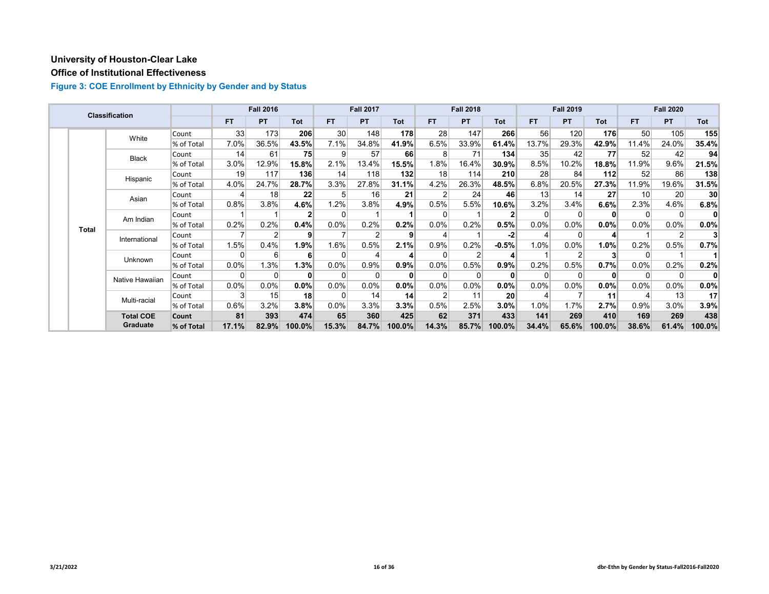# University of Houston-Clear Lake

## Office of Institutional Effectiveness

### Figure 3: COE Enrollment by Ethnicity by Gender and by Status

| Classification | | | | Fall 2016 | | | Fall 2017 | | | Fall 2018 | | | Fall 2019 | | | Fall 2020 | | |
|---|---|---|---|---|---|---|---|---|---|---|---|---|---|---|---|---|---|---|
| | | | | FT | PT | Tot | FT | PT | Tot | FT | PT | Tot | FT | PT | Tot | FT | PT | Tot |
| | Total | White | Count | 33 | 173 | **206** | 30 | 148 | **178** | 28 | 147 | **266** | 56 | 120 | **176** | 50 | 105 | **155** |
| | | | % of Total | 7.0% | 36.5% | **43.5%** | 7.1% | 34.8% | **41.9%** | 6.5% | 33.9% | **61.4%** | 13.7% | 29.3% | **42.9%** | 11.4% | 24.0% | **35.4%** |
| | | Black | Count | 14 | 61 | **75** | 9 | 57 | **66** | 8 | 71 | **134** | 35 | 42 | **77** | 52 | 42 | **94** |
| | | | % of Total | 3.0% | 12.9% | **15.8%** | 2.1% | 13.4% | **15.5%** | 1.8% | 16.4% | **30.9%** | 8.5% | 10.2% | **18.8%** | 11.9% | 9.6% | **21.5%** |
| | | Hispanic | Count | 19 | 117 | **136** | 14 | 118 | **132** | 18 | 114 | **210** | 28 | 84 | **112** | 52 | 86 | **138** |
| | | | % of Total | 4.0% | 24.7% | **28.7%** | 3.3% | 27.8% | **31.1%** | 4.2% | 26.3% | **48.5%** | 6.8% | 20.5% | **27.3%** | 11.9% | 19.6% | **31.5%** |
| | | Asian | Count | 4 | 18 | **22** | 5 | 16 | **21** | 2 | 24 | **46** | 13 | 14 | **27** | 10 | 20 | **30** |
| | | | % of Total | 0.8% | 3.8% | **4.6%** | 1.2% | 3.8% | **4.9%** | 0.5% | 5.5% | **10.6%** | 3.2% | 3.4% | **6.6%** | 2.3% | 4.6% | **6.8%** |
| | | Am Indian | Count | 1 | 1 | **2** | 0 | 1 | **1** | 0 | 1 | **2** | 0 | 0 | **0** | 0 | 0 | **0** |
| | | | % of Total | 0.2% | 0.2% | **0.4%** | 0.0% | 0.2% | **0.2%** | 0.0% | 0.2% | **0.5%** | 0.0% | 0.0% | **0.0%** | 0.0% | 0.0% | **0.0%** |
| | | International | Count | 7 | 2 | **9** | 7 | 2 | **9** | 4 | 1 | **-2** | 4 | 0 | **4** | 1 | 2 | **3** |
| | | | % of Total | 1.5% | 0.4% | **1.9%** | 1.6% | 0.5% | **2.1%** | 0.9% | 0.2% | **-0.5%** | 1.0% | 0.0% | **1.0%** | 0.2% | 0.5% | **0.7%** |
| | | Unknown | Count | 0 | 6 | **6** | 0 | 4 | **4** | 0 | 2 | **4** | 1 | 2 | **3** | 0 | 1 | **1** |
| | | | % of Total | 0.0% | 1.3% | **1.3%** | 0.0% | 0.9% | **0.9%** | 0.0% | 0.5% | **0.9%** | 0.2% | 0.5% | **0.7%** | 0.0% | 0.2% | **0.2%** |
| | | Native Hawaiian | Count | 0 | 0 | **0** | 0 | 0 | **0** | 0 | 0 | **0** | 0 | 0 | **0** | 0 | 0 | **0** |
| | | | % of Total | 0.0% | 0.0% | **0.0%** | 0.0% | 0.0% | **0.0%** | 0.0% | 0.0% | **0.0%** | 0.0% | 0.0% | **0.0%** | 0.0% | 0.0% | **0.0%** |
| | | Multi-racial | Count | 3 | 15 | **18** | 0 | 14 | **14** | 2 | 11 | **20** | 4 | 7 | **11** | 4 | 13 | **17** |
| | | | % of Total | 0.6% | 3.2% | **3.8%** | 0.0% | 3.3% | **3.3%** | 0.5% | 2.5% | **3.0%** | 1.0% | 1.7% | **2.7%** | 0.9% | 3.0% | **3.9%** |
| | | **Total COE Graduate** | **Count** | **81** | **393** | **474** | **65** | **360** | **425** | **62** | **371** | **433** | **141** | **269** | **410** | **169** | **269** | **438** |
| | | | **% of Total** | **17.1%** | **82.9%** | **100.0%** | **15.3%** | **84.7%** | **100.0%** | **14.3%** | **85.7%** | **100.0%** | **34.4%** | **65.6%** | **100.0%** | **38.6%** | **61.4%** | **100.0%** |

3/21/2022

dbr-Ethn by Gender by Status-Fall2016-Fall2020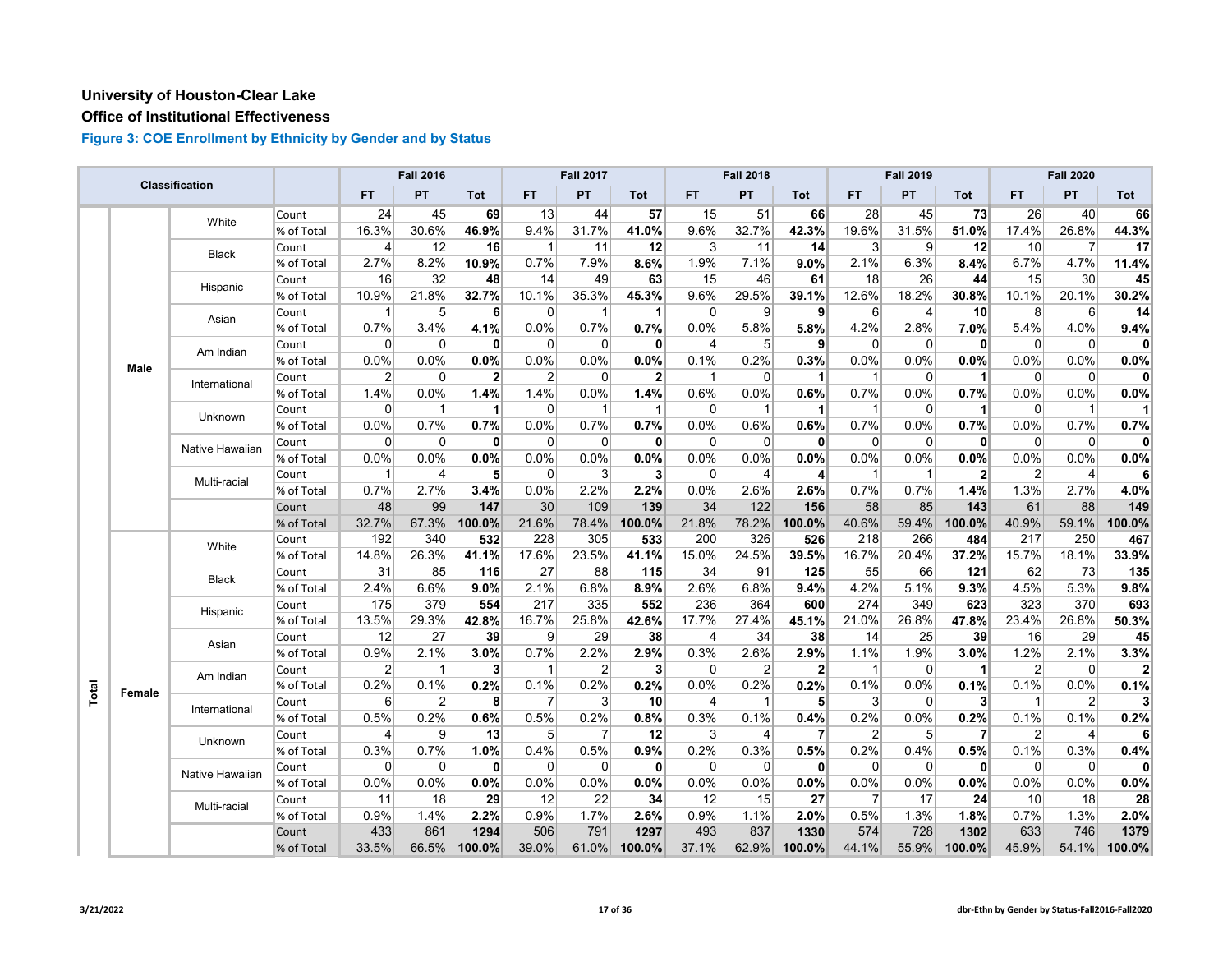**University of Houston-Clear Lake**

**Office of Institutional Effectiveness**

### Figure 3: COE Enrollment by Ethnicity by Gender and by Status

| Classification | | | | Fall 2016 | | | Fall 2017 | | | Fall 2018 | | | Fall 2019 | | | Fall 2020 | | |
|---|---|---|---|---|---|---|---|---|---|---|---|---|---|---|---|---|---|---|
| | | | | FT | PT | Tot | FT | PT | Tot | FT | PT | Tot | FT | PT | Tot | FT | PT | Tot |
| Total | Male | White | Count | 24 | 45 | **69** | 13 | 44 | **57** | 15 | 51 | **66** | 28 | 45 | **73** | 26 | 40 | **66** |
| | | | % of Total | 16.3% | 30.6% | **46.9%** | 9.4% | 31.7% | **41.0%** | 9.6% | 32.7% | **42.3%** | 19.6% | 31.5% | **51.0%** | 17.4% | 26.8% | **44.3%** |
| | | Black | Count | 4 | 12 | **16** | 1 | 11 | **12** | 3 | 11 | **14** | 3 | 9 | **12** | 10 | 7 | **17** |
| | | | % of Total | 2.7% | 8.2% | **10.9%** | 0.7% | 7.9% | **8.6%** | 1.9% | 7.1% | **9.0%** | 2.1% | 6.3% | **8.4%** | 6.7% | 4.7% | **11.4%** |
| | | Hispanic | Count | 16 | 32 | **48** | 14 | 49 | **63** | 15 | 46 | **61** | 18 | 26 | **44** | 15 | 30 | **45** |
| | | | % of Total | 10.9% | 21.8% | **32.7%** | 10.1% | 35.3% | **45.3%** | 9.6% | 29.5% | **39.1%** | 12.6% | 18.2% | **30.8%** | 10.1% | 20.1% | **30.2%** |
| | | Asian | Count | 1 | 5 | **6** | 0 | 1 | **1** | 0 | 9 | **9** | 6 | 4 | **10** | 8 | 6 | **14** |
| | | | % of Total | 0.7% | 3.4% | **4.1%** | 0.0% | 0.7% | **0.7%** | 0.0% | 5.8% | **5.8%** | 4.2% | 2.8% | **7.0%** | 5.4% | 4.0% | **9.4%** |
| | | Am Indian | Count | 0 | 0 | **0** | 0 | 0 | **0** | 4 | 5 | **9** | 0 | 0 | **0** | 0 | 0 | **0** |
| | | | % of Total | 0.0% | 0.0% | **0.0%** | 0.0% | 0.0% | **0.0%** | 0.1% | 0.2% | **0.3%** | 0.0% | 0.0% | **0.0%** | 0.0% | 0.0% | **0.0%** |
| | | International | Count | 2 | 0 | **2** | 2 | 0 | **2** | 1 | 0 | **1** | 1 | 0 | **1** | 0 | 0 | **0** |
| | | | % of Total | 1.4% | 0.0% | **1.4%** | 1.4% | 0.0% | **1.4%** | 0.6% | 0.0% | **0.6%** | 0.7% | 0.0% | **0.7%** | 0.0% | 0.0% | **0.0%** |
| | | Unknown | Count | 0 | 1 | **1** | 0 | 1 | **1** | 0 | 1 | **1** | 1 | 0 | **1** | 0 | 1 | **1** |
| | | | % of Total | 0.0% | 0.7% | **0.7%** | 0.0% | 0.7% | **0.7%** | 0.0% | 0.6% | **0.6%** | 0.7% | 0.0% | **0.7%** | 0.0% | 0.7% | **0.7%** |
| | | Native Hawaiian | Count | 0 | 0 | **0** | 0 | 0 | **0** | 0 | 0 | **0** | 0 | 0 | **0** | 0 | 0 | **0** |
| | | | % of Total | 0.0% | 0.0% | **0.0%** | 0.0% | 0.0% | **0.0%** | 0.0% | 0.0% | **0.0%** | 0.0% | 0.0% | **0.0%** | 0.0% | 0.0% | **0.0%** |
| | | Multi-racial | Count | 1 | 4 | **5** | 0 | 3 | **3** | 0 | 4 | **4** | 1 | 1 | **2** | 2 | 4 | **6** |
| | | | % of Total | 0.7% | 2.7% | **3.4%** | 0.0% | 2.2% | **2.2%** | 0.0% | 2.6% | **2.6%** | 0.7% | 0.7% | **1.4%** | 1.3% | 2.7% | **4.0%** |
| | | | Count | 48 | 99 | **147** | 30 | 109 | **139** | 34 | 122 | **156** | 58 | 85 | **143** | 61 | 88 | **149** |
| | | | % of Total | 32.7% | 67.3% | **100.0%** | 21.6% | 78.4% | **100.0%** | 21.8% | 78.2% | **100.0%** | 40.6% | 59.4% | **100.0%** | 40.9% | 59.1% | **100.0%** |
| | Female | White | Count | 192 | 340 | **532** | 228 | 305 | **533** | 200 | 326 | **526** | 218 | 266 | **484** | 217 | 250 | **467** |
| | | | % of Total | 14.8% | 26.3% | **41.1%** | 17.6% | 23.5% | **41.1%** | 15.0% | 24.5% | **39.5%** | 16.7% | 20.4% | **37.2%** | 15.7% | 18.1% | **33.9%** |
| | | Black | Count | 31 | 85 | **116** | 27 | 88 | **115** | 34 | 91 | **125** | 55 | 66 | **121** | 62 | 73 | **135** |
| | | | % of Total | 2.4% | 6.6% | **9.0%** | 2.1% | 6.8% | **8.9%** | 2.6% | 6.8% | **9.4%** | 4.2% | 5.1% | **9.3%** | 4.5% | 5.3% | **9.8%** |
| | | Hispanic | Count | 175 | 379 | **554** | 217 | 335 | **552** | 236 | 364 | **600** | 274 | 349 | **623** | 323 | 370 | **693** |
| | | | % of Total | 13.5% | 29.3% | **42.8%** | 16.7% | 25.8% | **42.6%** | 17.7% | 27.4% | **45.1%** | 21.0% | 26.8% | **47.8%** | 23.4% | 26.8% | **50.3%** |
| | | Asian | Count | 12 | 27 | **39** | 9 | 29 | **38** | 4 | 34 | **38** | 14 | 25 | **39** | 16 | 29 | **45** |
| | | | % of Total | 0.9% | 2.1% | **3.0%** | 0.7% | 2.2% | **2.9%** | 0.3% | 2.6% | **2.9%** | 1.1% | 1.9% | **3.0%** | 1.2% | 2.1% | **3.3%** |
| | | Am Indian | Count | 2 | 1 | **3** | 1 | 2 | **3** | 0 | 2 | **2** | 1 | 0 | **1** | 2 | 0 | **2** |
| | | | % of Total | 0.2% | 0.1% | **0.2%** | 0.1% | 0.2% | **0.2%** | 0.0% | 0.2% | **0.2%** | 0.1% | 0.0% | **0.1%** | 0.1% | 0.0% | **0.1%** |
| | | International | Count | 6 | 2 | **8** | 7 | 3 | **10** | 4 | 1 | **5** | 3 | 0 | **3** | 1 | 2 | **3** |
| | | | % of Total | 0.5% | 0.2% | **0.6%** | 0.5% | 0.2% | **0.8%** | 0.3% | 0.1% | **0.4%** | 0.2% | 0.0% | **0.2%** | 0.1% | 0.1% | **0.2%** |
| | | Unknown | Count | 4 | 9 | **13** | 5 | 7 | **12** | 3 | 4 | **7** | 2 | 5 | **7** | 2 | 4 | **6** |
| | | | % of Total | 0.3% | 0.7% | **1.0%** | 0.4% | 0.5% | **0.9%** | 0.2% | 0.3% | **0.5%** | 0.2% | 0.4% | **0.5%** | 0.1% | 0.3% | **0.4%** |
| | | Native Hawaiian | Count | 0 | 0 | **0** | 0 | 0 | **0** | 0 | 0 | **0** | 0 | 0 | **0** | 0 | 0 | **0** |
| | | | % of Total | 0.0% | 0.0% | **0.0%** | 0.0% | 0.0% | **0.0%** | 0.0% | 0.0% | **0.0%** | 0.0% | 0.0% | **0.0%** | 0.0% | 0.0% | **0.0%** |
| | | Multi-racial | Count | 11 | 18 | **29** | 12 | 22 | **34** | 12 | 15 | **27** | 7 | 17 | **24** | 10 | 18 | **28** |
| | | | % of Total | 0.9% | 1.4% | **2.2%** | 0.9% | 1.7% | **2.6%** | 0.9% | 1.1% | **2.0%** | 0.5% | 1.3% | **1.8%** | 0.7% | 1.3% | **2.0%** |
| | | | Count | 433 | 861 | **1294** | 506 | 791 | **1297** | 493 | 837 | **1330** | 574 | 728 | **1302** | 633 | 746 | **1379** |
| | | | % of Total | 33.5% | 66.5% | **100.0%** | 39.0% | 61.0% | **100.0%** | 37.1% | 62.9% | **100.0%** | 44.1% | 55.9% | **100.0%** | 45.9% | 54.1% | **100.0%** |

3/21/2022

dbr-Ethn by Gender by Status-Fall2016-Fall2020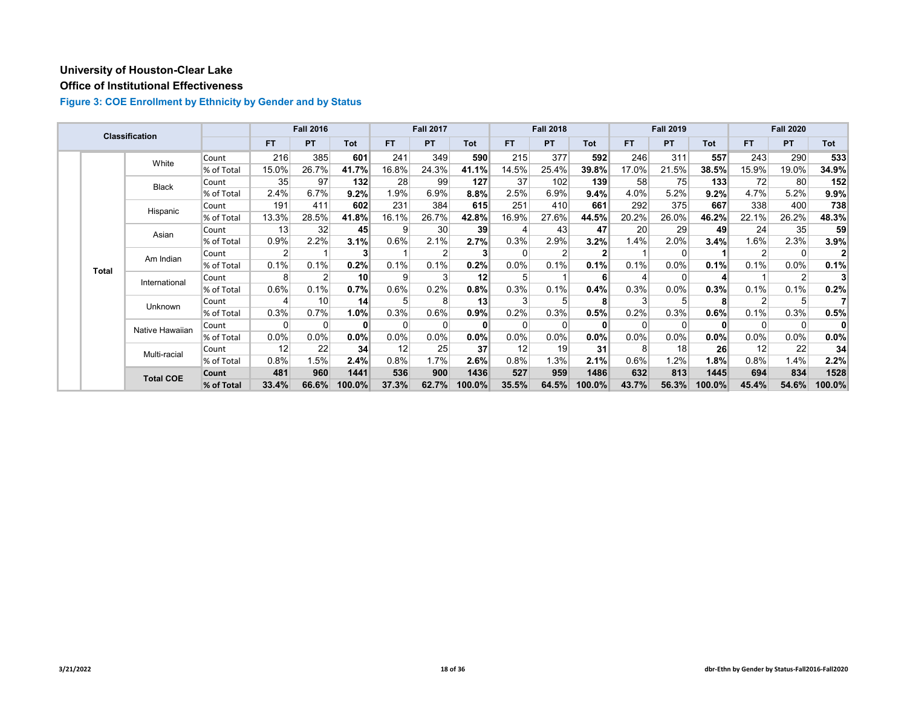**University of Houston-Clear Lake**

**Office of Institutional Effectiveness**

### Figure 3: COE Enrollment by Ethnicity by Gender and by Status

| Classification | | | | Fall 2016 | | | Fall 2017 | | | Fall 2018 | | | Fall 2019 | | | Fall 2020 | | |
|---|---|---|---|---|---|---|---|---|---|---|---|---|---|---|---|---|---|---|
| | | | | FT | PT | Tot | FT | PT | Tot | FT | PT | Tot | FT | PT | Tot | FT | PT | Tot |
| | Total | White | Count | 216 | 385 | **601** | 241 | 349 | **590** | 215 | 377 | **592** | 246 | 311 | **557** | 243 | 290 | **533** |
| | | | % of Total | 15.0% | 26.7% | **41.7%** | 16.8% | 24.3% | **41.1%** | 14.5% | 25.4% | **39.8%** | 17.0% | 21.5% | **38.5%** | 15.9% | 19.0% | **34.9%** |
| | | Black | Count | 35 | 97 | **132** | 28 | 99 | **127** | 37 | 102 | **139** | 58 | 75 | **133** | 72 | 80 | **152** |
| | | | % of Total | 2.4% | 6.7% | **9.2%** | 1.9% | 6.9% | **8.8%** | 2.5% | 6.9% | **9.4%** | 4.0% | 5.2% | **9.2%** | 4.7% | 5.2% | **9.9%** |
| | | Hispanic | Count | 191 | 411 | **602** | 231 | 384 | **615** | 251 | 410 | **661** | 292 | 375 | **667** | 338 | 400 | **738** |
| | | | % of Total | 13.3% | 28.5% | **41.8%** | 16.1% | 26.7% | **42.8%** | 16.9% | 27.6% | **44.5%** | 20.2% | 26.0% | **46.2%** | 22.1% | 26.2% | **48.3%** |
| | | Asian | Count | 13 | 32 | **45** | 9 | 30 | **39** | 4 | 43 | **47** | 20 | 29 | **49** | 24 | 35 | **59** |
| | | | % of Total | 0.9% | 2.2% | **3.1%** | 0.6% | 2.1% | **2.7%** | 0.3% | 2.9% | **3.2%** | 1.4% | 2.0% | **3.4%** | 1.6% | 2.3% | **3.9%** |
| | | Am Indian | Count | 2 | 1 | **3** | 1 | 2 | **3** | 0 | 2 | **2** | 1 | 0 | **1** | 2 | 0 | **2** |
| | | | % of Total | 0.1% | 0.1% | **0.2%** | 0.1% | 0.1% | **0.2%** | 0.0% | 0.1% | **0.1%** | 0.1% | 0.0% | **0.1%** | 0.1% | 0.0% | **0.1%** |
| | | International | Count | 8 | 2 | **10** | 9 | 3 | **12** | 5 | 1 | **6** | 4 | 0 | **4** | 1 | 2 | **3** |
| | | | % of Total | 0.6% | 0.1% | **0.7%** | 0.6% | 0.2% | **0.8%** | 0.3% | 0.1% | **0.4%** | 0.3% | 0.0% | **0.3%** | 0.1% | 0.1% | **0.2%** |
| | | Unknown | Count | 4 | 10 | **14** | 5 | 8 | **13** | 3 | 5 | **8** | 3 | 5 | **8** | 2 | 5 | **7** |
| | | | % of Total | 0.3% | 0.7% | **1.0%** | 0.3% | 0.6% | **0.9%** | 0.2% | 0.3% | **0.5%** | 0.2% | 0.3% | **0.6%** | 0.1% | 0.3% | **0.5%** |
| | | Native Hawaiian | Count | 0 | 0 | **0** | 0 | 0 | **0** | 0 | 0 | **0** | 0 | 0 | **0** | 0 | 0 | **0** |
| | | | % of Total | 0.0% | 0.0% | **0.0%** | 0.0% | 0.0% | **0.0%** | 0.0% | 0.0% | **0.0%** | 0.0% | 0.0% | **0.0%** | 0.0% | 0.0% | **0.0%** |
| | | Multi-racial | Count | 12 | 22 | **34** | 12 | 25 | **37** | 12 | 19 | **31** | 8 | 18 | **26** | 12 | 22 | **34** |
| | | | % of Total | 0.8% | 1.5% | **2.4%** | 0.8% | 1.7% | **2.6%** | 0.8% | 1.3% | **2.1%** | 0.6% | 1.2% | **1.8%** | 0.8% | 1.4% | **2.2%** |
| | | **Total COE** | **Count** | **481** | **960** | **1441** | **536** | **900** | **1436** | **527** | **959** | **1486** | **632** | **813** | **1445** | **694** | **834** | **1528** |
| | | | **% of Total** | **33.4%** | **66.6%** | **100.0%** | **37.3%** | **62.7%** | **100.0%** | **35.5%** | **64.5%** | **100.0%** | **43.7%** | **56.3%** | **100.0%** | **45.4%** | **54.6%** | **100.0%** |

3/21/2022

dbr-Ethn by Gender by Status-Fall2016-Fall2020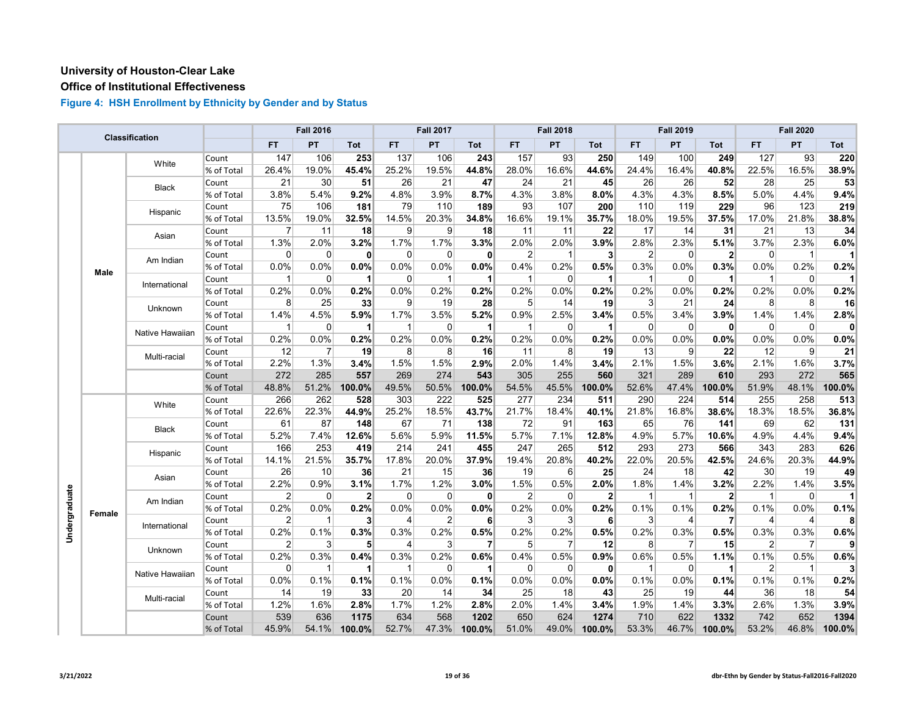# University of Houston-Clear Lake

## Office of Institutional Effectiveness

### Figure 4: HSH Enrollment by Ethnicity by Gender and by Status

| Classification | | | | Fall 2016 | | | Fall 2017 | | | Fall 2018 | | | Fall 2019 | | | Fall 2020 | | |
|---|---|---|---|---|---|---|---|---|---|---|---|---|---|---|---|---|---|---|
| | | | | FT | PT | Tot | FT | PT | Tot | FT | PT | Tot | FT | PT | Tot | FT | PT | Tot |
| Undergraduate | Male | White | Count | 147 | 106 | **253** | 137 | 106 | **243** | 157 | 93 | **250** | 149 | 100 | **249** | 127 | 93 | **220** |
| | | | % of Total | 26.4% | 19.0% | **45.4%** | 25.2% | 19.5% | **44.8%** | 28.0% | 16.6% | **44.6%** | 24.4% | 16.4% | **40.8%** | 22.5% | 16.5% | **38.9%** |
| | | Black | Count | 21 | 30 | **51** | 26 | 21 | **47** | 24 | 21 | **45** | 26 | 26 | **52** | 28 | 25 | **53** |
| | | | % of Total | 3.8% | 5.4% | **9.2%** | 4.8% | 3.9% | **8.7%** | 4.3% | 3.8% | **8.0%** | 4.3% | 4.3% | **8.5%** | 5.0% | 4.4% | **9.4%** |
| | | Hispanic | Count | 75 | 106 | **181** | 79 | 110 | **189** | 93 | 107 | **200** | 110 | 119 | **229** | 96 | 123 | **219** |
| | | | % of Total | 13.5% | 19.0% | **32.5%** | 14.5% | 20.3% | **34.8%** | 16.6% | 19.1% | **35.7%** | 18.0% | 19.5% | **37.5%** | 17.0% | 21.8% | **38.8%** |
| | | Asian | Count | 7 | 11 | **18** | 9 | 9 | **18** | 11 | 11 | **22** | 17 | 14 | **31** | 21 | 13 | **34** |
| | | | % of Total | 1.3% | 2.0% | **3.2%** | 1.7% | 1.7% | **3.3%** | 2.0% | 2.0% | **3.9%** | 2.8% | 2.3% | **5.1%** | 3.7% | 2.3% | **6.0%** |
| | | Am Indian | Count | 0 | 0 | **0** | 0 | 0 | **0** | 2 | 1 | **3** | 2 | 0 | **2** | 0 | 1 | **1** |
| | | | % of Total | 0.0% | 0.0% | **0.0%** | 0.0% | 0.0% | **0.0%** | 0.4% | 0.2% | **0.5%** | 0.3% | 0.0% | **0.3%** | 0.0% | 0.2% | **0.2%** |
| | | International | Count | 1 | 0 | **1** | 0 | 1 | **1** | 1 | 0 | **1** | 1 | 0 | **1** | 1 | 0 | **1** |
| | | | % of Total | 0.2% | 0.0% | **0.2%** | 0.0% | 0.2% | **0.2%** | 0.2% | 0.0% | **0.2%** | 0.2% | 0.0% | **0.2%** | 0.2% | 0.0% | **0.2%** |
| | | Unknown | Count | 8 | 25 | **33** | 9 | 19 | **28** | 5 | 14 | **19** | 3 | 21 | **24** | 8 | 8 | **16** |
| | | | % of Total | 1.4% | 4.5% | **5.9%** | 1.7% | 3.5% | **5.2%** | 0.9% | 2.5% | **3.4%** | 0.5% | 3.4% | **3.9%** | 1.4% | 1.4% | **2.8%** |
| | | Native Hawaiian | Count | 1 | 0 | **1** | 1 | 0 | **1** | 1 | 0 | **1** | 0 | 0 | **0** | 0 | 0 | **0** |
| | | | % of Total | 0.2% | 0.0% | **0.2%** | 0.2% | 0.0% | **0.2%** | 0.2% | 0.0% | **0.2%** | 0.0% | 0.0% | **0.0%** | 0.0% | 0.0% | **0.0%** |
| | | Multi-racial | Count | 12 | 7 | **19** | 8 | 8 | **16** | 11 | 8 | **19** | 13 | 9 | **22** | 12 | 9 | **21** |
| | | | % of Total | 2.2% | 1.3% | **3.4%** | 1.5% | 1.5% | **2.9%** | 2.0% | 1.4% | **3.4%** | 2.1% | 1.5% | **3.6%** | 2.1% | 1.6% | **3.7%** |
| | | | Count | 272 | 285 | **557** | 269 | 274 | **543** | 305 | 255 | **560** | 321 | 289 | **610** | 293 | 272 | **565** |
| | | | % of Total | 48.8% | 51.2% | **100.0%** | 49.5% | 50.5% | **100.0%** | 54.5% | 45.5% | **100.0%** | 52.6% | 47.4% | **100.0%** | 51.9% | 48.1% | **100.0%** |
| | Female | White | Count | 266 | 262 | **528** | 303 | 222 | **525** | 277 | 234 | **511** | 290 | 224 | **514** | 255 | 258 | **513** |
| | | | % of Total | 22.6% | 22.3% | **44.9%** | 25.2% | 18.5% | **43.7%** | 21.7% | 18.4% | **40.1%** | 21.8% | 16.8% | **38.6%** | 18.3% | 18.5% | **36.8%** |
| | | Black | Count | 61 | 87 | **148** | 67 | 71 | **138** | 72 | 91 | **163** | 65 | 76 | **141** | 69 | 62 | **131** |
| | | | % of Total | 5.2% | 7.4% | **12.6%** | 5.6% | 5.9% | **11.5%** | 5.7% | 7.1% | **12.8%** | 4.9% | 5.7% | **10.6%** | 4.9% | 4.4% | **9.4%** |
| | | Hispanic | Count | 166 | 253 | **419** | 214 | 241 | **455** | 247 | 265 | **512** | 293 | 273 | **566** | 343 | 283 | **626** |
| | | | % of Total | 14.1% | 21.5% | **35.7%** | 17.8% | 20.0% | **37.9%** | 19.4% | 20.8% | **40.2%** | 22.0% | 20.5% | **42.5%** | 24.6% | 20.3% | **44.9%** |
| | | Asian | Count | 26 | 10 | **36** | 21 | 15 | **36** | 19 | 6 | **25** | 24 | 18 | **42** | 30 | 19 | **49** |
| | | | % of Total | 2.2% | 0.9% | **3.1%** | 1.7% | 1.2% | **3.0%** | 1.5% | 0.5% | **2.0%** | 1.8% | 1.4% | **3.2%** | 2.2% | 1.4% | **3.5%** |
| | | Am Indian | Count | 2 | 0 | **2** | 0 | 0 | **0** | 2 | 0 | **2** | 1 | 1 | **2** | 1 | 0 | **1** |
| | | | % of Total | 0.2% | 0.0% | **0.2%** | 0.0% | 0.0% | **0.0%** | 0.2% | 0.0% | **0.2%** | 0.1% | 0.1% | **0.2%** | 0.1% | 0.0% | **0.1%** |
| | | International | Count | 2 | 1 | **3** | 4 | 2 | **6** | 3 | 3 | **6** | 3 | 4 | **7** | 4 | 4 | **8** |
| | | | % of Total | 0.2% | 0.1% | **0.3%** | 0.3% | 0.2% | **0.5%** | 0.2% | 0.2% | **0.5%** | 0.2% | 0.3% | **0.5%** | 0.3% | 0.3% | **0.6%** |
| | | Unknown | Count | 2 | 3 | **5** | 4 | 3 | **7** | 5 | 7 | **12** | 8 | 7 | **15** | 2 | 7 | **9** |
| | | | % of Total | 0.2% | 0.3% | **0.4%** | 0.3% | 0.2% | **0.6%** | 0.4% | 0.5% | **0.9%** | 0.6% | 0.5% | **1.1%** | 0.1% | 0.5% | **0.6%** |
| | | Native Hawaiian | Count | 0 | 1 | **1** | 1 | 0 | **1** | 0 | 0 | **0** | 1 | 0 | **1** | 2 | 1 | **3** |
| | | | % of Total | 0.0% | 0.1% | **0.1%** | 0.1% | 0.0% | **0.1%** | 0.0% | 0.0% | **0.0%** | 0.1% | 0.0% | **0.1%** | 0.1% | 0.1% | **0.2%** |
| | | Multi-racial | Count | 14 | 19 | **33** | 20 | 14 | **34** | 25 | 18 | **43** | 25 | 19 | **44** | 36 | 18 | **54** |
| | | | % of Total | 1.2% | 1.6% | **2.8%** | 1.7% | 1.2% | **2.8%** | 2.0% | 1.4% | **3.4%** | 1.9% | 1.4% | **3.3%** | 2.6% | 1.3% | **3.9%** |
| | | | Count | 539 | 636 | **1175** | 634 | 568 | **1202** | 650 | 624 | **1274** | 710 | 622 | **1332** | 742 | 652 | **1394** |
| | | | % of Total | 45.9% | 54.1% | **100.0%** | 52.7% | 47.3% | **100.0%** | 51.0% | 49.0% | **100.0%** | 53.3% | 46.7% | **100.0%** | 53.2% | 46.8% | **100.0%** |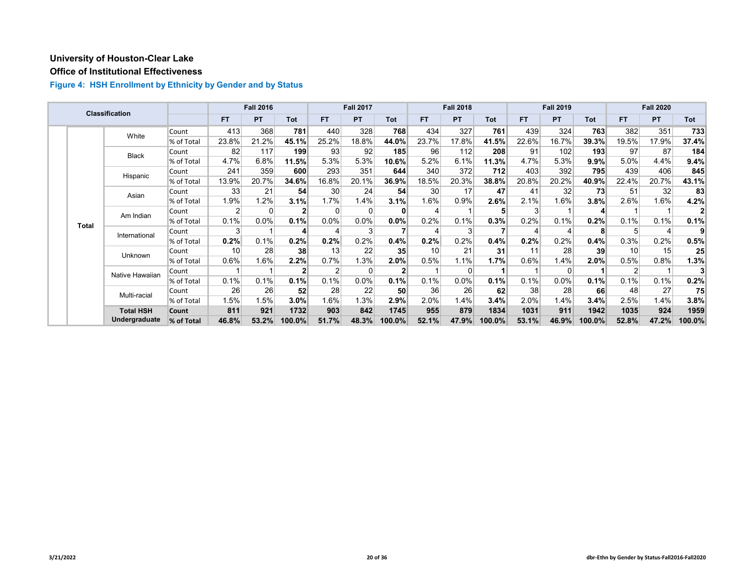# University of Houston-Clear Lake

## Office of Institutional Effectiveness

### Figure 4: HSH Enrollment by Ethnicity by Gender and by Status

| Classification | | | Fall 2016 | | | Fall 2017 | | | Fall 2018 | | | Fall 2019 | | | Fall 2020 | | |
|---|---|---|---|---|---|---|---|---|---|---|---|---|---|---|---|---|---|
| | | | FT | PT | Tot | FT | PT | Tot | FT | PT | Tot | FT | PT | Tot | FT | PT | Tot |
| Total | White | Count | 413 | 368 | **781** | 440 | 328 | **768** | 434 | 327 | **761** | 439 | 324 | **763** | 382 | 351 | **733** |
| | | % of Total | 23.8% | 21.2% | **45.1%** | 25.2% | 18.8% | **44.0%** | 23.7% | 17.8% | **41.5%** | 22.6% | 16.7% | **39.3%** | 19.5% | 17.9% | **37.4%** |
| | Black | Count | 82 | 117 | **199** | 93 | 92 | **185** | 96 | 112 | **208** | 91 | 102 | **193** | 97 | 87 | **184** |
| | | % of Total | 4.7% | 6.8% | **11.5%** | 5.3% | 5.3% | **10.6%** | 5.2% | 6.1% | **11.3%** | 4.7% | 5.3% | **9.9%** | 5.0% | 4.4% | **9.4%** |
| | Hispanic | Count | 241 | 359 | **600** | 293 | 351 | **644** | 340 | 372 | **712** | 403 | 392 | **795** | 439 | 406 | **845** |
| | | % of Total | 13.9% | 20.7% | **34.6%** | 16.8% | 20.1% | **36.9%** | 18.5% | 20.3% | **38.8%** | 20.8% | 20.2% | **40.9%** | 22.4% | 20.7% | **43.1%** |
| | Asian | Count | 33 | 21 | **54** | 30 | 24 | **54** | 30 | 17 | **47** | 41 | 32 | **73** | 51 | 32 | **83** |
| | | % of Total | 1.9% | 1.2% | **3.1%** | 1.7% | 1.4% | **3.1%** | 1.6% | 0.9% | **2.6%** | 2.1% | 1.6% | **3.8%** | 2.6% | 1.6% | **4.2%** |
| | Am Indian | Count | 2 | 0 | **2** | 0 | 0 | **0** | 4 | 1 | **5** | 3 | 1 | **4** | 1 | 1 | **2** |
| | | % of Total | 0.1% | 0.0% | **0.1%** | 0.0% | 0.0% | **0.0%** | 0.2% | 0.1% | **0.3%** | 0.2% | 0.1% | **0.2%** | 0.1% | 0.1% | **0.1%** |
| | International | Count | 3 | 1 | **4** | 4 | 3 | **7** | 4 | 3 | **7** | 4 | 4 | **8** | 5 | 4 | **9** |
| | | % of Total | **0.2%** | 0.1% | **0.2%** | **0.2%** | 0.2% | **0.4%** | **0.2%** | 0.2% | **0.4%** | **0.2%** | 0.2% | **0.4%** | 0.3% | 0.2% | **0.5%** |
| | Unknown | Count | 10 | 28 | **38** | 13 | 22 | **35** | 10 | 21 | **31** | 11 | 28 | **39** | 10 | 15 | **25** |
| | | % of Total | 0.6% | 1.6% | **2.2%** | 0.7% | 1.3% | **2.0%** | 0.5% | 1.1% | **1.7%** | 0.6% | 1.4% | **2.0%** | 0.5% | 0.8% | **1.3%** |
| | Native Hawaiian | Count | 1 | 1 | **2** | 2 | 0 | **2** | 1 | 0 | **1** | 1 | 0 | **1** | 2 | 1 | **3** |
| | | % of Total | 0.1% | 0.1% | **0.1%** | 0.1% | 0.0% | **0.1%** | 0.1% | 0.0% | **0.1%** | 0.1% | 0.0% | **0.1%** | 0.1% | 0.1% | **0.2%** |
| | Multi-racial | Count | 26 | 26 | **52** | 28 | 22 | **50** | 36 | 26 | **62** | 38 | 28 | **66** | 48 | 27 | **75** |
| | | % of Total | 1.5% | 1.5% | **3.0%** | 1.6% | 1.3% | **2.9%** | 2.0% | 1.4% | **3.4%** | 2.0% | 1.4% | **3.4%** | 2.5% | 1.4% | **3.8%** |
| | **Total HSH Undergraduate** | **Count** | **811** | **921** | **1732** | **903** | **842** | **1745** | **955** | **879** | **1834** | **1031** | **911** | **1942** | **1035** | **924** | **1959** |
| | | **% of Total** | **46.8%** | **53.2%** | **100.0%** | **51.7%** | **48.3%** | **100.0%** | **52.1%** | **47.9%** | **100.0%** | **53.1%** | **46.9%** | **100.0%** | **52.8%** | **47.2%** | **100.0%** |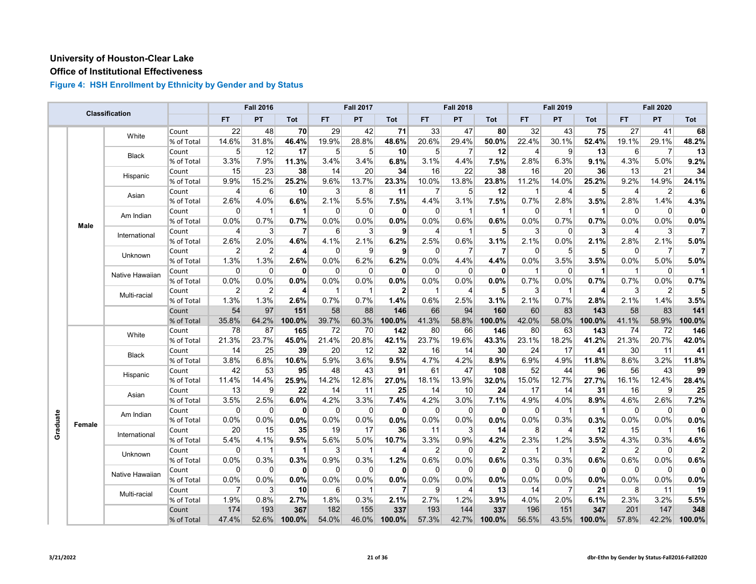**University of Houston-Clear Lake**

**Office of Institutional Effectiveness**

### Figure 4: HSH Enrollment by Ethnicity by Gender and by Status

| Classification | | | | Fall 2016 | | | Fall 2017 | | | Fall 2018 | | | Fall 2019 | | | Fall 2020 | | |
|---|---|---|---|---|---|---|---|---|---|---|---|---|---|---|---|---|---|---|
| | | | | FT | PT | Tot | FT | PT | Tot | FT | PT | Tot | FT | PT | Tot | FT | PT | Tot |
| Graduate | Male | White | Count | 22 | 48 | **70** | 29 | 42 | **71** | 33 | 47 | **80** | 32 | 43 | **75** | 27 | 41 | **68** |
| | | | % of Total | 14.6% | 31.8% | **46.4%** | 19.9% | 28.8% | **48.6%** | 20.6% | 29.4% | **50.0%** | 22.4% | 30.1% | **52.4%** | 19.1% | 29.1% | **48.2%** |
| | | Black | Count | 5 | 12 | **17** | 5 | 5 | **10** | 5 | 7 | **12** | 4 | 9 | **13** | 6 | 7 | **13** |
| | | | % of Total | 3.3% | 7.9% | **11.3%** | 3.4% | 3.4% | **6.8%** | 3.1% | 4.4% | **7.5%** | 2.8% | 6.3% | **9.1%** | 4.3% | 5.0% | **9.2%** |
| | | Hispanic | Count | 15 | 23 | **38** | 14 | 20 | **34** | 16 | 22 | **38** | 16 | 20 | **36** | 13 | 21 | **34** |
| | | | % of Total | 9.9% | 15.2% | **25.2%** | 9.6% | 13.7% | **23.3%** | 10.0% | 13.8% | **23.8%** | 11.2% | 14.0% | **25.2%** | 9.2% | 14.9% | **24.1%** |
| | | Asian | Count | 4 | 6 | **10** | 3 | 8 | **11** | 7 | 5 | **12** | 1 | 4 | **5** | 4 | 2 | **6** |
| | | | % of Total | 2.6% | 4.0% | **6.6%** | 2.1% | 5.5% | **7.5%** | 4.4% | 3.1% | **7.5%** | 0.7% | 2.8% | **3.5%** | 2.8% | 1.4% | **4.3%** |
| | | Am Indian | Count | 0 | 1 | **1** | 0 | 0 | **0** | 0 | 1 | **1** | 0 | 1 | **1** | 0 | 0 | **0** |
| | | | % of Total | 0.0% | 0.7% | **0.7%** | 0.0% | 0.0% | **0.0%** | 0.0% | 0.6% | **0.6%** | 0.0% | 0.7% | **0.7%** | 0.0% | 0.0% | **0.0%** |
| | | International | Count | 4 | 3 | **7** | 6 | 3 | **9** | 4 | 1 | **5** | 3 | 0 | **3** | 4 | 3 | **7** |
| | | | % of Total | 2.6% | 2.0% | **4.6%** | 4.1% | 2.1% | **6.2%** | 2.5% | 0.6% | **3.1%** | 2.1% | 0.0% | **2.1%** | 2.8% | 2.1% | **5.0%** |
| | | Unknown | Count | 2 | 2 | **4** | 0 | 9 | **9** | 0 | 7 | **7** | 0 | 5 | **5** | 0 | 7 | **7** |
| | | | % of Total | 1.3% | 1.3% | **2.6%** | 0.0% | 6.2% | **6.2%** | 0.0% | 4.4% | **4.4%** | 0.0% | 3.5% | **3.5%** | 0.0% | 5.0% | **5.0%** |
| | | Native Hawaiian | Count | 0 | 0 | **0** | 0 | 0 | **0** | 0 | 0 | **0** | 1 | 0 | **1** | 1 | 0 | **1** |
| | | | % of Total | 0.0% | 0.0% | **0.0%** | 0.0% | 0.0% | **0.0%** | 0.0% | 0.0% | **0.0%** | 0.7% | 0.0% | **0.7%** | 0.7% | 0.0% | **0.7%** |
| | | Multi-racial | Count | 2 | 2 | **4** | 1 | 1 | **2** | 1 | 4 | **5** | 3 | 1 | **4** | 3 | 2 | **5** |
| | | | % of Total | 1.3% | 1.3% | **2.6%** | 0.7% | 0.7% | **1.4%** | 0.6% | 2.5% | **3.1%** | 2.1% | 0.7% | **2.8%** | 2.1% | 1.4% | **3.5%** |
| | | | Count | 54 | 97 | **151** | 58 | 88 | **146** | 66 | 94 | **160** | 60 | 83 | **143** | 58 | 83 | **141** |
| | | | % of Total | 35.8% | 64.2% | **100.0%** | 39.7% | 60.3% | **100.0%** | 41.3% | 58.8% | **100.0%** | 42.0% | 58.0% | **100.0%** | 41.1% | 58.9% | **100.0%** |
| | Female | White | Count | 78 | 87 | **165** | 72 | 70 | **142** | 80 | 66 | **146** | 80 | 63 | **143** | 74 | 72 | **146** |
| | | | % of Total | 21.3% | 23.7% | **45.0%** | 21.4% | 20.8% | **42.1%** | 23.7% | 19.6% | **43.3%** | 23.1% | 18.2% | **41.2%** | 21.3% | 20.7% | **42.0%** |
| | | Black | Count | 14 | 25 | **39** | 20 | 12 | **32** | 16 | 14 | **30** | 24 | 17 | **41** | 30 | 11 | **41** |
| | | | % of Total | 3.8% | 6.8% | **10.6%** | 5.9% | 3.6% | **9.5%** | 4.7% | 4.2% | **8.9%** | 6.9% | 4.9% | **11.8%** | 8.6% | 3.2% | **11.8%** |
| | | Hispanic | Count | 42 | 53 | **95** | 48 | 43 | **91** | 61 | 47 | **108** | 52 | 44 | **96** | 56 | 43 | **99** |
| | | | % of Total | 11.4% | 14.4% | **25.9%** | 14.2% | 12.8% | **27.0%** | 18.1% | 13.9% | **32.0%** | 15.0% | 12.7% | **27.7%** | 16.1% | 12.4% | **28.4%** |
| | | Asian | Count | 13 | 9 | **22** | 14 | 11 | **25** | 14 | 10 | **24** | 17 | 14 | **31** | 16 | 9 | **25** |
| | | | % of Total | 3.5% | 2.5% | **6.0%** | 4.2% | 3.3% | **7.4%** | 4.2% | 3.0% | **7.1%** | 4.9% | 4.0% | **8.9%** | 4.6% | 2.6% | **7.2%** |
| | | Am Indian | Count | 0 | 0 | **0** | 0 | 0 | **0** | 0 | 0 | **0** | 0 | 1 | **1** | 0 | 0 | **0** |
| | | | % of Total | 0.0% | 0.0% | **0.0%** | 0.0% | 0.0% | **0.0%** | 0.0% | 0.0% | **0.0%** | 0.0% | 0.3% | **0.3%** | 0.0% | 0.0% | **0.0%** |
| | | International | Count | 20 | 15 | **35** | 19 | 17 | **36** | 11 | 3 | **14** | 8 | 4 | **12** | 15 | 1 | **16** |
| | | | % of Total | 5.4% | 4.1% | **9.5%** | 5.6% | 5.0% | **10.7%** | 3.3% | 0.9% | **4.2%** | 2.3% | 1.2% | **3.5%** | 4.3% | 0.3% | **4.6%** |
| | | Unknown | Count | 0 | 1 | **1** | 3 | 1 | **4** | 2 | 0 | **2** | 1 | 1 | **2** | 2 | 0 | **2** |
| | | | % of Total | 0.0% | 0.3% | **0.3%** | 0.9% | 0.3% | **1.2%** | 0.6% | 0.0% | **0.6%** | 0.3% | 0.3% | **0.6%** | 0.6% | 0.0% | **0.6%** |
| | | Native Hawaiian | Count | 0 | 0 | **0** | 0 | 0 | **0** | 0 | 0 | **0** | 0 | 0 | **0** | 0 | 0 | **0** |
| | | | % of Total | 0.0% | 0.0% | **0.0%** | 0.0% | 0.0% | **0.0%** | 0.0% | 0.0% | **0.0%** | 0.0% | 0.0% | **0.0%** | 0.0% | 0.0% | **0.0%** |
| | | Multi-racial | Count | 7 | 3 | **10** | 6 | 1 | **7** | 9 | 4 | **13** | 14 | 7 | **21** | 8 | 11 | **19** |
| | | | % of Total | 1.9% | 0.8% | **2.7%** | 1.8% | 0.3% | **2.1%** | 2.7% | 1.2% | **3.9%** | 4.0% | 2.0% | **6.1%** | 2.3% | 3.2% | **5.5%** |
| | | | Count | 174 | 193 | **367** | 182 | 155 | **337** | 193 | 144 | **337** | 196 | 151 | **347** | 201 | 147 | **348** |
| | | | % of Total | 47.4% | 52.6% | **100.0%** | 54.0% | 46.0% | **100.0%** | 57.3% | 42.7% | **100.0%** | 56.5% | 43.5% | **100.0%** | 57.8% | 42.2% | **100.0%** |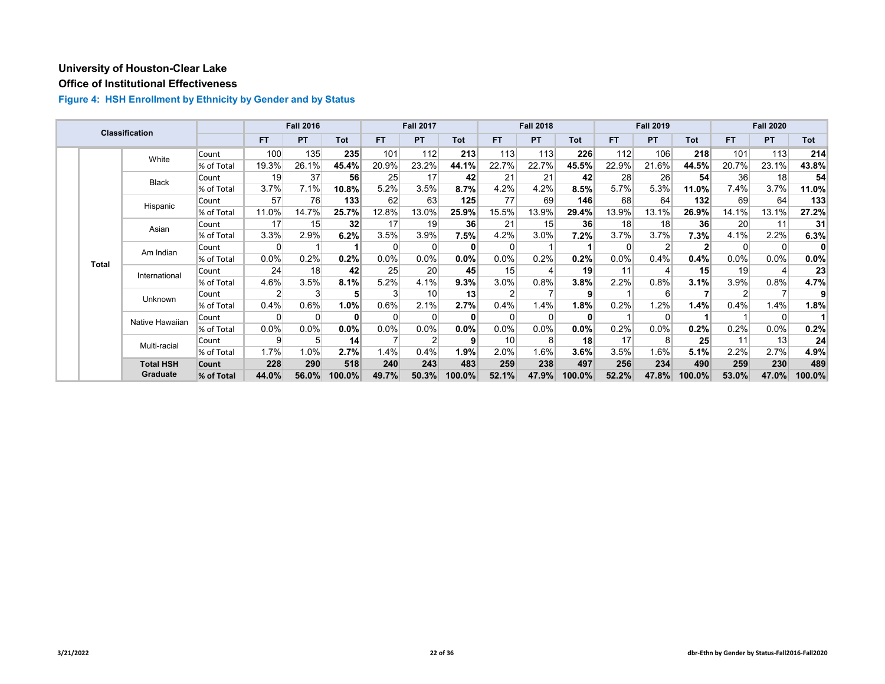**University of Houston-Clear Lake**

**Office of Institutional Effectiveness**

### Figure 4: HSH Enrollment by Ethnicity by Gender and by Status

| Classification | | | | Fall 2016 | | | Fall 2017 | | | Fall 2018 | | | Fall 2019 | | | Fall 2020 | | |
|---|---|---|---|---|---|---|---|---|---|---|---|---|---|---|---|---|---|---|
| | | | | FT | PT | Tot | FT | PT | Tot | FT | PT | Tot | FT | PT | Tot | FT | PT | Tot |
| | Total | White | Count | 100 | 135 | **235** | 101 | 112 | **213** | 113 | 113 | **226** | 112 | 106 | **218** | 101 | 113 | **214** |
| | | | % of Total | 19.3% | 26.1% | **45.4%** | 20.9% | 23.2% | **44.1%** | 22.7% | 22.7% | **45.5%** | 22.9% | 21.6% | **44.5%** | 20.7% | 23.1% | **43.8%** |
| | | Black | Count | 19 | 37 | **56** | 25 | 17 | **42** | 21 | 21 | **42** | 28 | 26 | **54** | 36 | 18 | **54** |
| | | | % of Total | 3.7% | 7.1% | **10.8%** | 5.2% | 3.5% | **8.7%** | 4.2% | 4.2% | **8.5%** | 5.7% | 5.3% | **11.0%** | 7.4% | 3.7% | **11.0%** |
| | | Hispanic | Count | 57 | 76 | **133** | 62 | 63 | **125** | 77 | 69 | **146** | 68 | 64 | **132** | 69 | 64 | **133** |
| | | | % of Total | 11.0% | 14.7% | **25.7%** | 12.8% | 13.0% | **25.9%** | 15.5% | 13.9% | **29.4%** | 13.9% | 13.1% | **26.9%** | 14.1% | 13.1% | **27.2%** |
| | | Asian | Count | 17 | 15 | **32** | 17 | 19 | **36** | 21 | 15 | **36** | 18 | 18 | **36** | 20 | 11 | **31** |
| | | | % of Total | 3.3% | 2.9% | **6.2%** | 3.5% | 3.9% | **7.5%** | 4.2% | 3.0% | **7.2%** | 3.7% | 3.7% | **7.3%** | 4.1% | 2.2% | **6.3%** |
| | | Am Indian | Count | 0 | 1 | **1** | 0 | 0 | **0** | 0 | 1 | **1** | 0 | 2 | **2** | 0 | 0 | **0** |
| | | | % of Total | 0.0% | 0.2% | **0.2%** | 0.0% | 0.0% | **0.0%** | 0.0% | 0.2% | **0.2%** | 0.0% | 0.4% | **0.4%** | 0.0% | 0.0% | **0.0%** |
| | | International | Count | 24 | 18 | **42** | 25 | 20 | **45** | 15 | 4 | **19** | 11 | 4 | **15** | 19 | 4 | **23** |
| | | | % of Total | 4.6% | 3.5% | **8.1%** | 5.2% | 4.1% | **9.3%** | 3.0% | 0.8% | **3.8%** | 2.2% | 0.8% | **3.1%** | 3.9% | 0.8% | **4.7%** |
| | | Unknown | Count | 2 | 3 | **5** | 3 | 10 | **13** | 2 | 7 | **9** | 1 | 6 | **7** | 2 | 7 | **9** |
| | | | % of Total | 0.4% | 0.6% | **1.0%** | 0.6% | 2.1% | **2.7%** | 0.4% | 1.4% | **1.8%** | 0.2% | 1.2% | **1.4%** | 0.4% | 1.4% | **1.8%** |
| | | Native Hawaiian | Count | 0 | 0 | **0** | 0 | 0 | **0** | 0 | 0 | **0** | 1 | 0 | **1** | 1 | 0 | **1** |
| | | | % of Total | 0.0% | 0.0% | **0.0%** | 0.0% | 0.0% | **0.0%** | 0.0% | 0.0% | **0.0%** | 0.2% | 0.0% | **0.2%** | 0.2% | 0.0% | **0.2%** |
| | | Multi-racial | Count | 9 | 5 | **14** | 7 | 2 | **9** | 10 | 8 | **18** | 17 | 8 | **25** | 11 | 13 | **24** |
| | | | % of Total | 1.7% | 1.0% | **2.7%** | 1.4% | 0.4% | **1.9%** | 2.0% | 1.6% | **3.6%** | 3.5% | 1.6% | **5.1%** | 2.2% | 2.7% | **4.9%** |
| | | **Total HSH Graduate** | **Count** | **228** | **290** | **518** | **240** | **243** | **483** | **259** | **238** | **497** | **256** | **234** | **490** | **259** | **230** | **489** |
| | | | **% of Total** | **44.0%** | **56.0%** | **100.0%** | **49.7%** | **50.3%** | **100.0%** | **52.1%** | **47.9%** | **100.0%** | **52.2%** | **47.8%** | **100.0%** | **53.0%** | **47.0%** | **100.0%** |

3/21/2022

dbr-Ethn by Gender by Status-Fall2016-Fall2020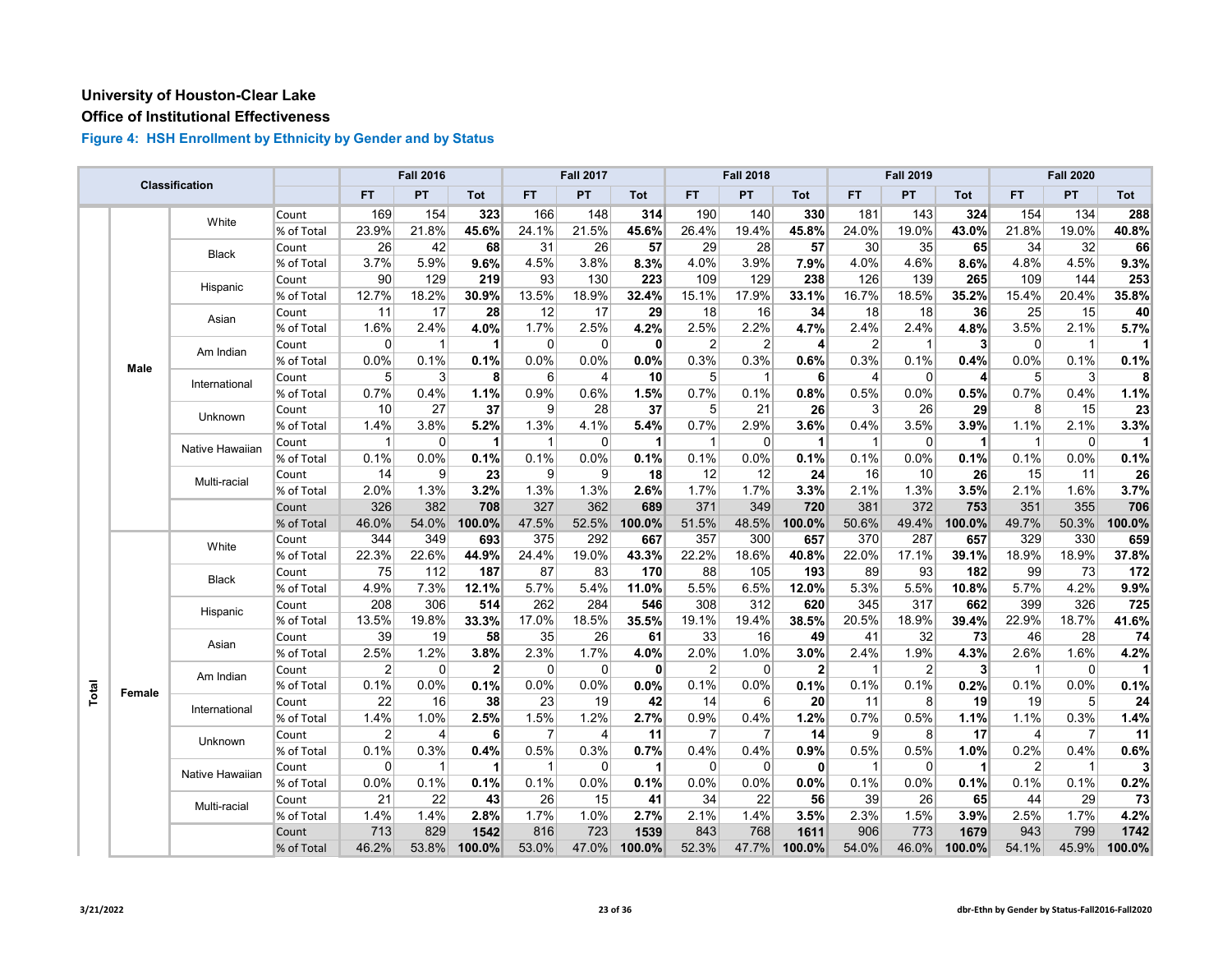**University of Houston-Clear Lake**

**Office of Institutional Effectiveness**

**Figure 4: HSH Enrollment by Ethnicity by Gender and by Status**

| Classification | | | | Fall 2016 | | | Fall 2017 | | | Fall 2018 | | | Fall 2019 | | | Fall 2020 | | |
|---|---|---|---|---|---|---|---|---|---|---|---|---|---|---|---|---|---|---|
| | | | | FT | PT | Tot | FT | PT | Tot | FT | PT | Tot | FT | PT | Tot | FT | PT | Tot |
| Total | Male | White | Count | 169 | 154 | **323** | 166 | 148 | **314** | 190 | 140 | **330** | 181 | 143 | **324** | 154 | 134 | **288** |
| | | | % of Total | 23.9% | 21.8% | **45.6%** | 24.1% | 21.5% | **45.6%** | 26.4% | 19.4% | **45.8%** | 24.0% | 19.0% | **43.0%** | 21.8% | 19.0% | **40.8%** |
| | | Black | Count | 26 | 42 | **68** | 31 | 26 | **57** | 29 | 28 | **57** | 30 | 35 | **65** | 34 | 32 | **66** |
| | | | % of Total | 3.7% | 5.9% | **9.6%** | 4.5% | 3.8% | **8.3%** | 4.0% | 3.9% | **7.9%** | 4.0% | 4.6% | **8.6%** | 4.8% | 4.5% | **9.3%** |
| | | Hispanic | Count | 90 | 129 | **219** | 93 | 130 | **223** | 109 | 129 | **238** | 126 | 139 | **265** | 109 | 144 | **253** |
| | | | % of Total | 12.7% | 18.2% | **30.9%** | 13.5% | 18.9% | **32.4%** | 15.1% | 17.9% | **33.1%** | 16.7% | 18.5% | **35.2%** | 15.4% | 20.4% | **35.8%** |
| | | Asian | Count | 11 | 17 | **28** | 12 | 17 | **29** | 18 | 16 | **34** | 18 | 18 | **36** | 25 | 15 | **40** |
| | | | % of Total | 1.6% | 2.4% | **4.0%** | 1.7% | 2.5% | **4.2%** | 2.5% | 2.2% | **4.7%** | 2.4% | 2.4% | **4.8%** | 3.5% | 2.1% | **5.7%** |
| | | Am Indian | Count | 0 | 1 | **1** | 0 | 0 | **0** | 2 | 2 | **4** | 2 | 1 | **3** | 0 | 1 | **1** |
| | | | % of Total | 0.0% | 0.1% | **0.1%** | 0.0% | 0.0% | **0.0%** | 0.3% | 0.3% | **0.6%** | 0.3% | 0.1% | **0.4%** | 0.0% | 0.1% | **0.1%** |
| | | International | Count | 5 | 3 | **8** | 6 | 4 | **10** | 5 | 1 | **6** | 4 | 0 | **4** | 5 | 3 | **8** |
| | | | % of Total | 0.7% | 0.4% | **1.1%** | 0.9% | 0.6% | **1.5%** | 0.7% | 0.1% | **0.8%** | 0.5% | 0.0% | **0.5%** | 0.7% | 0.4% | **1.1%** |
| | | Unknown | Count | 10 | 27 | **37** | 9 | 28 | **37** | 5 | 21 | **26** | 3 | 26 | **29** | 8 | 15 | **23** |
| | | | % of Total | 1.4% | 3.8% | **5.2%** | 1.3% | 4.1% | **5.4%** | 0.7% | 2.9% | **3.6%** | 0.4% | 3.5% | **3.9%** | 1.1% | 2.1% | **3.3%** |
| | | Native Hawaiian | Count | 1 | 0 | **1** | 1 | 0 | **1** | 1 | 0 | **1** | 1 | 0 | **1** | 1 | 0 | **1** |
| | | | % of Total | 0.1% | 0.0% | **0.1%** | 0.1% | 0.0% | **0.1%** | 0.1% | 0.0% | **0.1%** | 0.1% | 0.0% | **0.1%** | 0.1% | 0.0% | **0.1%** |
| | | Multi-racial | Count | 14 | 9 | **23** | 9 | 9 | **18** | 12 | 12 | **24** | 16 | 10 | **26** | 15 | 11 | **26** |
| | | | % of Total | 2.0% | 1.3% | **3.2%** | 1.3% | 1.3% | **2.6%** | 1.7% | 1.7% | **3.3%** | 2.1% | 1.3% | **3.5%** | 2.1% | 1.6% | **3.7%** |
| | | | Count | 326 | 382 | **708** | 327 | 362 | **689** | 371 | 349 | **720** | 381 | 372 | **753** | 351 | 355 | **706** |
| | | | % of Total | 46.0% | 54.0% | **100.0%** | 47.5% | 52.5% | **100.0%** | 51.5% | 48.5% | **100.0%** | 50.6% | 49.4% | **100.0%** | 49.7% | 50.3% | **100.0%** |
| | Female | White | Count | 344 | 349 | **693** | 375 | 292 | **667** | 357 | 300 | **657** | 370 | 287 | **657** | 329 | 330 | **659** |
| | | | % of Total | 22.3% | 22.6% | **44.9%** | 24.4% | 19.0% | **43.3%** | 22.2% | 18.6% | **40.8%** | 22.0% | 17.1% | **39.1%** | 18.9% | 18.9% | **37.8%** |
| | | Black | Count | 75 | 112 | **187** | 87 | 83 | **170** | 88 | 105 | **193** | 89 | 93 | **182** | 99 | 73 | **172** |
| | | | % of Total | 4.9% | 7.3% | **12.1%** | 5.7% | 5.4% | **11.0%** | 5.5% | 6.5% | **12.0%** | 5.3% | 5.5% | **10.8%** | 5.7% | 4.2% | **9.9%** |
| | | Hispanic | Count | 208 | 306 | **514** | 262 | 284 | **546** | 308 | 312 | **620** | 345 | 317 | **662** | 399 | 326 | **725** |
| | | | % of Total | 13.5% | 19.8% | **33.3%** | 17.0% | 18.5% | **35.5%** | 19.1% | 19.4% | **38.5%** | 20.5% | 18.9% | **39.4%** | 22.9% | 18.7% | **41.6%** |
| | | Asian | Count | 39 | 19 | **58** | 35 | 26 | **61** | 33 | 16 | **49** | 41 | 32 | **73** | 46 | 28 | **74** |
| | | | % of Total | 2.5% | 1.2% | **3.8%** | 2.3% | 1.7% | **4.0%** | 2.0% | 1.0% | **3.0%** | 2.4% | 1.9% | **4.3%** | 2.6% | 1.6% | **4.2%** |
| | | Am Indian | Count | 2 | 0 | **2** | 0 | 0 | **0** | 2 | 0 | **2** | 1 | 2 | **3** | 1 | 0 | **1** |
| | | | % of Total | 0.1% | 0.0% | **0.1%** | 0.0% | 0.0% | **0.0%** | 0.1% | 0.0% | **0.1%** | 0.1% | 0.1% | **0.2%** | 0.1% | 0.0% | **0.1%** |
| | | International | Count | 22 | 16 | **38** | 23 | 19 | **42** | 14 | 6 | **20** | 11 | 8 | **19** | 19 | 5 | **24** |
| | | | % of Total | 1.4% | 1.0% | **2.5%** | 1.5% | 1.2% | **2.7%** | 0.9% | 0.4% | **1.2%** | 0.7% | 0.5% | **1.1%** | 1.1% | 0.3% | **1.4%** |
| | | Unknown | Count | 2 | 4 | **6** | 7 | 4 | **11** | 7 | 7 | **14** | 9 | 8 | **17** | 4 | 7 | **11** |
| | | | % of Total | 0.1% | 0.3% | **0.4%** | 0.5% | 0.3% | **0.7%** | 0.4% | 0.4% | **0.9%** | 0.5% | 0.5% | **1.0%** | 0.2% | 0.4% | **0.6%** |
| | | Native Hawaiian | Count | 0 | 1 | **1** | 1 | 0 | **1** | 0 | 0 | **0** | 1 | 0 | **1** | 2 | 1 | **3** |
| | | | % of Total | 0.0% | 0.1% | **0.1%** | 0.1% | 0.0% | **0.1%** | 0.0% | 0.0% | **0.0%** | 0.1% | 0.0% | **0.1%** | 0.1% | 0.1% | **0.2%** |
| | | Multi-racial | Count | 21 | 22 | **43** | 26 | 15 | **41** | 34 | 22 | **56** | 39 | 26 | **65** | 44 | 29 | **73** |
| | | | % of Total | 1.4% | 1.4% | **2.8%** | 1.7% | 1.0% | **2.7%** | 2.1% | 1.4% | **3.5%** | 2.3% | 1.5% | **3.9%** | 2.5% | 1.7% | **4.2%** |
| | | | Count | 713 | 829 | **1542** | 816 | 723 | **1539** | 843 | 768 | **1611** | 906 | 773 | **1679** | 943 | 799 | **1742** |
| | | | % of Total | 46.2% | 53.8% | **100.0%** | 53.0% | 47.0% | **100.0%** | 52.3% | 47.7% | **100.0%** | 54.0% | 46.0% | **100.0%** | 54.1% | 45.9% | **100.0%** |

3/21/2022

dbr-Ethn by Gender by Status-Fall2016-Fall2020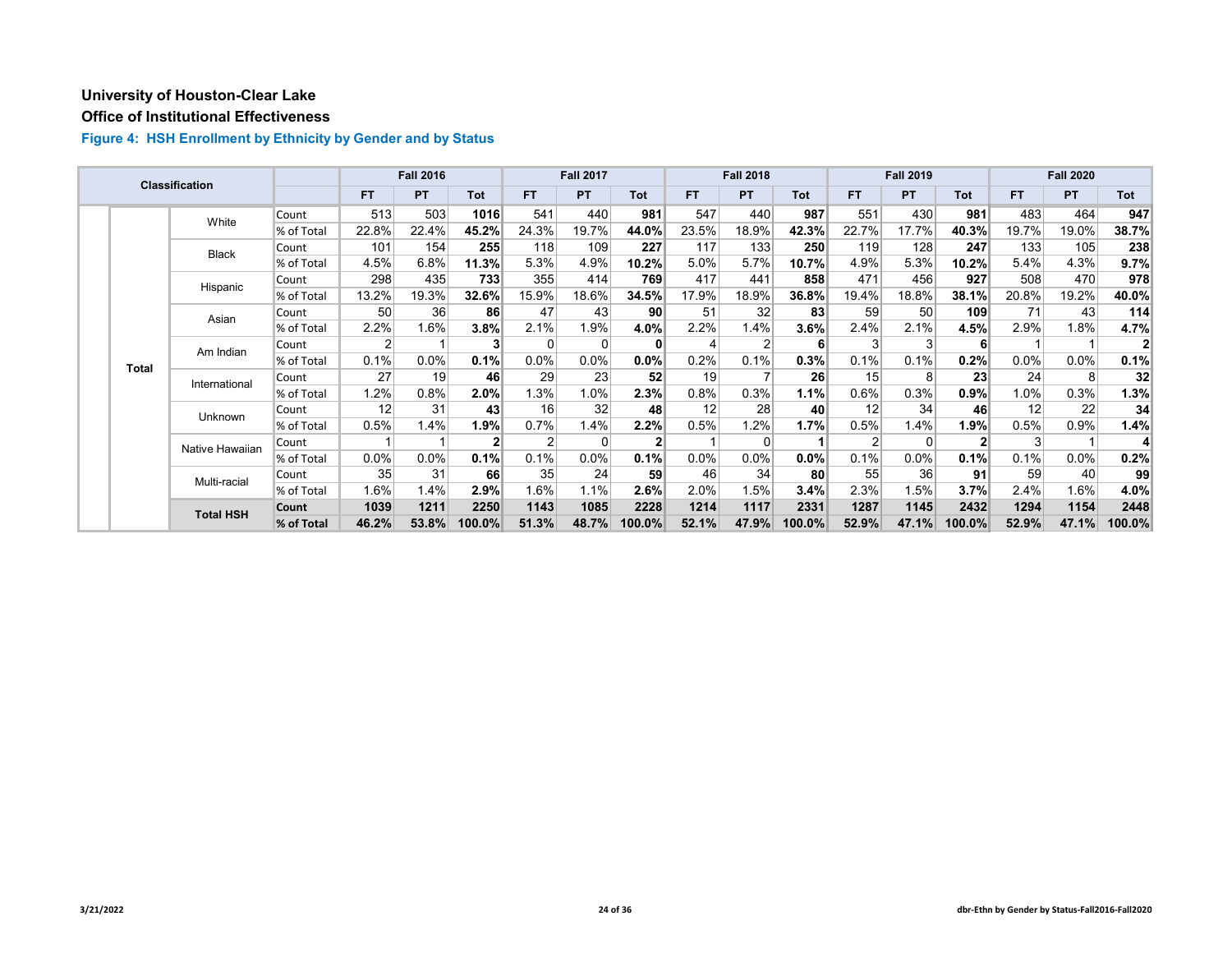# University of Houston-Clear Lake

## Office of Institutional Effectiveness

### Figure 4: HSH Enrollment by Ethnicity by Gender and by Status

| Classification | | | | Fall 2016 | | | Fall 2017 | | | Fall 2018 | | | Fall 2019 | | | Fall 2020 | | |
|---|---|---|---|---|---|---|---|---|---|---|---|---|---|---|---|---|---|---|
| | | | | FT | PT | Tot | FT | PT | Tot | FT | PT | Tot | FT | PT | Tot | FT | PT | Tot |
| | Total | White | Count | 513 | 503 | **1016** | 541 | 440 | **981** | 547 | 440 | **987** | 551 | 430 | **981** | 483 | 464 | **947** |
| | | | % of Total | 22.8% | 22.4% | **45.2%** | 24.3% | 19.7% | **44.0%** | 23.5% | 18.9% | **42.3%** | 22.7% | 17.7% | **40.3%** | 19.7% | 19.0% | **38.7%** |
| | | Black | Count | 101 | 154 | **255** | 118 | 109 | **227** | 117 | 133 | **250** | 119 | 128 | **247** | 133 | 105 | **238** |
| | | | % of Total | 4.5% | 6.8% | **11.3%** | 5.3% | 4.9% | **10.2%** | 5.0% | 5.7% | **10.7%** | 4.9% | 5.3% | **10.2%** | 5.4% | 4.3% | **9.7%** |
| | | Hispanic | Count | 298 | 435 | **733** | 355 | 414 | **769** | 417 | 441 | **858** | 471 | 456 | **927** | 508 | 470 | **978** |
| | | | % of Total | 13.2% | 19.3% | **32.6%** | 15.9% | 18.6% | **34.5%** | 17.9% | 18.9% | **36.8%** | 19.4% | 18.8% | **38.1%** | 20.8% | 19.2% | **40.0%** |
| | | Asian | Count | 50 | 36 | **86** | 47 | 43 | **90** | 51 | 32 | **83** | 59 | 50 | **109** | 71 | 43 | **114** |
| | | | % of Total | 2.2% | 1.6% | **3.8%** | 2.1% | 1.9% | **4.0%** | 2.2% | 1.4% | **3.6%** | 2.4% | 2.1% | **4.5%** | 2.9% | 1.8% | **4.7%** |
| | | Am Indian | Count | 2 | 1 | **3** | 0 | 0 | **0** | 4 | 2 | **6** | 3 | 3 | **6** | 1 | 1 | **2** |
| | | | % of Total | 0.1% | 0.0% | **0.1%** | 0.0% | 0.0% | **0.0%** | 0.2% | 0.1% | **0.3%** | 0.1% | 0.1% | **0.2%** | 0.0% | 0.0% | **0.1%** |
| | | International | Count | 27 | 19 | **46** | 29 | 23 | **52** | 19 | 7 | **26** | 15 | 8 | **23** | 24 | 8 | **32** |
| | | | % of Total | 1.2% | 0.8% | **2.0%** | 1.3% | 1.0% | **2.3%** | 0.8% | 0.3% | **1.1%** | 0.6% | 0.3% | **0.9%** | 1.0% | 0.3% | **1.3%** |
| | | Unknown | Count | 12 | 31 | **43** | 16 | 32 | **48** | 12 | 28 | **40** | 12 | 34 | **46** | 12 | 22 | **34** |
| | | | % of Total | 0.5% | 1.4% | **1.9%** | 0.7% | 1.4% | **2.2%** | 0.5% | 1.2% | **1.7%** | 0.5% | 1.4% | **1.9%** | 0.5% | 0.9% | **1.4%** |
| | | Native Hawaiian | Count | 1 | 1 | **2** | 2 | 0 | **2** | 1 | 0 | **1** | 2 | 0 | **2** | 3 | 1 | **4** |
| | | | % of Total | 0.0% | 0.0% | **0.1%** | 0.1% | 0.0% | **0.1%** | 0.0% | 0.0% | **0.0%** | 0.1% | 0.0% | **0.1%** | 0.1% | 0.0% | **0.2%** |
| | | Multi-racial | Count | 35 | 31 | **66** | 35 | 24 | **59** | 46 | 34 | **80** | 55 | 36 | **91** | 59 | 40 | **99** |
| | | | % of Total | 1.6% | 1.4% | **2.9%** | 1.6% | 1.1% | **2.6%** | 2.0% | 1.5% | **3.4%** | 2.3% | 1.5% | **3.7%** | 2.4% | 1.6% | **4.0%** |
| | | **Total HSH** | **Count** | **1039** | **1211** | **2250** | **1143** | **1085** | **2228** | **1214** | **1117** | **2331** | **1287** | **1145** | **2432** | **1294** | **1154** | **2448** |
| | | | **% of Total** | **46.2%** | **53.8%** | **100.0%** | **51.3%** | **48.7%** | **100.0%** | **52.1%** | **47.9%** | **100.0%** | **52.9%** | **47.1%** | **100.0%** | **52.9%** | **47.1%** | **100.0%** |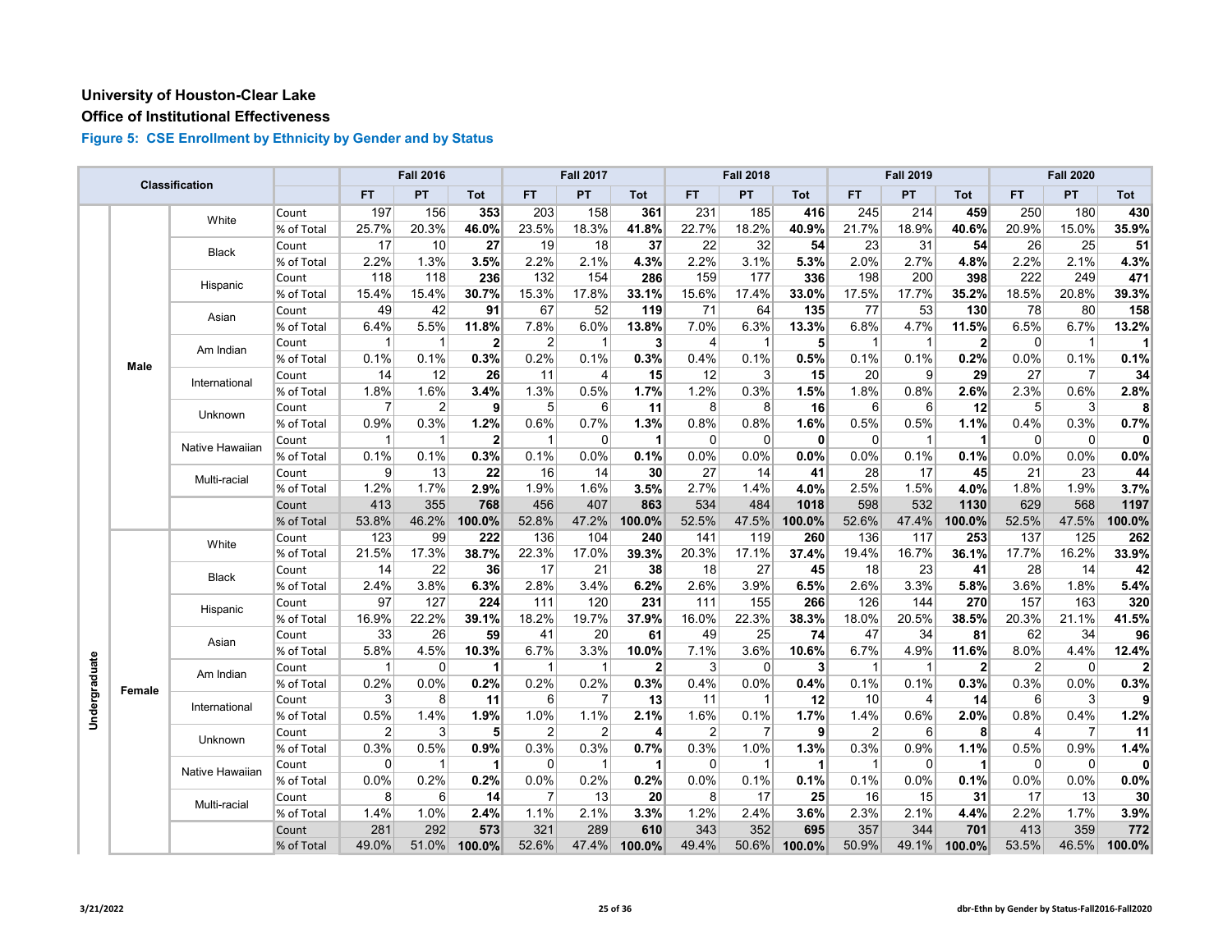# University of Houston-Clear Lake

## Office of Institutional Effectiveness

### Figure 5: CSE Enrollment by Ethnicity by Gender and by Status

| Classification | | | | Fall 2016 | | | Fall 2017 | | | Fall 2018 | | | Fall 2019 | | | Fall 2020 | | |
|---|---|---|---|---|---|---|---|---|---|---|---|---|---|---|---|---|---|---|
| | | | | FT | PT | Tot | FT | PT | Tot | FT | PT | Tot | FT | PT | Tot | FT | PT | Tot |
| Undergraduate | Male | White | Count | 197 | 156 | **353** | 203 | 158 | **361** | 231 | 185 | **416** | 245 | 214 | **459** | 250 | 180 | **430** |
| | | | % of Total | 25.7% | 20.3% | **46.0%** | 23.5% | 18.3% | **41.8%** | 22.7% | 18.2% | **40.9%** | 21.7% | 18.9% | **40.6%** | 20.9% | 15.0% | **35.9%** |
| | | Black | Count | 17 | 10 | **27** | 19 | 18 | **37** | 22 | 32 | **54** | 23 | 31 | **54** | 26 | 25 | **51** |
| | | | % of Total | 2.2% | 1.3% | **3.5%** | 2.2% | 2.1% | **4.3%** | 2.2% | 3.1% | **5.3%** | 2.0% | 2.7% | **4.8%** | 2.2% | 2.1% | **4.3%** |
| | | Hispanic | Count | 118 | 118 | **236** | 132 | 154 | **286** | 159 | 177 | **336** | 198 | 200 | **398** | 222 | 249 | **471** |
| | | | % of Total | 15.4% | 15.4% | **30.7%** | 15.3% | 17.8% | **33.1%** | 15.6% | 17.4% | **33.0%** | 17.5% | 17.7% | **35.2%** | 18.5% | 20.8% | **39.3%** |
| | | Asian | Count | 49 | 42 | **91** | 67 | 52 | **119** | 71 | 64 | **135** | 77 | 53 | **130** | 78 | 80 | **158** |
| | | | % of Total | 6.4% | 5.5% | **11.8%** | 7.8% | 6.0% | **13.8%** | 7.0% | 6.3% | **13.3%** | 6.8% | 4.7% | **11.5%** | 6.5% | 6.7% | **13.2%** |
| | | Am Indian | Count | 1 | 1 | **2** | 2 | 1 | **3** | 4 | 1 | **5** | 1 | 1 | **2** | 0 | 1 | **1** |
| | | | % of Total | 0.1% | 0.1% | **0.3%** | 0.2% | 0.1% | **0.3%** | 0.4% | 0.1% | **0.5%** | 0.1% | 0.1% | **0.2%** | 0.0% | 0.1% | **0.1%** |
| | | International | Count | 14 | 12 | **26** | 11 | 4 | **15** | 12 | 3 | **15** | 20 | 9 | **29** | 27 | 7 | **34** |
| | | | % of Total | 1.8% | 1.6% | **3.4%** | 1.3% | 0.5% | **1.7%** | 1.2% | 0.3% | **1.5%** | 1.8% | 0.8% | **2.6%** | 2.3% | 0.6% | **2.8%** |
| | | Unknown | Count | 7 | 2 | **9** | 5 | 6 | **11** | 8 | 8 | **16** | 6 | 6 | **12** | 5 | 3 | **8** |
| | | | % of Total | 0.9% | 0.3% | **1.2%** | 0.6% | 0.7% | **1.3%** | 0.8% | 0.8% | **1.6%** | 0.5% | 0.5% | **1.1%** | 0.4% | 0.3% | **0.7%** |
| | | Native Hawaiian | Count | 1 | 1 | **2** | 1 | 0 | **1** | 0 | 0 | **0** | 0 | 1 | **1** | 0 | 0 | **0** |
| | | | % of Total | 0.1% | 0.1% | **0.3%** | 0.1% | 0.0% | **0.1%** | 0.0% | 0.0% | **0.0%** | 0.0% | 0.1% | **0.1%** | 0.0% | 0.0% | **0.0%** |
| | | Multi-racial | Count | 9 | 13 | **22** | 16 | 14 | **30** | 27 | 14 | **41** | 28 | 17 | **45** | 21 | 23 | **44** |
| | | | % of Total | 1.2% | 1.7% | **2.9%** | 1.9% | 1.6% | **3.5%** | 2.7% | 1.4% | **4.0%** | 2.5% | 1.5% | **4.0%** | 1.8% | 1.9% | **3.7%** |
| | | | Count | 413 | 355 | **768** | 456 | 407 | **863** | 534 | 484 | **1018** | 598 | 532 | **1130** | 629 | 568 | **1197** |
| | | | % of Total | 53.8% | 46.2% | **100.0%** | 52.8% | 47.2% | **100.0%** | 52.5% | 47.5% | **100.0%** | 52.6% | 47.4% | **100.0%** | 52.5% | 47.5% | **100.0%** |
| | Female | White | Count | 123 | 99 | **222** | 136 | 104 | **240** | 141 | 119 | **260** | 136 | 117 | **253** | 137 | 125 | **262** |
| | | | % of Total | 21.5% | 17.3% | **38.7%** | 22.3% | 17.0% | **39.3%** | 20.3% | 17.1% | **37.4%** | 19.4% | 16.7% | **36.1%** | 17.7% | 16.2% | **33.9%** |
| | | Black | Count | 14 | 22 | **36** | 17 | 21 | **38** | 18 | 27 | **45** | 18 | 23 | **41** | 28 | 14 | **42** |
| | | | % of Total | 2.4% | 3.8% | **6.3%** | 2.8% | 3.4% | **6.2%** | 2.6% | 3.9% | **6.5%** | 2.6% | 3.3% | **5.8%** | 3.6% | 1.8% | **5.4%** |
| | | Hispanic | Count | 97 | 127 | **224** | 111 | 120 | **231** | 111 | 155 | **266** | 126 | 144 | **270** | 157 | 163 | **320** |
| | | | % of Total | 16.9% | 22.2% | **39.1%** | 18.2% | 19.7% | **37.9%** | 16.0% | 22.3% | **38.3%** | 18.0% | 20.5% | **38.5%** | 20.3% | 21.1% | **41.5%** |
| | | Asian | Count | 33 | 26 | **59** | 41 | 20 | **61** | 49 | 25 | **74** | 47 | 34 | **81** | 62 | 34 | **96** |
| | | | % of Total | 5.8% | 4.5% | **10.3%** | 6.7% | 3.3% | **10.0%** | 7.1% | 3.6% | **10.6%** | 6.7% | 4.9% | **11.6%** | 8.0% | 4.4% | **12.4%** |
| | | Am Indian | Count | 1 | 0 | **1** | 1 | 1 | **2** | 3 | 0 | **3** | 1 | 1 | **2** | 2 | 0 | **2** |
| | | | % of Total | 0.2% | 0.0% | **0.2%** | 0.2% | 0.2% | **0.3%** | 0.4% | 0.0% | **0.4%** | 0.1% | 0.1% | **0.3%** | 0.3% | 0.0% | **0.3%** |
| | | International | Count | 3 | 8 | **11** | 6 | 7 | **13** | 11 | 1 | **12** | 10 | 4 | **14** | 6 | 3 | **9** |
| | | | % of Total | 0.5% | 1.4% | **1.9%** | 1.0% | 1.1% | **2.1%** | 1.6% | 0.1% | **1.7%** | 1.4% | 0.6% | **2.0%** | 0.8% | 0.4% | **1.2%** |
| | | Unknown | Count | 2 | 3 | **5** | 2 | 2 | **4** | 2 | 7 | **9** | 2 | 6 | **8** | 4 | 7 | **11** |
| | | | % of Total | 0.3% | 0.5% | **0.9%** | 0.3% | 0.3% | **0.7%** | 0.3% | 1.0% | **1.3%** | 0.3% | 0.9% | **1.1%** | 0.5% | 0.9% | **1.4%** |
| | | Native Hawaiian | Count | 0 | 1 | **1** | 0 | 1 | **1** | 0 | 1 | **1** | 1 | 0 | **1** | 0 | 0 | **0** |
| | | | % of Total | 0.0% | 0.2% | **0.2%** | 0.0% | 0.2% | **0.2%** | 0.0% | 0.1% | **0.1%** | 0.1% | 0.0% | **0.1%** | 0.0% | 0.0% | **0.0%** |
| | | Multi-racial | Count | 8 | 6 | **14** | 7 | 13 | **20** | 8 | 17 | **25** | 16 | 15 | **31** | 17 | 13 | **30** |
| | | | % of Total | 1.4% | 1.0% | **2.4%** | 1.1% | 2.1% | **3.3%** | 1.2% | 2.4% | **3.6%** | 2.3% | 2.1% | **4.4%** | 2.2% | 1.7% | **3.9%** |
| | | | Count | 281 | 292 | **573** | 321 | 289 | **610** | 343 | 352 | **695** | 357 | 344 | **701** | 413 | 359 | **772** |
| | | | % of Total | 49.0% | 51.0% | **100.0%** | 52.6% | 47.4% | **100.0%** | 49.4% | 50.6% | **100.0%** | 50.9% | 49.1% | **100.0%** | 53.5% | 46.5% | **100.0%** |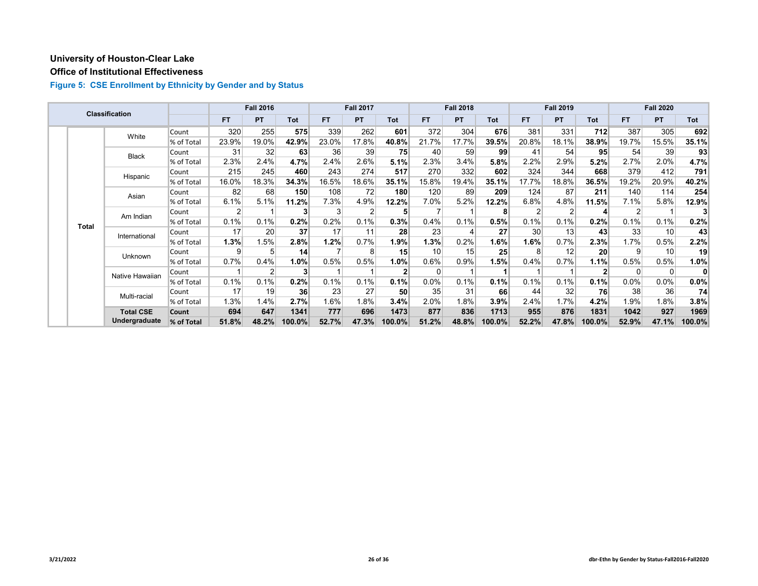# University of Houston-Clear Lake

## Office of Institutional Effectiveness

### Figure 5: CSE Enrollment by Ethnicity by Gender and by Status

| Classification | | | | Fall 2016 | | | Fall 2017 | | | Fall 2018 | | | Fall 2019 | | | Fall 2020 | | |
|---|---|---|---|---|---|---|---|---|---|---|---|---|---|---|---|---|---|---|
| | | | | FT | PT | Tot | FT | PT | Tot | FT | PT | Tot | FT | PT | Tot | FT | PT | Tot |
| | Total | White | Count | 320 | 255 | **575** | 339 | 262 | **601** | 372 | 304 | **676** | 381 | 331 | **712** | 387 | 305 | **692** |
| | | | % of Total | 23.9% | 19.0% | **42.9%** | 23.0% | 17.8% | **40.8%** | 21.7% | 17.7% | **39.5%** | 20.8% | 18.1% | **38.9%** | 19.7% | 15.5% | **35.1%** |
| | | Black | Count | 31 | 32 | **63** | 36 | 39 | **75** | 40 | 59 | **99** | 41 | 54 | **95** | 54 | 39 | **93** |
| | | | % of Total | 2.3% | 2.4% | **4.7%** | 2.4% | 2.6% | **5.1%** | 2.3% | 3.4% | **5.8%** | 2.2% | 2.9% | **5.2%** | 2.7% | 2.0% | **4.7%** |
| | | Hispanic | Count | 215 | 245 | **460** | 243 | 274 | **517** | 270 | 332 | **602** | 324 | 344 | **668** | 379 | 412 | **791** |
| | | | % of Total | 16.0% | 18.3% | **34.3%** | 16.5% | 18.6% | **35.1%** | 15.8% | 19.4% | **35.1%** | 17.7% | 18.8% | **36.5%** | 19.2% | 20.9% | **40.2%** |
| | | Asian | Count | 82 | 68 | **150** | 108 | 72 | **180** | 120 | 89 | **209** | 124 | 87 | **211** | 140 | 114 | **254** |
| | | | % of Total | 6.1% | 5.1% | **11.2%** | 7.3% | 4.9% | **12.2%** | 7.0% | 5.2% | **12.2%** | 6.8% | 4.8% | **11.5%** | 7.1% | 5.8% | **12.9%** |
| | | Am Indian | Count | 2 | 1 | **3** | 3 | 2 | **5** | 7 | 1 | **8** | 2 | 2 | **4** | 2 | 1 | **3** |
| | | | % of Total | 0.1% | 0.1% | **0.2%** | 0.2% | 0.1% | **0.3%** | 0.4% | 0.1% | **0.5%** | 0.1% | 0.1% | **0.2%** | 0.1% | 0.1% | **0.2%** |
| | | International | Count | 17 | 20 | **37** | 17 | 11 | **28** | 23 | 4 | **27** | 30 | 13 | **43** | 33 | 10 | **43** |
| | | | % of Total | **1.3%** | 1.5% | **2.8%** | **1.2%** | 0.7% | **1.9%** | **1.3%** | 0.2% | **1.6%** | **1.6%** | 0.7% | **2.3%** | 1.7% | 0.5% | **2.2%** |
| | | Unknown | Count | 9 | 5 | **14** | 7 | 8 | **15** | 10 | 15 | **25** | 8 | 12 | **20** | 9 | 10 | **19** |
| | | | % of Total | 0.7% | 0.4% | **1.0%** | 0.5% | 0.5% | **1.0%** | 0.6% | 0.9% | **1.5%** | 0.4% | 0.7% | **1.1%** | 0.5% | 0.5% | **1.0%** |
| | | Native Hawaiian | Count | 1 | 2 | **3** | 1 | 1 | **2** | 0 | 1 | **1** | 1 | 1 | **2** | 0 | 0 | **0** |
| | | | % of Total | 0.1% | 0.1% | **0.2%** | 0.1% | 0.1% | **0.1%** | 0.0% | 0.1% | **0.1%** | 0.1% | 0.1% | **0.1%** | 0.0% | 0.0% | **0.0%** |
| | | Multi-racial | Count | 17 | 19 | **36** | 23 | 27 | **50** | 35 | 31 | **66** | 44 | 32 | **76** | 38 | 36 | **74** |
| | | | % of Total | 1.3% | 1.4% | **2.7%** | 1.6% | 1.8% | **3.4%** | 2.0% | 1.8% | **3.9%** | 2.4% | 1.7% | **4.2%** | 1.9% | 1.8% | **3.8%** |
| | | **Total CSE Undergraduate** | **Count** | **694** | **647** | **1341** | **777** | **696** | **1473** | **877** | **836** | **1713** | **955** | **876** | **1831** | **1042** | **927** | **1969** |
| | | | **% of Total** | **51.8%** | **48.2%** | **100.0%** | **52.7%** | **47.3%** | **100.0%** | **51.2%** | **48.8%** | **100.0%** | **52.2%** | **47.8%** | **100.0%** | **52.9%** | **47.1%** | **100.0%** |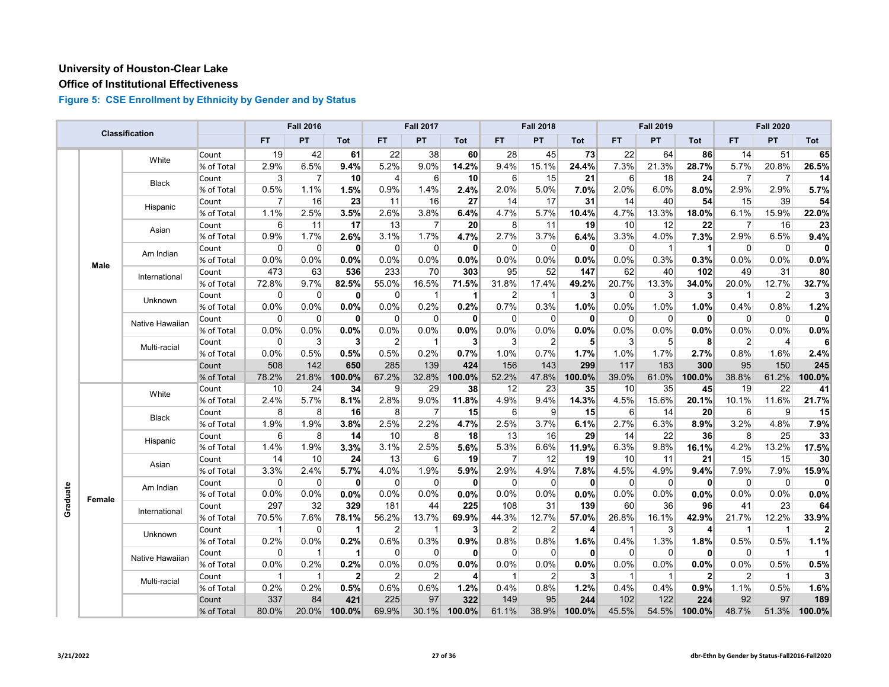# University of Houston-Clear Lake

## Office of Institutional Effectiveness

### Figure 5: CSE Enrollment by Ethnicity by Gender and by Status

| Classification | | | | Fall 2016 | | | Fall 2017 | | | Fall 2018 | | | Fall 2019 | | | Fall 2020 | | |
|---|---|---|---|---|---|---|---|---|---|---|---|---|---|---|---|---|---|---|
| | | | | FT | PT | Tot | FT | PT | Tot | FT | PT | Tot | FT | PT | Tot | FT | PT | Tot |
| Graduate | Male | White | Count | 19 | 42 | **61** | 22 | 38 | **60** | 28 | 45 | **73** | 22 | 64 | **86** | 14 | 51 | **65** |
| | | | % of Total | 2.9% | 6.5% | **9.4%** | 5.2% | 9.0% | **14.2%** | 9.4% | 15.1% | **24.4%** | 7.3% | 21.3% | **28.7%** | 5.7% | 20.8% | **26.5%** |
| | | Black | Count | 3 | 7 | **10** | 4 | 6 | **10** | 6 | 15 | **21** | 6 | 18 | **24** | 7 | 7 | **14** |
| | | | % of Total | 0.5% | 1.1% | **1.5%** | 0.9% | 1.4% | **2.4%** | 2.0% | 5.0% | **7.0%** | 2.0% | 6.0% | **8.0%** | 2.9% | 2.9% | **5.7%** |
| | | Hispanic | Count | 7 | 16 | **23** | 11 | 16 | **27** | 14 | 17 | **31** | 14 | 40 | **54** | 15 | 39 | **54** |
| | | | % of Total | 1.1% | 2.5% | **3.5%** | 2.6% | 3.8% | **6.4%** | 4.7% | 5.7% | **10.4%** | 4.7% | 13.3% | **18.0%** | 6.1% | 15.9% | **22.0%** |
| | | Asian | Count | 6 | 11 | **17** | 13 | 7 | **20** | 8 | 11 | **19** | 10 | 12 | **22** | 7 | 16 | **23** |
| | | | % of Total | 0.9% | 1.7% | **2.6%** | 3.1% | 1.7% | **4.7%** | 2.7% | 3.7% | **6.4%** | 3.3% | 4.0% | **7.3%** | 2.9% | 6.5% | **9.4%** |
| | | Am Indian | Count | 0 | 0 | **0** | 0 | 0 | **0** | 0 | 0 | **0** | 0 | 1 | **1** | 0 | 0 | **0** |
| | | | % of Total | 0.0% | 0.0% | **0.0%** | 0.0% | 0.0% | **0.0%** | 0.0% | 0.0% | **0.0%** | 0.0% | 0.3% | **0.3%** | 0.0% | 0.0% | **0.0%** |
| | | International | Count | 473 | 63 | **536** | 233 | 70 | **303** | 95 | 52 | **147** | 62 | 40 | **102** | 49 | 31 | **80** |
| | | | % of Total | 72.8% | 9.7% | **82.5%** | 55.0% | 16.5% | **71.5%** | 31.8% | 17.4% | **49.2%** | 20.7% | 13.3% | **34.0%** | 20.0% | 12.7% | **32.7%** |
| | | Unknown | Count | 0 | 0 | **0** | 0 | 1 | **1** | 2 | 1 | **3** | 0 | 3 | **3** | 1 | 2 | **3** |
| | | | % of Total | 0.0% | 0.0% | **0.0%** | 0.0% | 0.2% | **0.2%** | 0.7% | 0.3% | **1.0%** | 0.0% | 1.0% | **1.0%** | 0.4% | 0.8% | **1.2%** |
| | | Native Hawaiian | Count | 0 | 0 | **0** | 0 | 0 | **0** | 0 | 0 | **0** | 0 | 0 | **0** | 0 | 0 | **0** |
| | | | % of Total | 0.0% | 0.0% | **0.0%** | 0.0% | 0.0% | **0.0%** | 0.0% | 0.0% | **0.0%** | 0.0% | 0.0% | **0.0%** | 0.0% | 0.0% | **0.0%** |
| | | Multi-racial | Count | 0 | 3 | **3** | 2 | 1 | **3** | 3 | 2 | **5** | 3 | 5 | **8** | 2 | 4 | **6** |
| | | | % of Total | 0.0% | 0.5% | **0.5%** | 0.5% | 0.2% | **0.7%** | 1.0% | 0.7% | **1.7%** | 1.0% | 1.7% | **2.7%** | 0.8% | 1.6% | **2.4%** |
| | | | Count | 508 | 142 | **650** | 285 | 139 | **424** | 156 | 143 | **299** | 117 | 183 | **300** | 95 | 150 | **245** |
| | | | % of Total | 78.2% | 21.8% | **100.0%** | 67.2% | 32.8% | **100.0%** | 52.2% | 47.8% | **100.0%** | 39.0% | 61.0% | **100.0%** | 38.8% | 61.2% | **100.0%** |
| | Female | White | Count | 10 | 24 | **34** | 9 | 29 | **38** | 12 | 23 | **35** | 10 | 35 | **45** | 19 | 22 | **41** |
| | | | % of Total | 2.4% | 5.7% | **8.1%** | 2.8% | 9.0% | **11.8%** | 4.9% | 9.4% | **14.3%** | 4.5% | 15.6% | **20.1%** | 10.1% | 11.6% | **21.7%** |
| | | Black | Count | 8 | 8 | **16** | 8 | 7 | **15** | 6 | 9 | **15** | 6 | 14 | **20** | 6 | 9 | **15** |
| | | | % of Total | 1.9% | 1.9% | **3.8%** | 2.5% | 2.2% | **4.7%** | 2.5% | 3.7% | **6.1%** | 2.7% | 6.3% | **8.9%** | 3.2% | 4.8% | **7.9%** |
| | | Hispanic | Count | 6 | 8 | **14** | 10 | 8 | **18** | 13 | 16 | **29** | 14 | 22 | **36** | 8 | 25 | **33** |
| | | | % of Total | 1.4% | 1.9% | **3.3%** | 3.1% | 2.5% | **5.6%** | 5.3% | 6.6% | **11.9%** | 6.3% | 9.8% | **16.1%** | 4.2% | 13.2% | **17.5%** |
| | | Asian | Count | 14 | 10 | **24** | 13 | 6 | **19** | 7 | 12 | **19** | 10 | 11 | **21** | 15 | 15 | **30** |
| | | | % of Total | 3.3% | 2.4% | **5.7%** | 4.0% | 1.9% | **5.9%** | 2.9% | 4.9% | **7.8%** | 4.5% | 4.9% | **9.4%** | 7.9% | 7.9% | **15.9%** |
| | | Am Indian | Count | 0 | 0 | **0** | 0 | 0 | **0** | 0 | 0 | **0** | 0 | 0 | **0** | 0 | 0 | **0** |
| | | | % of Total | 0.0% | 0.0% | **0.0%** | 0.0% | 0.0% | **0.0%** | 0.0% | 0.0% | **0.0%** | 0.0% | 0.0% | **0.0%** | 0.0% | 0.0% | **0.0%** |
| | | International | Count | 297 | 32 | **329** | 181 | 44 | **225** | 108 | 31 | **139** | 60 | 36 | **96** | 41 | 23 | **64** |
| | | | % of Total | 70.5% | 7.6% | **78.1%** | 56.2% | 13.7% | **69.9%** | 44.3% | 12.7% | **57.0%** | 26.8% | 16.1% | **42.9%** | 21.7% | 12.2% | **33.9%** |
| | | Unknown | Count | 1 | 0 | **1** | 2 | 1 | **3** | 2 | 2 | **4** | 1 | 3 | **4** | 1 | 1 | **2** |
| | | | % of Total | 0.2% | 0.0% | **0.2%** | 0.6% | 0.3% | **0.9%** | 0.8% | 0.8% | **1.6%** | 0.4% | 1.3% | **1.8%** | 0.5% | 0.5% | **1.1%** |
| | | Native Hawaiian | Count | 0 | 1 | **1** | 0 | 0 | **0** | 0 | 0 | **0** | 0 | 0 | **0** | 0 | 1 | **1** |
| | | | % of Total | 0.0% | 0.2% | **0.2%** | 0.0% | 0.0% | **0.0%** | 0.0% | 0.0% | **0.0%** | 0.0% | 0.0% | **0.0%** | 0.0% | 0.5% | **0.5%** |
| | | Multi-racial | Count | 1 | 1 | **2** | 2 | 2 | **4** | 1 | 2 | **3** | 1 | 1 | **2** | 2 | 1 | **3** |
| | | | % of Total | 0.2% | 0.2% | **0.5%** | 0.6% | 0.6% | **1.2%** | 0.4% | 0.8% | **1.2%** | 0.4% | 0.4% | **0.9%** | 1.1% | 0.5% | **1.6%** |
| | | | Count | 337 | 84 | **421** | 225 | 97 | **322** | 149 | 95 | **244** | 102 | 122 | **224** | 92 | 97 | **189** |
| | | | % of Total | 80.0% | 20.0% | **100.0%** | 69.9% | 30.1% | **100.0%** | 61.1% | 38.9% | **100.0%** | 45.5% | 54.5% | **100.0%** | 48.7% | 51.3% | **100.0%** |

3/21/2022

dbr-Ethn by Gender by Status-Fall2016-Fall2020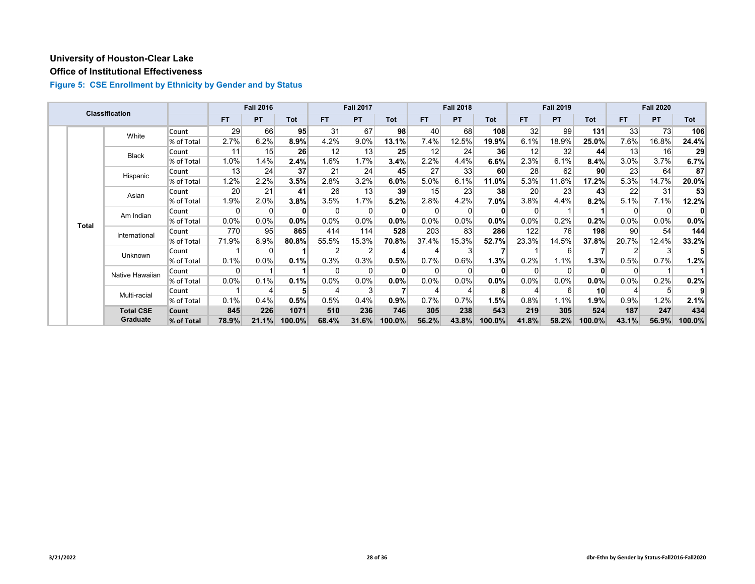**University of Houston-Clear Lake**

**Office of Institutional Effectiveness**

### Figure 5: CSE Enrollment by Ethnicity by Gender and by Status

| Classification | | | | Fall 2016 | | | Fall 2017 | | | Fall 2018 | | | Fall 2019 | | | Fall 2020 | | |
|---|---|---|---|---|---|---|---|---|---|---|---|---|---|---|---|---|---|---|
| | | | | FT | PT | Tot | FT | PT | Tot | FT | PT | Tot | FT | PT | Tot | FT | PT | Tot |
| | Total | White | Count | 29 | 66 | **95** | 31 | 67 | **98** | 40 | 68 | **108** | 32 | 99 | **131** | 33 | 73 | **106** |
| | | | % of Total | 2.7% | 6.2% | **8.9%** | 4.2% | 9.0% | **13.1%** | 7.4% | 12.5% | **19.9%** | 6.1% | 18.9% | **25.0%** | 7.6% | 16.8% | **24.4%** |
| | | Black | Count | 11 | 15 | **26** | 12 | 13 | **25** | 12 | 24 | **36** | 12 | 32 | **44** | 13 | 16 | **29** |
| | | | % of Total | 1.0% | 1.4% | **2.4%** | 1.6% | 1.7% | **3.4%** | 2.2% | 4.4% | **6.6%** | 2.3% | 6.1% | **8.4%** | 3.0% | 3.7% | **6.7%** |
| | | Hispanic | Count | 13 | 24 | **37** | 21 | 24 | **45** | 27 | 33 | **60** | 28 | 62 | **90** | 23 | 64 | **87** |
| | | | % of Total | 1.2% | 2.2% | **3.5%** | 2.8% | 3.2% | **6.0%** | 5.0% | 6.1% | **11.0%** | 5.3% | 11.8% | **17.2%** | 5.3% | 14.7% | **20.0%** |
| | | Asian | Count | 20 | 21 | **41** | 26 | 13 | **39** | 15 | 23 | **38** | 20 | 23 | **43** | 22 | 31 | **53** |
| | | | % of Total | 1.9% | 2.0% | **3.8%** | 3.5% | 1.7% | **5.2%** | 2.8% | 4.2% | **7.0%** | 3.8% | 4.4% | **8.2%** | 5.1% | 7.1% | **12.2%** |
| | | Am Indian | Count | 0 | 0 | **0** | 0 | 0 | **0** | 0 | 0 | **0** | 0 | 1 | **1** | 0 | 0 | **0** |
| | | | % of Total | 0.0% | 0.0% | **0.0%** | 0.0% | 0.0% | **0.0%** | 0.0% | 0.0% | **0.0%** | 0.0% | 0.2% | **0.2%** | 0.0% | 0.0% | **0.0%** |
| | | International | Count | 770 | 95 | **865** | 414 | 114 | **528** | 203 | 83 | **286** | 122 | 76 | **198** | 90 | 54 | **144** |
| | | | % of Total | 71.9% | 8.9% | **80.8%** | 55.5% | 15.3% | **70.8%** | 37.4% | 15.3% | **52.7%** | 23.3% | 14.5% | **37.8%** | 20.7% | 12.4% | **33.2%** |
| | | Unknown | Count | 1 | 0 | **1** | 2 | 2 | **4** | 4 | 3 | **7** | 1 | 6 | **7** | 2 | 3 | **5** |
| | | | % of Total | 0.1% | 0.0% | **0.1%** | 0.3% | 0.3% | **0.5%** | 0.7% | 0.6% | **1.3%** | 0.2% | 1.1% | **1.3%** | 0.5% | 0.7% | **1.2%** |
| | | Native Hawaiian | Count | 0 | 1 | **1** | 0 | 0 | **0** | 0 | 0 | **0** | 0 | 0 | **0** | 0 | 1 | **1** |
| | | | % of Total | 0.0% | 0.1% | **0.1%** | 0.0% | 0.0% | **0.0%** | 0.0% | 0.0% | **0.0%** | 0.0% | 0.0% | **0.0%** | 0.0% | 0.2% | **0.2%** |
| | | Multi-racial | Count | 1 | 4 | **5** | 4 | 3 | **7** | 4 | 4 | **8** | 4 | 6 | **10** | 4 | 5 | **9** |
| | | | % of Total | 0.1% | 0.4% | **0.5%** | 0.5% | 0.4% | **0.9%** | 0.7% | 0.7% | **1.5%** | 0.8% | 1.1% | **1.9%** | 0.9% | 1.2% | **2.1%** |
| | | **Total CSE Graduate** | **Count** | **845** | **226** | **1071** | **510** | **236** | **746** | **305** | **238** | **543** | **219** | **305** | **524** | **187** | **247** | **434** |
| | | | **% of Total** | **78.9%** | **21.1%** | **100.0%** | **68.4%** | **31.6%** | **100.0%** | **56.2%** | **43.8%** | **100.0%** | **41.8%** | **58.2%** | **100.0%** | **43.1%** | **56.9%** | **100.0%** |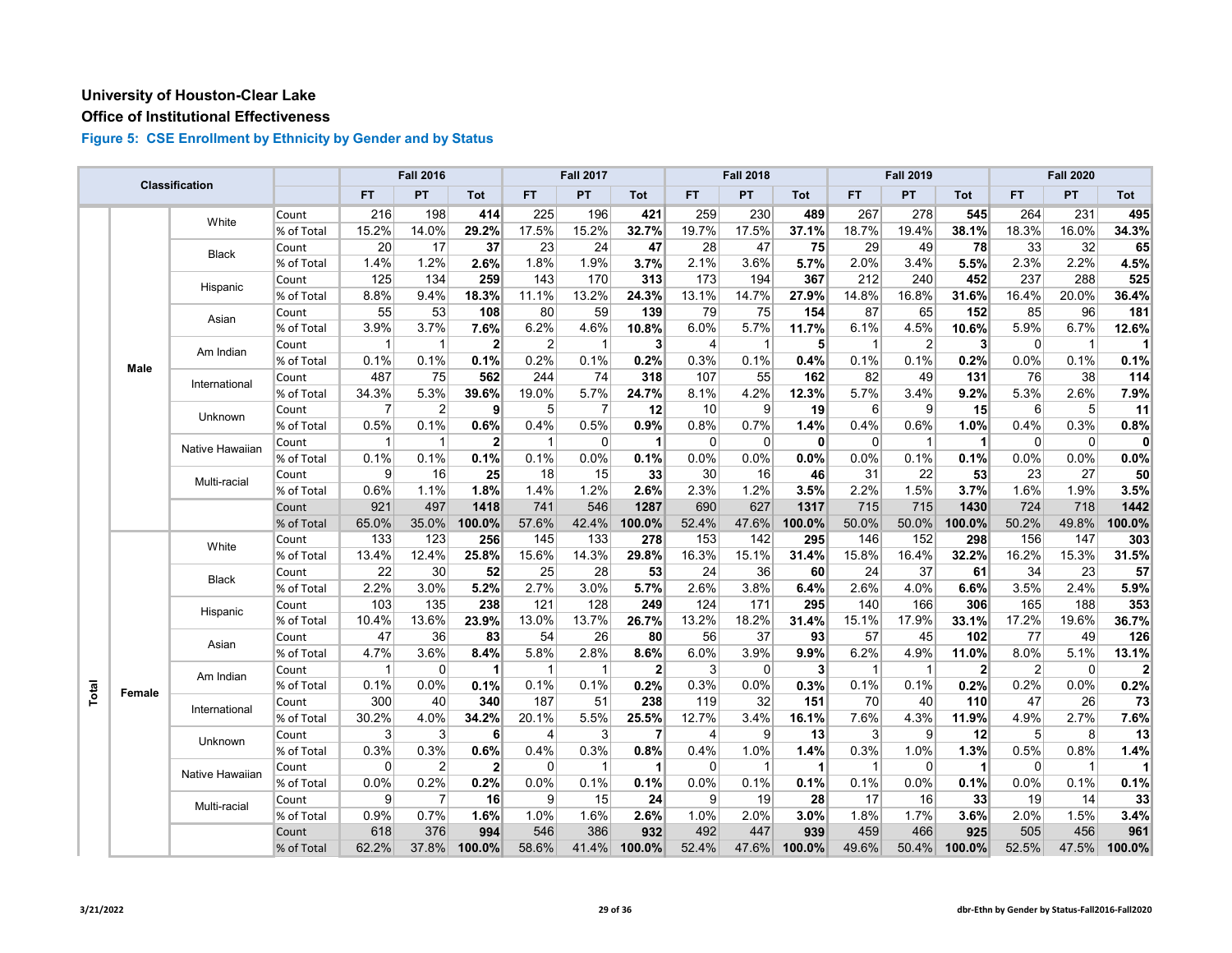# University of Houston-Clear Lake

## Office of Institutional Effectiveness

### Figure 5: CSE Enrollment by Ethnicity by Gender and by Status

| Classification | | | | Fall 2016 | | | Fall 2017 | | | Fall 2018 | | | Fall 2019 | | | Fall 2020 | | |
|---|---|---|---|---|---|---|---|---|---|---|---|---|---|---|---|---|---|---|
| | | | | FT | PT | Tot | FT | PT | Tot | FT | PT | Tot | FT | PT | Tot | FT | PT | Tot |
| Total | Male | White | Count | 216 | 198 | **414** | 225 | 196 | **421** | 259 | 230 | **489** | 267 | 278 | **545** | 264 | 231 | **495** |
| | | | % of Total | 15.2% | 14.0% | **29.2%** | 17.5% | 15.2% | **32.7%** | 19.7% | 17.5% | **37.1%** | 18.7% | 19.4% | **38.1%** | 18.3% | 16.0% | **34.3%** |
| | | Black | Count | 20 | 17 | **37** | 23 | 24 | **47** | 28 | 47 | **75** | 29 | 49 | **78** | 33 | 32 | **65** |
| | | | % of Total | 1.4% | 1.2% | **2.6%** | 1.8% | 1.9% | **3.7%** | 2.1% | 3.6% | **5.7%** | 2.0% | 3.4% | **5.5%** | 2.3% | 2.2% | **4.5%** |
| | | Hispanic | Count | 125 | 134 | **259** | 143 | 170 | **313** | 173 | 194 | **367** | 212 | 240 | **452** | 237 | 288 | **525** |
| | | | % of Total | 8.8% | 9.4% | **18.3%** | 11.1% | 13.2% | **24.3%** | 13.1% | 14.7% | **27.9%** | 14.8% | 16.8% | **31.6%** | 16.4% | 20.0% | **36.4%** |
| | | Asian | Count | 55 | 53 | **108** | 80 | 59 | **139** | 79 | 75 | **154** | 87 | 65 | **152** | 85 | 96 | **181** |
| | | | % of Total | 3.9% | 3.7% | **7.6%** | 6.2% | 4.6% | **10.8%** | 6.0% | 5.7% | **11.7%** | 6.1% | 4.5% | **10.6%** | 5.9% | 6.7% | **12.6%** |
| | | Am Indian | Count | 1 | 1 | **2** | 2 | 1 | **3** | 4 | 1 | **5** | 1 | 2 | **3** | 0 | 1 | **1** |
| | | | % of Total | 0.1% | 0.1% | **0.1%** | 0.2% | 0.1% | **0.2%** | 0.3% | 0.1% | **0.4%** | 0.1% | 0.1% | **0.2%** | 0.0% | 0.1% | **0.1%** |
| | | International | Count | 487 | 75 | **562** | 244 | 74 | **318** | 107 | 55 | **162** | 82 | 49 | **131** | 76 | 38 | **114** |
| | | | % of Total | 34.3% | 5.3% | **39.6%** | 19.0% | 5.7% | **24.7%** | 8.1% | 4.2% | **12.3%** | 5.7% | 3.4% | **9.2%** | 5.3% | 2.6% | **7.9%** |
| | | Unknown | Count | 7 | 2 | **9** | 5 | 7 | **12** | 10 | 9 | **19** | 6 | 9 | **15** | 6 | 5 | **11** |
| | | | % of Total | 0.5% | 0.1% | **0.6%** | 0.4% | 0.5% | **0.9%** | 0.8% | 0.7% | **1.4%** | 0.4% | 0.6% | **1.0%** | 0.4% | 0.3% | **0.8%** |
| | | Native Hawaiian | Count | 1 | 1 | **2** | 1 | 0 | **1** | 0 | 0 | **0** | 0 | 1 | **1** | 0 | 0 | **0** |
| | | | % of Total | 0.1% | 0.1% | **0.1%** | 0.1% | 0.0% | **0.1%** | 0.0% | 0.0% | **0.0%** | 0.0% | 0.1% | **0.1%** | 0.0% | 0.0% | **0.0%** |
| | | Multi-racial | Count | 9 | 16 | **25** | 18 | 15 | **33** | 30 | 16 | **46** | 31 | 22 | **53** | 23 | 27 | **50** |
| | | | % of Total | 0.6% | 1.1% | **1.8%** | 1.4% | 1.2% | **2.6%** | 2.3% | 1.2% | **3.5%** | 2.2% | 1.5% | **3.7%** | 1.6% | 1.9% | **3.5%** |
| | | | Count | 921 | 497 | **1418** | 741 | 546 | **1287** | 690 | 627 | **1317** | 715 | 715 | **1430** | 724 | 718 | **1442** |
| | | | % of Total | 65.0% | 35.0% | **100.0%** | 57.6% | 42.4% | **100.0%** | 52.4% | 47.6% | **100.0%** | 50.0% | 50.0% | **100.0%** | 50.2% | 49.8% | **100.0%** |
| | Female | White | Count | 133 | 123 | **256** | 145 | 133 | **278** | 153 | 142 | **295** | 146 | 152 | **298** | 156 | 147 | **303** |
| | | | % of Total | 13.4% | 12.4% | **25.8%** | 15.6% | 14.3% | **29.8%** | 16.3% | 15.1% | **31.4%** | 15.8% | 16.4% | **32.2%** | 16.2% | 15.3% | **31.5%** |
| | | Black | Count | 22 | 30 | **52** | 25 | 28 | **53** | 24 | 36 | **60** | 24 | 37 | **61** | 34 | 23 | **57** |
| | | | % of Total | 2.2% | 3.0% | **5.2%** | 2.7% | 3.0% | **5.7%** | 2.6% | 3.8% | **6.4%** | 2.6% | 4.0% | **6.6%** | 3.5% | 2.4% | **5.9%** |
| | | Hispanic | Count | 103 | 135 | **238** | 121 | 128 | **249** | 124 | 171 | **295** | 140 | 166 | **306** | 165 | 188 | **353** |
| | | | % of Total | 10.4% | 13.6% | **23.9%** | 13.0% | 13.7% | **26.7%** | 13.2% | 18.2% | **31.4%** | 15.1% | 17.9% | **33.1%** | 17.2% | 19.6% | **36.7%** |
| | | Asian | Count | 47 | 36 | **83** | 54 | 26 | **80** | 56 | 37 | **93** | 57 | 45 | **102** | 77 | 49 | **126** |
| | | | % of Total | 4.7% | 3.6% | **8.4%** | 5.8% | 2.8% | **8.6%** | 6.0% | 3.9% | **9.9%** | 6.2% | 4.9% | **11.0%** | 8.0% | 5.1% | **13.1%** |
| | | Am Indian | Count | 1 | 0 | **1** | 1 | 1 | **2** | 3 | 0 | **3** | 1 | 1 | **2** | 2 | 0 | **2** |
| | | | % of Total | 0.1% | 0.0% | **0.1%** | 0.1% | 0.1% | **0.2%** | 0.3% | 0.0% | **0.3%** | 0.1% | 0.1% | **0.2%** | 0.2% | 0.0% | **0.2%** |
| | | International | Count | 300 | 40 | **340** | 187 | 51 | **238** | 119 | 32 | **151** | 70 | 40 | **110** | 47 | 26 | **73** |
| | | | % of Total | 30.2% | 4.0% | **34.2%** | 20.1% | 5.5% | **25.5%** | 12.7% | 3.4% | **16.1%** | 7.6% | 4.3% | **11.9%** | 4.9% | 2.7% | **7.6%** |
| | | Unknown | Count | 3 | 3 | **6** | 4 | 3 | **7** | 4 | 9 | **13** | 3 | 9 | **12** | 5 | 8 | **13** |
| | | | % of Total | 0.3% | 0.3% | **0.6%** | 0.4% | 0.3% | **0.8%** | 0.4% | 1.0% | **1.4%** | 0.3% | 1.0% | **1.3%** | 0.5% | 0.8% | **1.4%** |
| | | Native Hawaiian | Count | 0 | 2 | **2** | 0 | 1 | **1** | 0 | 1 | **1** | 1 | 0 | **1** | 0 | 1 | **1** |
| | | | % of Total | 0.0% | 0.2% | **0.2%** | 0.0% | 0.1% | **0.1%** | 0.0% | 0.1% | **0.1%** | 0.1% | 0.0% | **0.1%** | 0.0% | 0.1% | **0.1%** |
| | | Multi-racial | Count | 9 | 7 | **16** | 9 | 15 | **24** | 9 | 19 | **28** | 17 | 16 | **33** | 19 | 14 | **33** |
| | | | % of Total | 0.9% | 0.7% | **1.6%** | 1.0% | 1.6% | **2.6%** | 1.0% | 2.0% | **3.0%** | 1.8% | 1.7% | **3.6%** | 2.0% | 1.5% | **3.4%** |
| | | | Count | 618 | 376 | **994** | 546 | 386 | **932** | 492 | 447 | **939** | 459 | 466 | **925** | 505 | 456 | **961** |
| | | | % of Total | 62.2% | 37.8% | **100.0%** | 58.6% | 41.4% | **100.0%** | 52.4% | 47.6% | **100.0%** | 49.6% | 50.4% | **100.0%** | 52.5% | 47.5% | **100.0%** |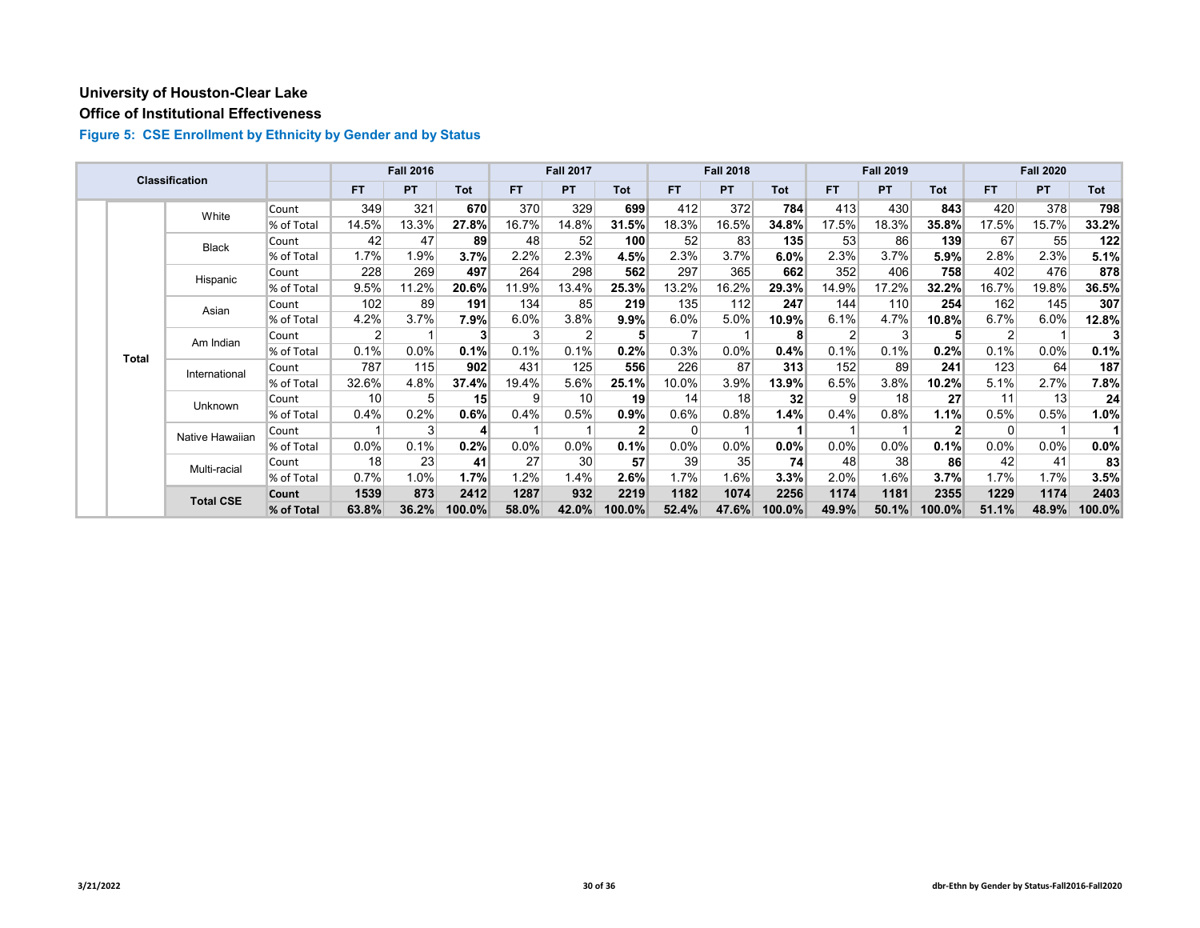# University of Houston-Clear Lake

## Office of Institutional Effectiveness

### Figure 5: CSE Enrollment by Ethnicity by Gender and by Status

| Classification | | | Fall 2016 | | | Fall 2017 | | | Fall 2018 | | | Fall 2019 | | | Fall 2020 | | |
|---|---|---|---|---|---|---|---|---|---|---|---|---|---|---|---|---|---|
| | | | FT | PT | Tot | FT | PT | Tot | FT | PT | Tot | FT | PT | Tot | FT | PT | Tot |
| Total | White | Count | 349 | 321 | **670** | 370 | 329 | **699** | 412 | 372 | **784** | 413 | 430 | **843** | 420 | 378 | **798** |
| | | % of Total | 14.5% | 13.3% | **27.8%** | 16.7% | 14.8% | **31.5%** | 18.3% | 16.5% | **34.8%** | 17.5% | 18.3% | **35.8%** | 17.5% | 15.7% | **33.2%** |
| | Black | Count | 42 | 47 | **89** | 48 | 52 | **100** | 52 | 83 | **135** | 53 | 86 | **139** | 67 | 55 | **122** |
| | | % of Total | 1.7% | 1.9% | **3.7%** | 2.2% | 2.3% | **4.5%** | 2.3% | 3.7% | **6.0%** | 2.3% | 3.7% | **5.9%** | 2.8% | 2.3% | **5.1%** |
| | Hispanic | Count | 228 | 269 | **497** | 264 | 298 | **562** | 297 | 365 | **662** | 352 | 406 | **758** | 402 | 476 | **878** |
| | | % of Total | 9.5% | 11.2% | **20.6%** | 11.9% | 13.4% | **25.3%** | 13.2% | 16.2% | **29.3%** | 14.9% | 17.2% | **32.2%** | 16.7% | 19.8% | **36.5%** |
| | Asian | Count | 102 | 89 | **191** | 134 | 85 | **219** | 135 | 112 | **247** | 144 | 110 | **254** | 162 | 145 | **307** |
| | | % of Total | 4.2% | 3.7% | **7.9%** | 6.0% | 3.8% | **9.9%** | 6.0% | 5.0% | **10.9%** | 6.1% | 4.7% | **10.8%** | 6.7% | 6.0% | **12.8%** |
| | Am Indian | Count | 2 | 1 | **3** | 3 | 2 | **5** | 7 | 1 | **8** | 2 | 3 | **5** | 2 | 1 | **3** |
| | | % of Total | 0.1% | 0.0% | **0.1%** | 0.1% | 0.1% | **0.2%** | 0.3% | 0.0% | **0.4%** | 0.1% | 0.1% | **0.2%** | 0.1% | 0.0% | **0.1%** |
| | International | Count | 787 | 115 | **902** | 431 | 125 | **556** | 226 | 87 | **313** | 152 | 89 | **241** | 123 | 64 | **187** |
| | | % of Total | 32.6% | 4.8% | **37.4%** | 19.4% | 5.6% | **25.1%** | 10.0% | 3.9% | **13.9%** | 6.5% | 3.8% | **10.2%** | 5.1% | 2.7% | **7.8%** |
| | Unknown | Count | 10 | 5 | **15** | 9 | 10 | **19** | 14 | 18 | **32** | 9 | 18 | **27** | 11 | 13 | **24** |
| | | % of Total | 0.4% | 0.2% | **0.6%** | 0.4% | 0.5% | **0.9%** | 0.6% | 0.8% | **1.4%** | 0.4% | 0.8% | **1.1%** | 0.5% | 0.5% | **1.0%** |
| | Native Hawaiian | Count | 1 | 3 | **4** | 1 | 1 | **2** | 0 | 1 | **1** | 1 | 1 | **2** | 0 | 1 | **1** |
| | | % of Total | 0.0% | 0.1% | **0.2%** | 0.0% | 0.0% | **0.1%** | 0.0% | 0.0% | **0.0%** | 0.0% | 0.0% | **0.1%** | 0.0% | 0.0% | **0.0%** |
| | Multi-racial | Count | 18 | 23 | **41** | 27 | 30 | **57** | 39 | 35 | **74** | 48 | 38 | **86** | 42 | 41 | **83** |
| | | % of Total | 0.7% | 1.0% | **1.7%** | 1.2% | 1.4% | **2.6%** | 1.7% | 1.6% | **3.3%** | 2.0% | 1.6% | **3.7%** | 1.7% | 1.7% | **3.5%** |
| | **Total CSE** | **Count** | **1539** | **873** | **2412** | **1287** | **932** | **2219** | **1182** | **1074** | **2256** | **1174** | **1181** | **2355** | **1229** | **1174** | **2403** |
| | | **% of Total** | **63.8%** | **36.2%** | **100.0%** | **58.0%** | **42.0%** | **100.0%** | **52.4%** | **47.6%** | **100.0%** | **49.9%** | **50.1%** | **100.0%** | **51.1%** | **48.9%** | **100.0%** |

3/21/2022

dbr-Ethn by Gender by Status-Fall2016-Fall2020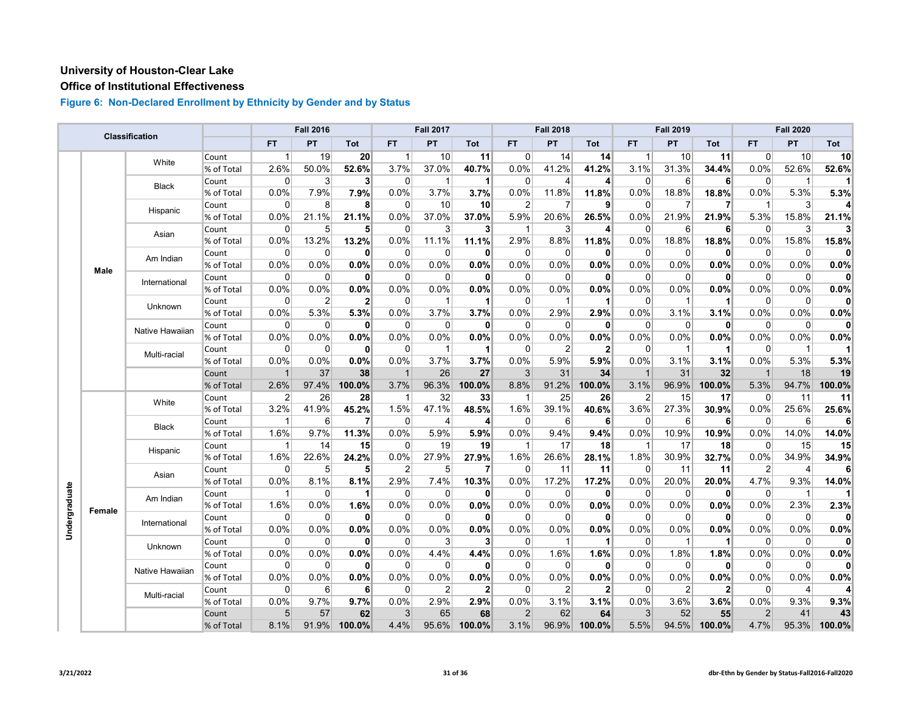# University of Houston-Clear Lake

## Office of Institutional Effectiveness

### Figure 6: Non-Declared Enrollment by Ethnicity by Gender and by Status

| Classification | | | | Fall 2016 | | | Fall 2017 | | | Fall 2018 | | | Fall 2019 | | | Fall 2020 | | |
|---|---|---|---|---|---|---|---|---|---|---|---|---|---|---|---|---|---|---|
| | | | | FT | PT | Tot | FT | PT | Tot | FT | PT | Tot | FT | PT | Tot | FT | PT | Tot |
| Undergraduate | Male | White | Count | 1 | 19 | **20** | 1 | 10 | **11** | 0 | 14 | **14** | 1 | 10 | **11** | 0 | 10 | **10** |
| | | | % of Total | 2.6% | 50.0% | **52.6%** | 3.7% | 37.0% | **40.7%** | 0.0% | 41.2% | **41.2%** | 3.1% | 31.3% | **34.4%** | 0.0% | 52.6% | **52.6%** |
| | | Black | Count | 0 | 3 | **3** | 0 | 1 | **1** | 0 | 4 | **4** | 0 | 6 | **6** | 0 | 1 | **1** |
| | | | % of Total | 0.0% | 7.9% | **7.9%** | 0.0% | 3.7% | **3.7%** | 0.0% | 11.8% | **11.8%** | 0.0% | 18.8% | **18.8%** | 0.0% | 5.3% | **5.3%** |
| | | Hispanic | Count | 0 | 8 | **8** | 0 | 10 | **10** | 2 | 7 | **9** | 0 | 7 | **7** | 1 | 3 | **4** |
| | | | % of Total | 0.0% | 21.1% | **21.1%** | 0.0% | 37.0% | **37.0%** | 5.9% | 20.6% | **26.5%** | 0.0% | 21.9% | **21.9%** | 5.3% | 15.8% | **21.1%** |
| | | Asian | Count | 0 | 5 | **5** | 0 | 3 | **3** | 1 | 3 | **4** | 0 | 6 | **6** | 0 | 3 | **3** |
| | | | % of Total | 0.0% | 13.2% | **13.2%** | 0.0% | 11.1% | **11.1%** | 2.9% | 8.8% | **11.8%** | 0.0% | 18.8% | **18.8%** | 0.0% | 15.8% | **15.8%** |
| | | Am Indian | Count | 0 | 0 | **0** | 0 | 0 | **0** | 0 | 0 | **0** | 0 | 0 | **0** | 0 | 0 | **0** |
| | | | % of Total | 0.0% | 0.0% | **0.0%** | 0.0% | 0.0% | **0.0%** | 0.0% | 0.0% | **0.0%** | 0.0% | 0.0% | **0.0%** | 0.0% | 0.0% | **0.0%** |
| | | International | Count | 0 | 0 | **0** | 0 | 0 | **0** | 0 | 0 | **0** | 0 | 0 | **0** | 0 | 0 | **0** |
| | | | % of Total | 0.0% | 0.0% | **0.0%** | 0.0% | 0.0% | **0.0%** | 0.0% | 0.0% | **0.0%** | 0.0% | 0.0% | **0.0%** | 0.0% | 0.0% | **0.0%** |
| | | Unknown | Count | 0 | 2 | **2** | 0 | 1 | **1** | 0 | 1 | **1** | 0 | 1 | **1** | 0 | 0 | **0** |
| | | | % of Total | 0.0% | 5.3% | **5.3%** | 0.0% | 3.7% | **3.7%** | 0.0% | 2.9% | **2.9%** | 0.0% | 3.1% | **3.1%** | 0.0% | 0.0% | **0.0%** |
| | | Native Hawaiian | Count | 0 | 0 | **0** | 0 | 0 | **0** | 0 | 0 | **0** | 0 | 0 | **0** | 0 | 0 | **0** |
| | | | % of Total | 0.0% | 0.0% | **0.0%** | 0.0% | 0.0% | **0.0%** | 0.0% | 0.0% | **0.0%** | 0.0% | 0.0% | **0.0%** | 0.0% | 0.0% | **0.0%** |
| | | Multi-racial | Count | 0 | 0 | **0** | 0 | 1 | **1** | 0 | 2 | **2** | 0 | 1 | **1** | 0 | 1 | **1** |
| | | | % of Total | 0.0% | 0.0% | **0.0%** | 0.0% | 3.7% | **3.7%** | 0.0% | 5.9% | **5.9%** | 0.0% | 3.1% | **3.1%** | 0.0% | 5.3% | **5.3%** |
| | | | Count | 1 | 37 | **38** | 1 | 26 | **27** | 3 | 31 | **34** | 1 | 31 | **32** | 1 | 18 | **19** |
| | | | % of Total | 2.6% | 97.4% | **100.0%** | 3.7% | 96.3% | **100.0%** | 8.8% | 91.2% | **100.0%** | 3.1% | 96.9% | **100.0%** | 5.3% | 94.7% | **100.0%** |
| | Female | White | Count | 2 | 26 | **28** | 1 | 32 | **33** | 1 | 25 | **26** | 2 | 15 | **17** | 0 | 11 | **11** |
| | | | % of Total | 3.2% | 41.9% | **45.2%** | 1.5% | 47.1% | **48.5%** | 1.6% | 39.1% | **40.6%** | 3.6% | 27.3% | **30.9%** | 0.0% | 25.6% | **25.6%** |
| | | Black | Count | 1 | 6 | **7** | 0 | 4 | **4** | 0 | 6 | **6** | 0 | 6 | **6** | 0 | 6 | **6** |
| | | | % of Total | 1.6% | 9.7% | **11.3%** | 0.0% | 5.9% | **5.9%** | 0.0% | 9.4% | **9.4%** | 0.0% | 10.9% | **10.9%** | 0.0% | 14.0% | **14.0%** |
| | | Hispanic | Count | 1 | 14 | **15** | 0 | 19 | **19** | 1 | 17 | **18** | 1 | 17 | **18** | 0 | 15 | **15** |
| | | | % of Total | 1.6% | 22.6% | **24.2%** | 0.0% | 27.9% | **27.9%** | 1.6% | 26.6% | **28.1%** | 1.8% | 30.9% | **32.7%** | 0.0% | 34.9% | **34.9%** |
| | | Asian | Count | 0 | 5 | **5** | 2 | 5 | **7** | 0 | 11 | **11** | 0 | 11 | **11** | 2 | 4 | **6** |
| | | | % of Total | 0.0% | 8.1% | **8.1%** | 2.9% | 7.4% | **10.3%** | 0.0% | 17.2% | **17.2%** | 0.0% | 20.0% | **20.0%** | 4.7% | 9.3% | **14.0%** |
| | | Am Indian | Count | 1 | 0 | **1** | 0 | 0 | **0** | 0 | 0 | **0** | 0 | 0 | **0** | 0 | 1 | **1** |
| | | | % of Total | 1.6% | 0.0% | **1.6%** | 0.0% | 0.0% | **0.0%** | 0.0% | 0.0% | **0.0%** | 0.0% | 0.0% | **0.0%** | 0.0% | 2.3% | **2.3%** |
| | | International | Count | 0 | 0 | **0** | 0 | 0 | **0** | 0 | 0 | **0** | 0 | 0 | **0** | 0 | 0 | **0** |
| | | | % of Total | 0.0% | 0.0% | **0.0%** | 0.0% | 0.0% | **0.0%** | 0.0% | 0.0% | **0.0%** | 0.0% | 0.0% | **0.0%** | 0.0% | 0.0% | **0.0%** |
| | | Unknown | Count | 0 | 0 | **0** | 0 | 3 | **3** | 0 | 1 | **1** | 0 | 1 | **1** | 0 | 0 | **0** |
| | | | % of Total | 0.0% | 0.0% | **0.0%** | 0.0% | 4.4% | **4.4%** | 0.0% | 1.6% | **1.6%** | 0.0% | 1.8% | **1.8%** | 0.0% | 0.0% | **0.0%** |
| | | Native Hawaiian | Count | 0 | 0 | **0** | 0 | 0 | **0** | 0 | 0 | **0** | 0 | 0 | **0** | 0 | 0 | **0** |
| | | | % of Total | 0.0% | 0.0% | **0.0%** | 0.0% | 0.0% | **0.0%** | 0.0% | 0.0% | **0.0%** | 0.0% | 0.0% | **0.0%** | 0.0% | 0.0% | **0.0%** |
| | | Multi-racial | Count | 0 | 6 | **6** | 0 | 2 | **2** | 0 | 2 | **2** | 0 | 2 | **2** | 0 | 4 | **4** |
| | | | % of Total | 0.0% | 9.7% | **9.7%** | 0.0% | 2.9% | **2.9%** | 0.0% | 3.1% | **3.1%** | 0.0% | 3.6% | **3.6%** | 0.0% | 9.3% | **9.3%** |
| | | | Count | 5 | 57 | **62** | 3 | 65 | **68** | 2 | 62 | **64** | 3 | 52 | **55** | 2 | 41 | **43** |
| | | | % of Total | 8.1% | 91.9% | **100.0%** | 4.4% | 95.6% | **100.0%** | 3.1% | 96.9% | **100.0%** | 5.5% | 94.5% | **100.0%** | 4.7% | 95.3% | **100.0%** |

3/21/2022

dbr-Ethn by Gender by Status-Fall2016-Fall2020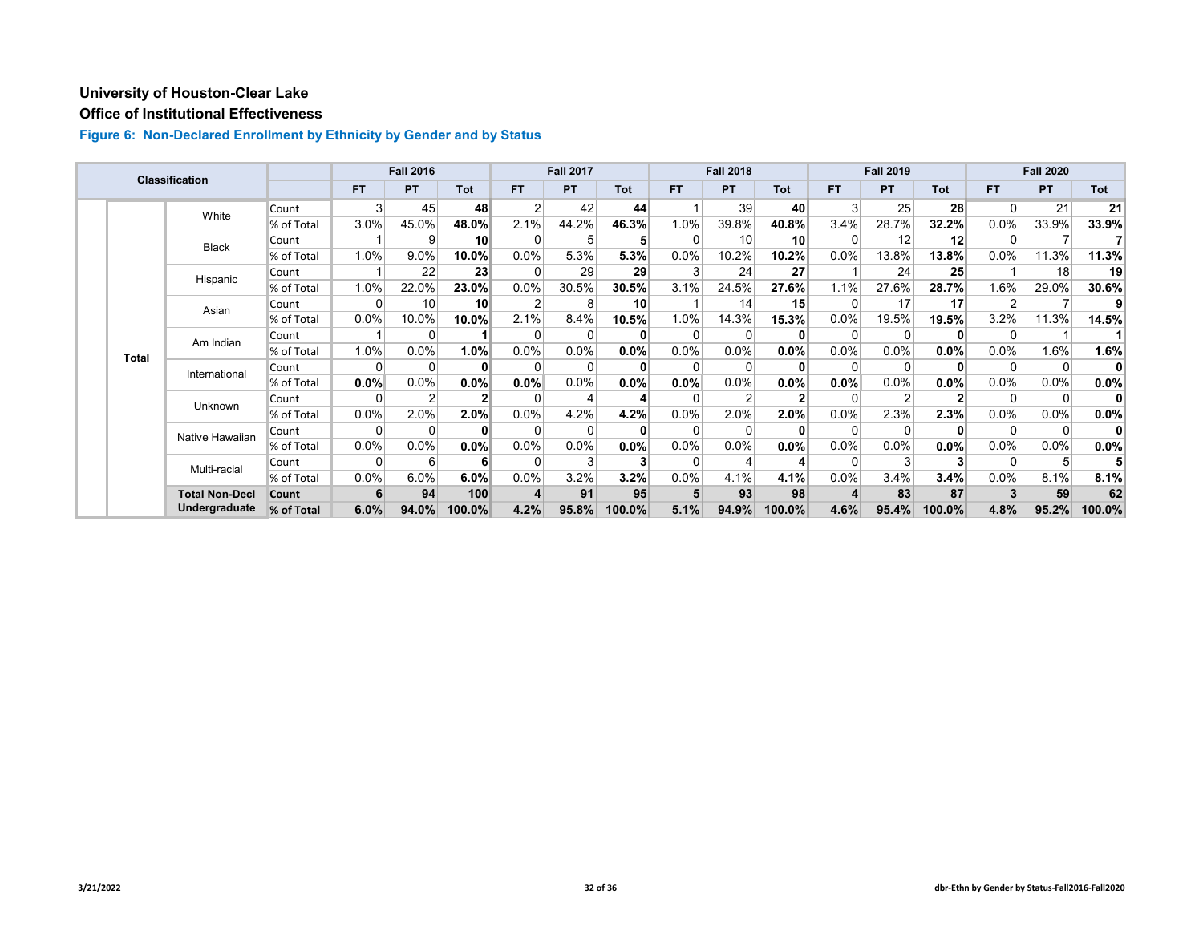# University of Houston-Clear Lake

## Office of Institutional Effectiveness

### Figure 6: Non-Declared Enrollment by Ethnicity by Gender and by Status

| Classification | | | | Fall 2016 | | | Fall 2017 | | | Fall 2018 | | | Fall 2019 | | | Fall 2020 | | |
|---|---|---|---|---|---|---|---|---|---|---|---|---|---|---|---|---|---|---|
| | | | | FT | PT | Tot | FT | PT | Tot | FT | PT | Tot | FT | PT | Tot | FT | PT | Tot |
| | Total | White | Count | 3 | 45 | **48** | 2 | 42 | **44** | 1 | 39 | **40** | 3 | 25 | **28** | 0 | 21 | **21** |
| | | | % of Total | 3.0% | 45.0% | **48.0%** | 2.1% | 44.2% | **46.3%** | 1.0% | 39.8% | **40.8%** | 3.4% | 28.7% | **32.2%** | 0.0% | 33.9% | **33.9%** |
| | | Black | Count | 1 | 9 | **10** | 0 | 5 | **5** | 0 | 10 | **10** | 0 | 12 | **12** | 0 | 7 | **7** |
| | | | % of Total | 1.0% | 9.0% | **10.0%** | 0.0% | 5.3% | **5.3%** | 0.0% | 10.2% | **10.2%** | 0.0% | 13.8% | **13.8%** | 0.0% | 11.3% | **11.3%** |
| | | Hispanic | Count | 1 | 22 | **23** | 0 | 29 | **29** | 3 | 24 | **27** | 1 | 24 | **25** | 1 | 18 | **19** |
| | | | % of Total | 1.0% | 22.0% | **23.0%** | 0.0% | 30.5% | **30.5%** | 3.1% | 24.5% | **27.6%** | 1.1% | 27.6% | **28.7%** | 1.6% | 29.0% | **30.6%** |
| | | Asian | Count | 0 | 10 | **10** | 2 | 8 | **10** | 1 | 14 | **15** | 0 | 17 | **17** | 2 | 7 | **9** |
| | | | % of Total | 0.0% | 10.0% | **10.0%** | 2.1% | 8.4% | **10.5%** | 1.0% | 14.3% | **15.3%** | 0.0% | 19.5% | **19.5%** | 3.2% | 11.3% | **14.5%** |
| | | Am Indian | Count | 1 | 0 | **1** | 0 | 0 | **0** | 0 | 0 | **0** | 0 | 0 | **0** | 0 | 1 | **1** |
| | | | % of Total | 1.0% | 0.0% | **1.0%** | 0.0% | 0.0% | **0.0%** | 0.0% | 0.0% | **0.0%** | 0.0% | 0.0% | **0.0%** | 0.0% | 1.6% | **1.6%** |
| | | International | Count | 0 | 0 | **0** | 0 | 0 | **0** | 0 | 0 | **0** | 0 | 0 | **0** | 0 | 0 | **0** |
| | | | % of Total | **0.0%** | 0.0% | **0.0%** | **0.0%** | 0.0% | **0.0%** | **0.0%** | 0.0% | **0.0%** | **0.0%** | 0.0% | **0.0%** | 0.0% | 0.0% | **0.0%** |
| | | Unknown | Count | 0 | 2 | **2** | 0 | 4 | **4** | 0 | 2 | **2** | 0 | 2 | **2** | 0 | 0 | **0** |
| | | | % of Total | 0.0% | 2.0% | **2.0%** | 0.0% | 4.2% | **4.2%** | 0.0% | 2.0% | **2.0%** | 0.0% | 2.3% | **2.3%** | 0.0% | 0.0% | **0.0%** |
| | | Native Hawaiian | Count | 0 | 0 | **0** | 0 | 0 | **0** | 0 | 0 | **0** | 0 | 0 | **0** | 0 | 0 | **0** |
| | | | % of Total | 0.0% | 0.0% | **0.0%** | 0.0% | 0.0% | **0.0%** | 0.0% | 0.0% | **0.0%** | 0.0% | 0.0% | **0.0%** | 0.0% | 0.0% | **0.0%** |
| | | Multi-racial | Count | 0 | 6 | **6** | 0 | 3 | **3** | 0 | 4 | **4** | 0 | 3 | **3** | 0 | 5 | **5** |
| | | | % of Total | 0.0% | 6.0% | **6.0%** | 0.0% | 3.2% | **3.2%** | 0.0% | 4.1% | **4.1%** | 0.0% | 3.4% | **3.4%** | 0.0% | 8.1% | **8.1%** |
| | | **Total Non-Decl Undergraduate** | **Count** | **6** | **94** | **100** | **4** | **91** | **95** | **5** | **93** | **98** | **4** | **83** | **87** | **3** | **59** | **62** |
| | | | **% of Total** | **6.0%** | **94.0%** | **100.0%** | **4.2%** | **95.8%** | **100.0%** | **5.1%** | **94.9%** | **100.0%** | **4.6%** | **95.4%** | **100.0%** | **4.8%** | **95.2%** | **100.0%** |

3/21/2022

dbr-Ethn by Gender by Status-Fall2016-Fall2020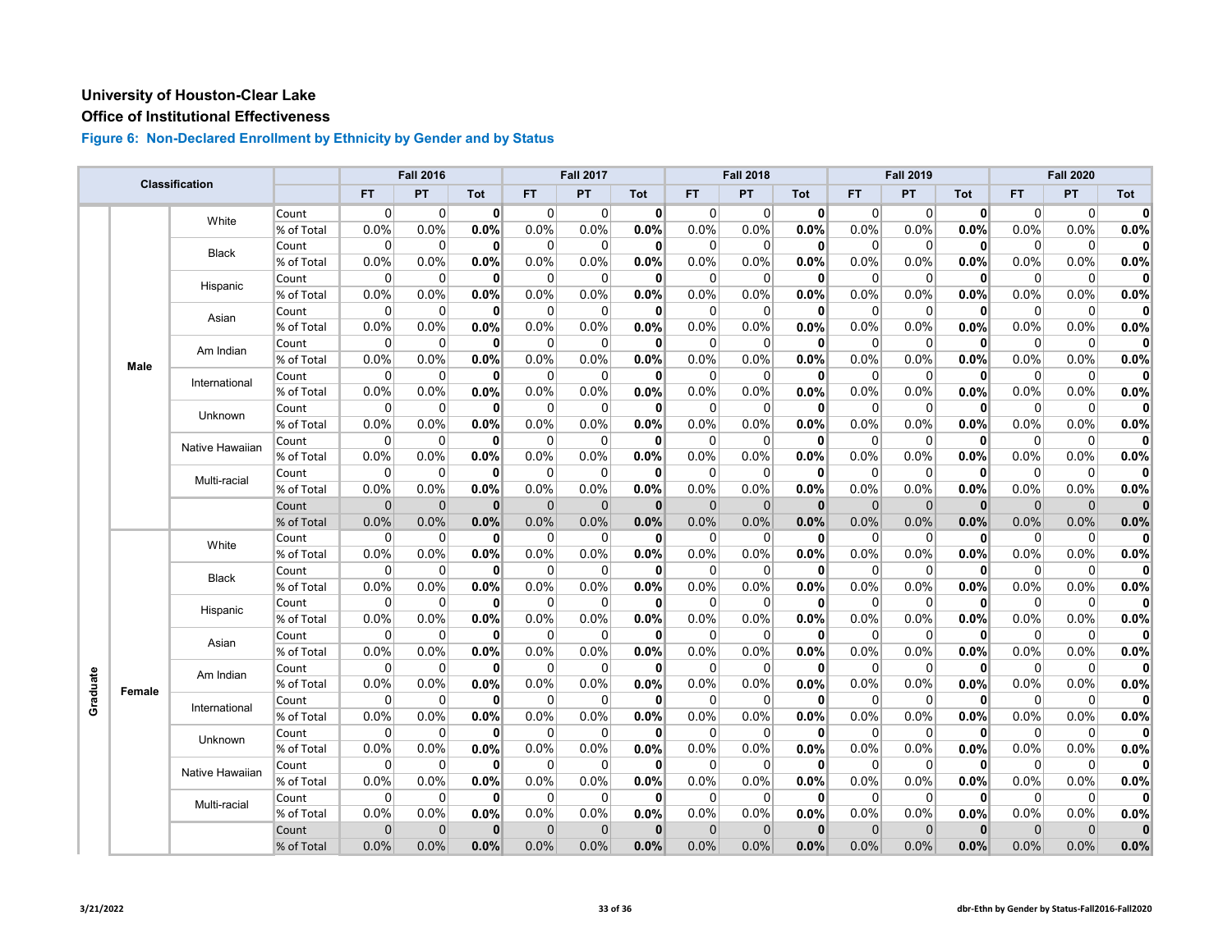# University of Houston-Clear Lake

## Office of Institutional Effectiveness

### Figure 6: Non-Declared Enrollment by Ethnicity by Gender and by Status

| Classification | | | | Fall 2016 | | | Fall 2017 | | | Fall 2018 | | | Fall 2019 | | | Fall 2020 | | |
|---|---|---|---|---|---|---|---|---|---|---|---|---|---|---|---|---|---|---|
| | | | | FT | PT | Tot | FT | PT | Tot | FT | PT | Tot | FT | PT | Tot | FT | PT | Tot |
| Graduate | Male | White | Count | 0 | 0 | **0** | 0 | 0 | **0** | 0 | 0 | **0** | 0 | 0 | **0** | 0 | 0 | **0** |
| | | | % of Total | 0.0% | 0.0% | **0.0%** | 0.0% | 0.0% | **0.0%** | 0.0% | 0.0% | **0.0%** | 0.0% | 0.0% | **0.0%** | 0.0% | 0.0% | **0.0%** |
| | | Black | Count | 0 | 0 | **0** | 0 | 0 | **0** | 0 | 0 | **0** | 0 | 0 | **0** | 0 | 0 | **0** |
| | | | % of Total | 0.0% | 0.0% | **0.0%** | 0.0% | 0.0% | **0.0%** | 0.0% | 0.0% | **0.0%** | 0.0% | 0.0% | **0.0%** | 0.0% | 0.0% | **0.0%** |
| | | Hispanic | Count | 0 | 0 | **0** | 0 | 0 | **0** | 0 | 0 | **0** | 0 | 0 | **0** | 0 | 0 | **0** |
| | | | % of Total | 0.0% | 0.0% | **0.0%** | 0.0% | 0.0% | **0.0%** | 0.0% | 0.0% | **0.0%** | 0.0% | 0.0% | **0.0%** | 0.0% | 0.0% | **0.0%** |
| | | Asian | Count | 0 | 0 | **0** | 0 | 0 | **0** | 0 | 0 | **0** | 0 | 0 | **0** | 0 | 0 | **0** |
| | | | % of Total | 0.0% | 0.0% | **0.0%** | 0.0% | 0.0% | **0.0%** | 0.0% | 0.0% | **0.0%** | 0.0% | 0.0% | **0.0%** | 0.0% | 0.0% | **0.0%** |
| | | Am Indian | Count | 0 | 0 | **0** | 0 | 0 | **0** | 0 | 0 | **0** | 0 | 0 | **0** | 0 | 0 | **0** |
| | | | % of Total | 0.0% | 0.0% | **0.0%** | 0.0% | 0.0% | **0.0%** | 0.0% | 0.0% | **0.0%** | 0.0% | 0.0% | **0.0%** | 0.0% | 0.0% | **0.0%** |
| | | International | Count | 0 | 0 | **0** | 0 | 0 | **0** | 0 | 0 | **0** | 0 | 0 | **0** | 0 | 0 | **0** |
| | | | % of Total | 0.0% | 0.0% | **0.0%** | 0.0% | 0.0% | **0.0%** | 0.0% | 0.0% | **0.0%** | 0.0% | 0.0% | **0.0%** | 0.0% | 0.0% | **0.0%** |
| | | Unknown | Count | 0 | 0 | **0** | 0 | 0 | **0** | 0 | 0 | **0** | 0 | 0 | **0** | 0 | 0 | **0** |
| | | | % of Total | 0.0% | 0.0% | **0.0%** | 0.0% | 0.0% | **0.0%** | 0.0% | 0.0% | **0.0%** | 0.0% | 0.0% | **0.0%** | 0.0% | 0.0% | **0.0%** |
| | | Native Hawaiian | Count | 0 | 0 | **0** | 0 | 0 | **0** | 0 | 0 | **0** | 0 | 0 | **0** | 0 | 0 | **0** |
| | | | % of Total | 0.0% | 0.0% | **0.0%** | 0.0% | 0.0% | **0.0%** | 0.0% | 0.0% | **0.0%** | 0.0% | 0.0% | **0.0%** | 0.0% | 0.0% | **0.0%** |
| | | Multi-racial | Count | 0 | 0 | **0** | 0 | 0 | **0** | 0 | 0 | **0** | 0 | 0 | **0** | 0 | 0 | **0** |
| | | | % of Total | 0.0% | 0.0% | **0.0%** | 0.0% | 0.0% | **0.0%** | 0.0% | 0.0% | **0.0%** | 0.0% | 0.0% | **0.0%** | 0.0% | 0.0% | **0.0%** |
| | | | Count | 0 | 0 | **0** | 0 | 0 | **0** | 0 | 0 | **0** | 0 | 0 | **0** | 0 | 0 | **0** |
| | | | % of Total | 0.0% | 0.0% | **0.0%** | 0.0% | 0.0% | **0.0%** | 0.0% | 0.0% | **0.0%** | 0.0% | 0.0% | **0.0%** | 0.0% | 0.0% | **0.0%** |
| | Female | White | Count | 0 | 0 | **0** | 0 | 0 | **0** | 0 | 0 | **0** | 0 | 0 | **0** | 0 | 0 | **0** |
| | | | % of Total | 0.0% | 0.0% | **0.0%** | 0.0% | 0.0% | **0.0%** | 0.0% | 0.0% | **0.0%** | 0.0% | 0.0% | **0.0%** | 0.0% | 0.0% | **0.0%** |
| | | Black | Count | 0 | 0 | **0** | 0 | 0 | **0** | 0 | 0 | **0** | 0 | 0 | **0** | 0 | 0 | **0** |
| | | | % of Total | 0.0% | 0.0% | **0.0%** | 0.0% | 0.0% | **0.0%** | 0.0% | 0.0% | **0.0%** | 0.0% | 0.0% | **0.0%** | 0.0% | 0.0% | **0.0%** |
| | | Hispanic | Count | 0 | 0 | **0** | 0 | 0 | **0** | 0 | 0 | **0** | 0 | 0 | **0** | 0 | 0 | **0** |
| | | | % of Total | 0.0% | 0.0% | **0.0%** | 0.0% | 0.0% | **0.0%** | 0.0% | 0.0% | **0.0%** | 0.0% | 0.0% | **0.0%** | 0.0% | 0.0% | **0.0%** |
| | | Asian | Count | 0 | 0 | **0** | 0 | 0 | **0** | 0 | 0 | **0** | 0 | 0 | **0** | 0 | 0 | **0** |
| | | | % of Total | 0.0% | 0.0% | **0.0%** | 0.0% | 0.0% | **0.0%** | 0.0% | 0.0% | **0.0%** | 0.0% | 0.0% | **0.0%** | 0.0% | 0.0% | **0.0%** |
| | | Am Indian | Count | 0 | 0 | **0** | 0 | 0 | **0** | 0 | 0 | **0** | 0 | 0 | **0** | 0 | 0 | **0** |
| | | | % of Total | 0.0% | 0.0% | **0.0%** | 0.0% | 0.0% | **0.0%** | 0.0% | 0.0% | **0.0%** | 0.0% | 0.0% | **0.0%** | 0.0% | 0.0% | **0.0%** |
| | | International | Count | 0 | 0 | **0** | 0 | 0 | **0** | 0 | 0 | **0** | 0 | 0 | **0** | 0 | 0 | **0** |
| | | | % of Total | 0.0% | 0.0% | **0.0%** | 0.0% | 0.0% | **0.0%** | 0.0% | 0.0% | **0.0%** | 0.0% | 0.0% | **0.0%** | 0.0% | 0.0% | **0.0%** |
| | | Unknown | Count | 0 | 0 | **0** | 0 | 0 | **0** | 0 | 0 | **0** | 0 | 0 | **0** | 0 | 0 | **0** |
| | | | % of Total | 0.0% | 0.0% | **0.0%** | 0.0% | 0.0% | **0.0%** | 0.0% | 0.0% | **0.0%** | 0.0% | 0.0% | **0.0%** | 0.0% | 0.0% | **0.0%** |
| | | Native Hawaiian | Count | 0 | 0 | **0** | 0 | 0 | **0** | 0 | 0 | **0** | 0 | 0 | **0** | 0 | 0 | **0** |
| | | | % of Total | 0.0% | 0.0% | **0.0%** | 0.0% | 0.0% | **0.0%** | 0.0% | 0.0% | **0.0%** | 0.0% | 0.0% | **0.0%** | 0.0% | 0.0% | **0.0%** |
| | | Multi-racial | Count | 0 | 0 | **0** | 0 | 0 | **0** | 0 | 0 | **0** | 0 | 0 | **0** | 0 | 0 | **0** |
| | | | % of Total | 0.0% | 0.0% | **0.0%** | 0.0% | 0.0% | **0.0%** | 0.0% | 0.0% | **0.0%** | 0.0% | 0.0% | **0.0%** | 0.0% | 0.0% | **0.0%** |
| | | | Count | 0 | 0 | **0** | 0 | 0 | **0** | 0 | 0 | **0** | 0 | 0 | **0** | 0 | 0 | **0** |
| | | | % of Total | 0.0% | 0.0% | **0.0%** | 0.0% | 0.0% | **0.0%** | 0.0% | 0.0% | **0.0%** | 0.0% | 0.0% | **0.0%** | 0.0% | 0.0% | **0.0%** |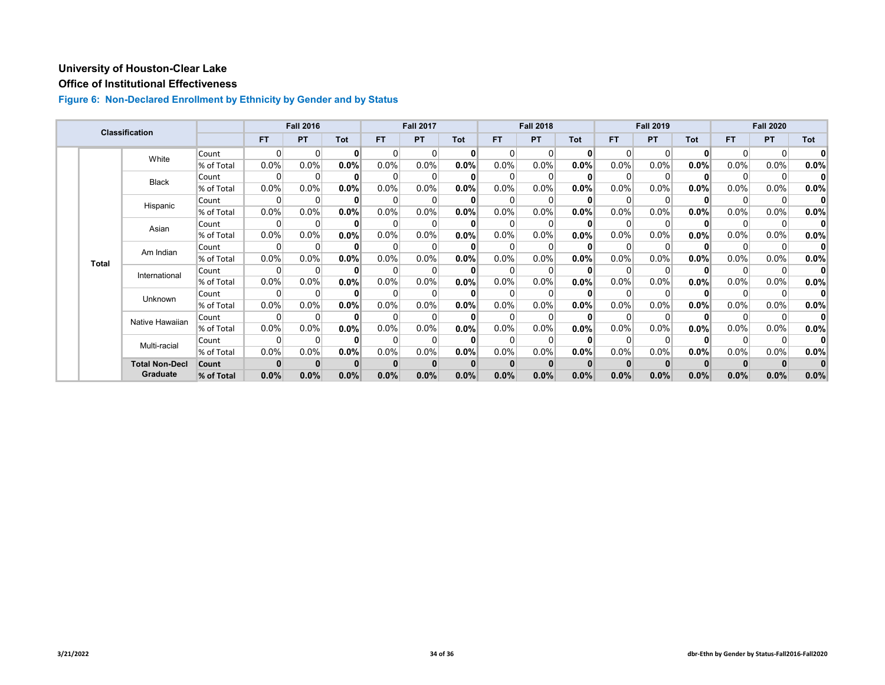# University of Houston-Clear Lake

## Office of Institutional Effectiveness

### Figure 6: Non-Declared Enrollment by Ethnicity by Gender and by Status

| Classification | | | | Fall 2016 | | | Fall 2017 | | | Fall 2018 | | | Fall 2019 | | | Fall 2020 | | |
|---|---|---|---|---|---|---|---|---|---|---|---|---|---|---|---|---|---|---|
| | | | | FT | PT | Tot | FT | PT | Tot | FT | PT | Tot | FT | PT | Tot | FT | PT | Tot |
| | Total | White | Count | 0 | 0 | **0** | 0 | 0 | **0** | 0 | 0 | **0** | 0 | 0 | **0** | 0 | 0 | **0** |
| | | | % of Total | 0.0% | 0.0% | **0.0%** | 0.0% | 0.0% | **0.0%** | 0.0% | 0.0% | **0.0%** | 0.0% | 0.0% | **0.0%** | 0.0% | 0.0% | **0.0%** |
| | | Black | Count | 0 | 0 | **0** | 0 | 0 | **0** | 0 | 0 | **0** | 0 | 0 | **0** | 0 | 0 | **0** |
| | | | % of Total | 0.0% | 0.0% | **0.0%** | 0.0% | 0.0% | **0.0%** | 0.0% | 0.0% | **0.0%** | 0.0% | 0.0% | **0.0%** | 0.0% | 0.0% | **0.0%** |
| | | Hispanic | Count | 0 | 0 | **0** | 0 | 0 | **0** | 0 | 0 | **0** | 0 | 0 | **0** | 0 | 0 | **0** |
| | | | % of Total | 0.0% | 0.0% | **0.0%** | 0.0% | 0.0% | **0.0%** | 0.0% | 0.0% | **0.0%** | 0.0% | 0.0% | **0.0%** | 0.0% | 0.0% | **0.0%** |
| | | Asian | Count | 0 | 0 | **0** | 0 | 0 | **0** | 0 | 0 | **0** | 0 | 0 | **0** | 0 | 0 | **0** |
| | | | % of Total | 0.0% | 0.0% | **0.0%** | 0.0% | 0.0% | **0.0%** | 0.0% | 0.0% | **0.0%** | 0.0% | 0.0% | **0.0%** | 0.0% | 0.0% | **0.0%** |
| | | Am Indian | Count | 0 | 0 | **0** | 0 | 0 | **0** | 0 | 0 | **0** | 0 | 0 | **0** | 0 | 0 | **0** |
| | | | % of Total | 0.0% | 0.0% | **0.0%** | 0.0% | 0.0% | **0.0%** | 0.0% | 0.0% | **0.0%** | 0.0% | 0.0% | **0.0%** | 0.0% | 0.0% | **0.0%** |
| | | International | Count | 0 | 0 | **0** | 0 | 0 | **0** | 0 | 0 | **0** | 0 | 0 | **0** | 0 | 0 | **0** |
| | | | % of Total | 0.0% | 0.0% | **0.0%** | 0.0% | 0.0% | **0.0%** | 0.0% | 0.0% | **0.0%** | 0.0% | 0.0% | **0.0%** | 0.0% | 0.0% | **0.0%** |
| | | Unknown | Count | 0 | 0 | **0** | 0 | 0 | **0** | 0 | 0 | **0** | 0 | 0 | **0** | 0 | 0 | **0** |
| | | | % of Total | 0.0% | 0.0% | **0.0%** | 0.0% | 0.0% | **0.0%** | 0.0% | 0.0% | **0.0%** | 0.0% | 0.0% | **0.0%** | 0.0% | 0.0% | **0.0%** |
| | | Native Hawaiian | Count | 0 | 0 | **0** | 0 | 0 | **0** | 0 | 0 | **0** | 0 | 0 | **0** | 0 | 0 | **0** |
| | | | % of Total | 0.0% | 0.0% | **0.0%** | 0.0% | 0.0% | **0.0%** | 0.0% | 0.0% | **0.0%** | 0.0% | 0.0% | **0.0%** | 0.0% | 0.0% | **0.0%** |
| | | Multi-racial | Count | 0 | 0 | **0** | 0 | 0 | **0** | 0 | 0 | **0** | 0 | 0 | **0** | 0 | 0 | **0** |
| | | | % of Total | 0.0% | 0.0% | **0.0%** | 0.0% | 0.0% | **0.0%** | 0.0% | 0.0% | **0.0%** | 0.0% | 0.0% | **0.0%** | 0.0% | 0.0% | **0.0%** |
| | | **Total Non-Decl Graduate** | **Count** | **0** | **0** | **0** | **0** | **0** | **0** | **0** | **0** | **0** | **0** | **0** | **0** | **0** | **0** | **0** |
| | | | **% of Total** | **0.0%** | **0.0%** | **0.0%** | **0.0%** | **0.0%** | **0.0%** | **0.0%** | **0.0%** | **0.0%** | **0.0%** | **0.0%** | **0.0%** | **0.0%** | **0.0%** | **0.0%** |

3/21/2022

dbr-Ethn by Gender by Status-Fall2016-Fall2020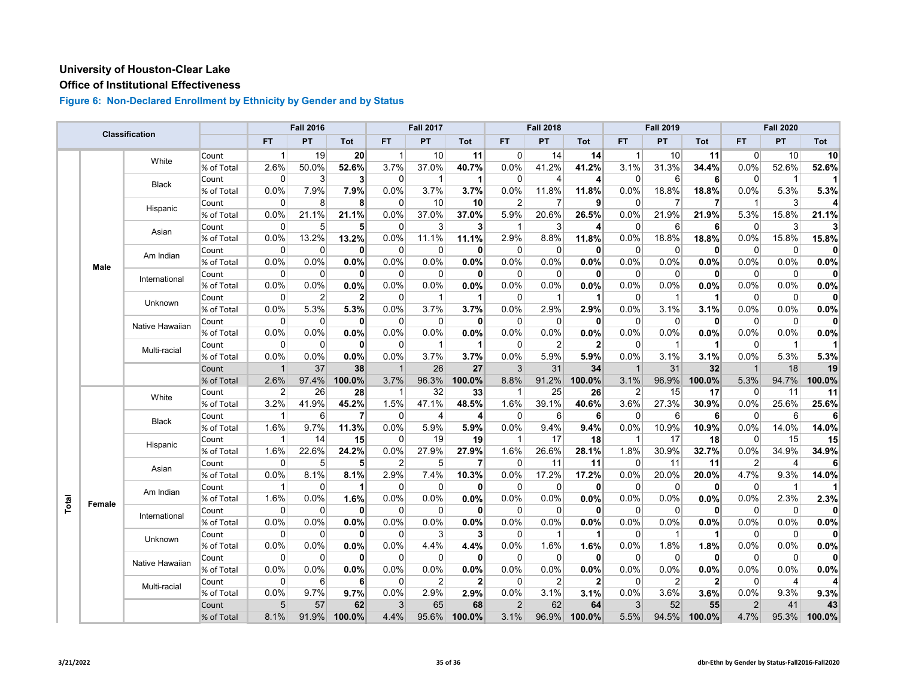# University of Houston-Clear Lake

## Office of Institutional Effectiveness

### Figure 6: Non-Declared Enrollment by Ethnicity by Gender and by Status

| Classification | | | | Fall 2016 | | | Fall 2017 | | | Fall 2018 | | | Fall 2019 | | | Fall 2020 | | |
|---|---|---|---|---|---|---|---|---|---|---|---|---|---|---|---|---|---|---|
| | | | | FT | PT | Tot | FT | PT | Tot | FT | PT | Tot | FT | PT | Tot | FT | PT | Tot |
| Total | Male | White | Count | 1 | 19 | **20** | 1 | 10 | **11** | 0 | 14 | **14** | 1 | 10 | **11** | 0 | 10 | **10** |
| | | | % of Total | 2.6% | 50.0% | **52.6%** | 3.7% | 37.0% | **40.7%** | 0.0% | 41.2% | **41.2%** | 3.1% | 31.3% | **34.4%** | 0.0% | 52.6% | **52.6%** |
| | | Black | Count | 0 | 3 | **3** | 0 | 1 | **1** | 0 | 4 | **4** | 0 | 6 | **6** | 0 | 1 | **1** |
| | | | % of Total | 0.0% | 7.9% | **7.9%** | 0.0% | 3.7% | **3.7%** | 0.0% | 11.8% | **11.8%** | 0.0% | 18.8% | **18.8%** | 0.0% | 5.3% | **5.3%** |
| | | Hispanic | Count | 0 | 8 | **8** | 0 | 10 | **10** | 2 | 7 | **9** | 0 | 7 | **7** | 1 | 3 | **4** |
| | | | % of Total | 0.0% | 21.1% | **21.1%** | 0.0% | 37.0% | **37.0%** | 5.9% | 20.6% | **26.5%** | 0.0% | 21.9% | **21.9%** | 5.3% | 15.8% | **21.1%** |
| | | Asian | Count | 0 | 5 | **5** | 0 | 3 | **3** | 1 | 3 | **4** | 0 | 6 | **6** | 0 | 3 | **3** |
| | | | % of Total | 0.0% | 13.2% | **13.2%** | 0.0% | 11.1% | **11.1%** | 2.9% | 8.8% | **11.8%** | 0.0% | 18.8% | **18.8%** | 0.0% | 15.8% | **15.8%** |
| | | Am Indian | Count | 0 | 0 | **0** | 0 | 0 | **0** | 0 | 0 | **0** | 0 | 0 | **0** | 0 | 0 | **0** |
| | | | % of Total | 0.0% | 0.0% | **0.0%** | 0.0% | 0.0% | **0.0%** | 0.0% | 0.0% | **0.0%** | 0.0% | 0.0% | **0.0%** | 0.0% | 0.0% | **0.0%** |
| | | International | Count | 0 | 0 | **0** | 0 | 0 | **0** | 0 | 0 | **0** | 0 | 0 | **0** | 0 | 0 | **0** |
| | | | % of Total | 0.0% | 0.0% | **0.0%** | 0.0% | 0.0% | **0.0%** | 0.0% | 0.0% | **0.0%** | 0.0% | 0.0% | **0.0%** | 0.0% | 0.0% | **0.0%** |
| | | Unknown | Count | 0 | 2 | **2** | 0 | 1 | **1** | 0 | 1 | **1** | 0 | 1 | **1** | 0 | 0 | **0** |
| | | | % of Total | 0.0% | 5.3% | **5.3%** | 0.0% | 3.7% | **3.7%** | 0.0% | 2.9% | **2.9%** | 0.0% | 3.1% | **3.1%** | 0.0% | 0.0% | **0.0%** |
| | | Native Hawaiian | Count | 0 | 0 | **0** | 0 | 0 | **0** | 0 | 0 | **0** | 0 | 0 | **0** | 0 | 0 | **0** |
| | | | % of Total | 0.0% | 0.0% | **0.0%** | 0.0% | 0.0% | **0.0%** | 0.0% | 0.0% | **0.0%** | 0.0% | 0.0% | **0.0%** | 0.0% | 0.0% | **0.0%** |
| | | Multi-racial | Count | 0 | 0 | **0** | 0 | 1 | **1** | 0 | 2 | **2** | 0 | 1 | **1** | 0 | 1 | **1** |
| | | | % of Total | 0.0% | 0.0% | **0.0%** | 0.0% | 3.7% | **3.7%** | 0.0% | 5.9% | **5.9%** | 0.0% | 3.1% | **3.1%** | 0.0% | 5.3% | **5.3%** |
| | | | Count | 1 | 37 | **38** | 1 | 26 | **27** | 3 | 31 | **34** | 1 | 31 | **32** | 1 | 18 | **19** |
| | | | % of Total | 2.6% | 97.4% | **100.0%** | 3.7% | 96.3% | **100.0%** | 8.8% | 91.2% | **100.0%** | 3.1% | 96.9% | **100.0%** | 5.3% | 94.7% | **100.0%** |
| | Female | White | Count | 2 | 26 | **28** | 1 | 32 | **33** | 1 | 25 | **26** | 2 | 15 | **17** | 0 | 11 | **11** |
| | | | % of Total | 3.2% | 41.9% | **45.2%** | 1.5% | 47.1% | **48.5%** | 1.6% | 39.1% | **40.6%** | 3.6% | 27.3% | **30.9%** | 0.0% | 25.6% | **25.6%** |
| | | Black | Count | 1 | 6 | **7** | 0 | 4 | **4** | 0 | 6 | **6** | 0 | 6 | **6** | 0 | 6 | **6** |
| | | | % of Total | 1.6% | 9.7% | **11.3%** | 0.0% | 5.9% | **5.9%** | 0.0% | 9.4% | **9.4%** | 0.0% | 10.9% | **10.9%** | 0.0% | 14.0% | **14.0%** |
| | | Hispanic | Count | 1 | 14 | **15** | 0 | 19 | **19** | 1 | 17 | **18** | 1 | 17 | **18** | 0 | 15 | **15** |
| | | | % of Total | 1.6% | 22.6% | **24.2%** | 0.0% | 27.9% | **27.9%** | 1.6% | 26.6% | **28.1%** | 1.8% | 30.9% | **32.7%** | 0.0% | 34.9% | **34.9%** |
| | | Asian | Count | 0 | 5 | **5** | 2 | 5 | **7** | 0 | 11 | **11** | 0 | 11 | **11** | 2 | 4 | **6** |
| | | | % of Total | 0.0% | 8.1% | **8.1%** | 2.9% | 7.4% | **10.3%** | 0.0% | 17.2% | **17.2%** | 0.0% | 20.0% | **20.0%** | 4.7% | 9.3% | **14.0%** |
| | | Am Indian | Count | 1 | 0 | **1** | 0 | 0 | **0** | 0 | 0 | **0** | 0 | 0 | **0** | 0 | 1 | **1** |
| | | | % of Total | 1.6% | 0.0% | **1.6%** | 0.0% | 0.0% | **0.0%** | 0.0% | 0.0% | **0.0%** | 0.0% | 0.0% | **0.0%** | 0.0% | 2.3% | **2.3%** |
| | | International | Count | 0 | 0 | **0** | 0 | 0 | **0** | 0 | 0 | **0** | 0 | 0 | **0** | 0 | 0 | **0** |
| | | | % of Total | 0.0% | 0.0% | **0.0%** | 0.0% | 0.0% | **0.0%** | 0.0% | 0.0% | **0.0%** | 0.0% | 0.0% | **0.0%** | 0.0% | 0.0% | **0.0%** |
| | | Unknown | Count | 0 | 0 | **0** | 0 | 3 | **3** | 0 | 1 | **1** | 0 | 1 | **1** | 0 | 0 | **0** |
| | | | % of Total | 0.0% | 0.0% | **0.0%** | 0.0% | 4.4% | **4.4%** | 0.0% | 1.6% | **1.6%** | 0.0% | 1.8% | **1.8%** | 0.0% | 0.0% | **0.0%** |
| | | Native Hawaiian | Count | 0 | 0 | **0** | 0 | 0 | **0** | 0 | 0 | **0** | 0 | 0 | **0** | 0 | 0 | **0** |
| | | | % of Total | 0.0% | 0.0% | **0.0%** | 0.0% | 0.0% | **0.0%** | 0.0% | 0.0% | **0.0%** | 0.0% | 0.0% | **0.0%** | 0.0% | 0.0% | **0.0%** |
| | | Multi-racial | Count | 0 | 6 | **6** | 0 | 2 | **2** | 0 | 2 | **2** | 0 | 2 | **2** | 0 | 4 | **4** |
| | | | % of Total | 0.0% | 9.7% | **9.7%** | 0.0% | 2.9% | **2.9%** | 0.0% | 3.1% | **3.1%** | 0.0% | 3.6% | **3.6%** | 0.0% | 9.3% | **9.3%** |
| | | | Count | 5 | 57 | **62** | 3 | 65 | **68** | 2 | 62 | **64** | 3 | 52 | **55** | 2 | 41 | **43** |
| | | | % of Total | 8.1% | 91.9% | **100.0%** | 4.4% | 95.6% | **100.0%** | 3.1% | 96.9% | **100.0%** | 5.5% | 94.5% | **100.0%** | 4.7% | 95.3% | **100.0%** |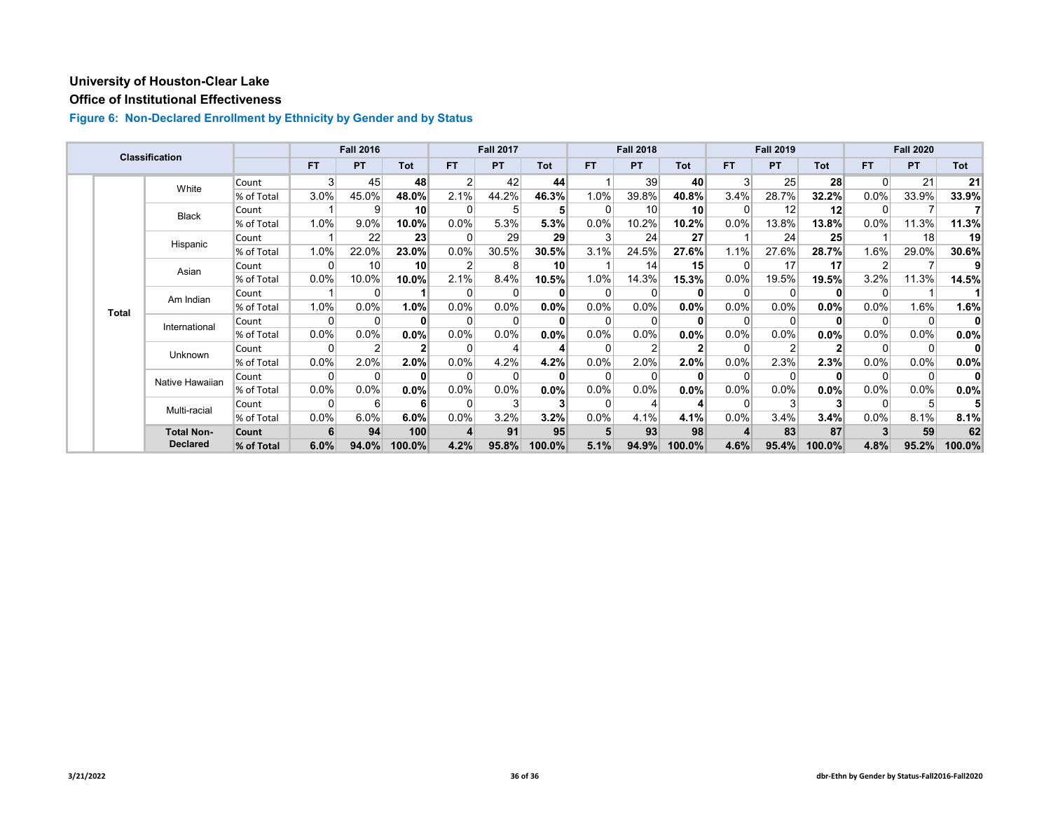# University of Houston-Clear Lake

## Office of Institutional Effectiveness

### Figure 6: Non-Declared Enrollment by Ethnicity by Gender and by Status

| Classification | | | Fall 2016 | | | Fall 2017 | | | Fall 2018 | | | Fall 2019 | | | Fall 2020 | | |
|---|---|---|---|---|---|---|---|---|---|---|---|---|---|---|---|---|---|
| | | | FT | PT | Tot | FT | PT | Tot | FT | PT | Tot | FT | PT | Tot | FT | PT | Tot |
| Total | White | Count | 3 | 45 | **48** | 2 | 42 | **44** | 1 | 39 | **40** | 3 | 25 | **28** | 0 | 21 | **21** |
| | | % of Total | 3.0% | 45.0% | **48.0%** | 2.1% | 44.2% | **46.3%** | 1.0% | 39.8% | **40.8%** | 3.4% | 28.7% | **32.2%** | 0.0% | 33.9% | **33.9%** |
| | Black | Count | 1 | 9 | **10** | 0 | 5 | **5** | 0 | 10 | **10** | 0 | 12 | **12** | 0 | 7 | **7** |
| | | % of Total | 1.0% | 9.0% | **10.0%** | 0.0% | 5.3% | **5.3%** | 0.0% | 10.2% | **10.2%** | 0.0% | 13.8% | **13.8%** | 0.0% | 11.3% | **11.3%** |
| | Hispanic | Count | 1 | 22 | **23** | 0 | 29 | **29** | 3 | 24 | **27** | 1 | 24 | **25** | 1 | 18 | **19** |
| | | % of Total | 1.0% | 22.0% | **23.0%** | 0.0% | 30.5% | **30.5%** | 3.1% | 24.5% | **27.6%** | 1.1% | 27.6% | **28.7%** | 1.6% | 29.0% | **30.6%** |
| | Asian | Count | 0 | 10 | **10** | 2 | 8 | **10** | 1 | 14 | **15** | 0 | 17 | **17** | 2 | 7 | **9** |
| | | % of Total | 0.0% | 10.0% | **10.0%** | 2.1% | 8.4% | **10.5%** | 1.0% | 14.3% | **15.3%** | 0.0% | 19.5% | **19.5%** | 3.2% | 11.3% | **14.5%** |
| | Am Indian | Count | 1 | 0 | **1** | 0 | 0 | **0** | 0 | 0 | **0** | 0 | 0 | **0** | 0 | 1 | **1** |
| | | % of Total | 1.0% | 0.0% | **1.0%** | 0.0% | 0.0% | **0.0%** | 0.0% | 0.0% | **0.0%** | 0.0% | 0.0% | **0.0%** | 0.0% | 1.6% | **1.6%** |
| | International | Count | 0 | 0 | **0** | 0 | 0 | **0** | 0 | 0 | **0** | 0 | 0 | **0** | 0 | 0 | **0** |
| | | % of Total | 0.0% | 0.0% | **0.0%** | 0.0% | 0.0% | **0.0%** | 0.0% | 0.0% | **0.0%** | 0.0% | 0.0% | **0.0%** | 0.0% | 0.0% | **0.0%** |
| | Unknown | Count | 0 | 2 | **2** | 0 | 4 | **4** | 0 | 2 | **2** | 0 | 2 | **2** | 0 | 0 | **0** |
| | | % of Total | 0.0% | 2.0% | **2.0%** | 0.0% | 4.2% | **4.2%** | 0.0% | 2.0% | **2.0%** | 0.0% | 2.3% | **2.3%** | 0.0% | 0.0% | **0.0%** |
| | Native Hawaiian | Count | 0 | 0 | **0** | 0 | 0 | **0** | 0 | 0 | **0** | 0 | 0 | **0** | 0 | 0 | **0** |
| | | % of Total | 0.0% | 0.0% | **0.0%** | 0.0% | 0.0% | **0.0%** | 0.0% | 0.0% | **0.0%** | 0.0% | 0.0% | **0.0%** | 0.0% | 0.0% | **0.0%** |
| | Multi-racial | Count | 0 | 6 | **6** | 0 | 3 | **3** | 0 | 4 | **4** | 0 | 3 | **3** | 0 | 5 | **5** |
| | | % of Total | 0.0% | 6.0% | **6.0%** | 0.0% | 3.2% | **3.2%** | 0.0% | 4.1% | **4.1%** | 0.0% | 3.4% | **3.4%** | 0.0% | 8.1% | **8.1%** |
| | **Total Non-Declared** | **Count** | **6** | **94** | **100** | **4** | **91** | **95** | **5** | **93** | **98** | **4** | **83** | **87** | **3** | **59** | **62** |
| | | **% of Total** | **6.0%** | **94.0%** | **100.0%** | **4.2%** | **95.8%** | **100.0%** | **5.1%** | **94.9%** | **100.0%** | **4.6%** | **95.4%** | **100.0%** | **4.8%** | **95.2%** | **100.0%** |